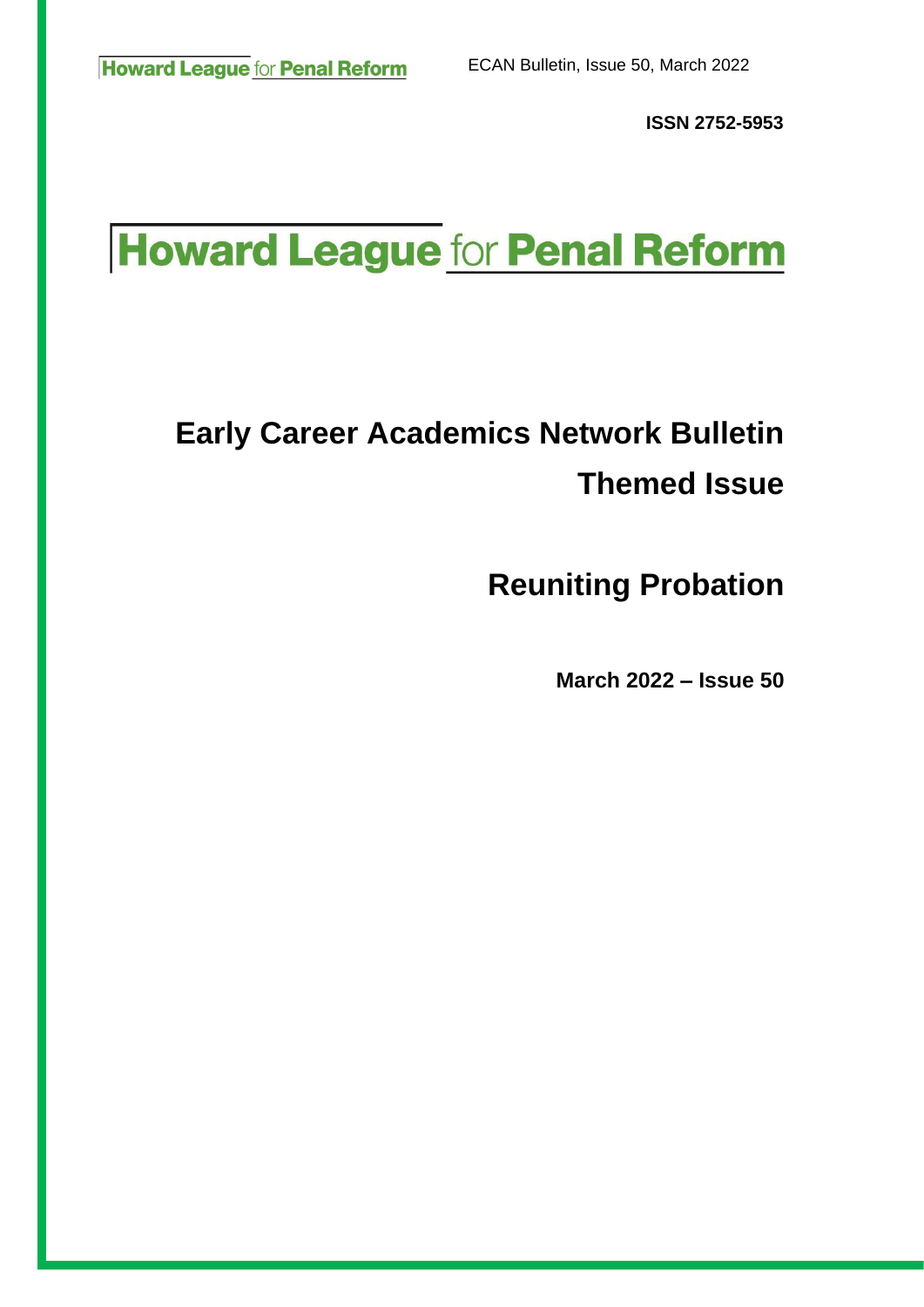**ISSN 2752-5953**

# Howard League for Penal Reform

## Early Career Academics Network Bulletin

## Themed Issue

## Reuniting Probation

**March 2022 – Issue 50**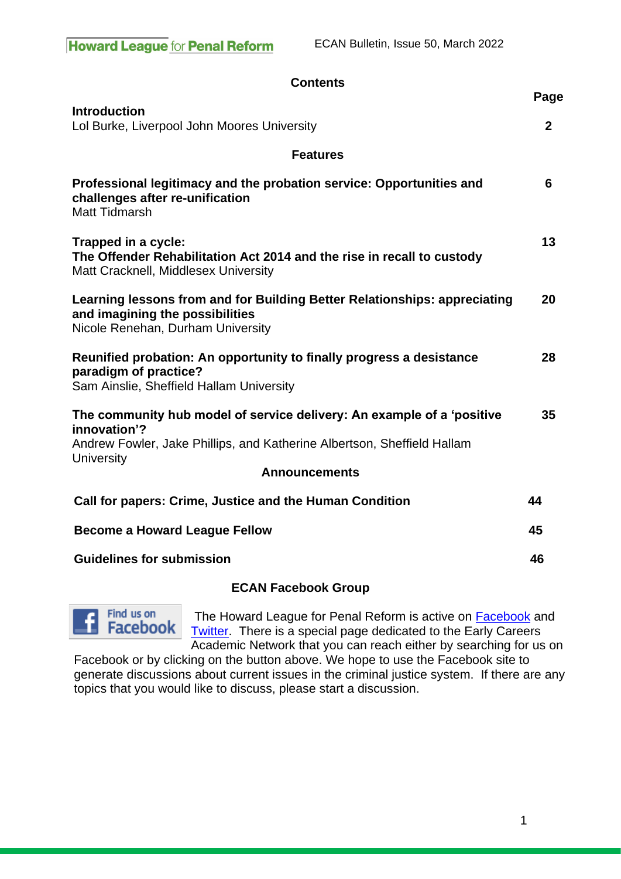## Contents

| | Page |
|---|---|
| **Introduction**<br>Lol Burke, Liverpool John Moores University | **2** |

### Features

| | |
|---|---|
| **Professional legitimacy and the probation service: Opportunities and challenges after re-unification**<br>Matt Tidmarsh | **6** |
| **Trapped in a cycle: The Offender Rehabilitation Act 2014 and the rise in recall to custody**<br>Matt Cracknell, Middlesex University | **13** |
| **Learning lessons from and for Building Better Relationships: appreciating and imagining the possibilities**<br>Nicole Renehan, Durham University | **20** |
| **Reunified probation: An opportunity to finally progress a desistance paradigm of practice?**<br>Sam Ainslie, Sheffield Hallam University | **28** |
| **The community hub model of service delivery: An example of a 'positive innovation'?**<br>Andrew Fowler, Jake Phillips, and Katherine Albertson, Sheffield Hallam University | **35** |

### Announcements

| | |
|---|---|
| **Call for papers: Crime, Justice and the Human Condition** | **44** |
| **Become a Howard League Fellow** | **45** |
| **Guidelines for submission** | **46** |

### ECAN Facebook Group

Find us on Facebook

The Howard League for Penal Reform is active on Facebook and Twitter. There is a special page dedicated to the Early Careers Academic Network that you can reach either by searching for us on Facebook or by clicking on the button above. We hope to use the Facebook site to generate discussions about current issues in the criminal justice system. If there are any topics that you would like to discuss, please start a discussion.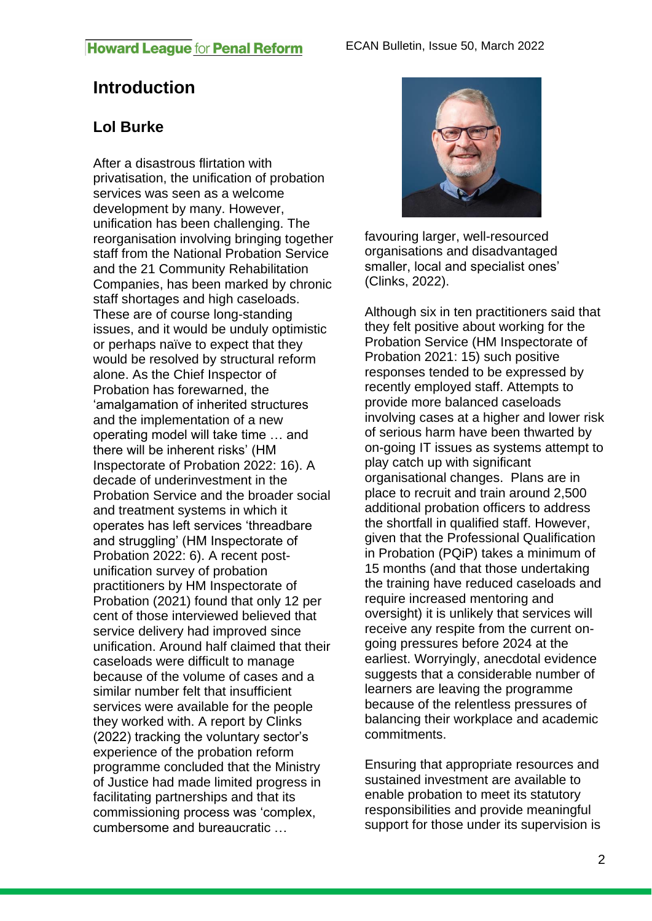# Introduction

## Lol Burke

After a disastrous flirtation with privatisation, the unification of probation services was seen as a welcome development by many. However, unification has been challenging. The reorganisation involving bringing together staff from the National Probation Service and the 21 Community Rehabilitation Companies, has been marked by chronic staff shortages and high caseloads. These are of course long-standing issues, and it would be unduly optimistic or perhaps naïve to expect that they would be resolved by structural reform alone. As the Chief Inspector of Probation has forewarned, the 'amalgamation of inherited structures and the implementation of a new operating model will take time … and there will be inherent risks' (HM Inspectorate of Probation 2022: 16). A decade of underinvestment in the Probation Service and the broader social and treatment systems in which it operates has left services 'threadbare and struggling' (HM Inspectorate of Probation 2022: 6). A recent post-unification survey of practitioners by HM Inspectorate of Probation (2021) found that only 12 per cent of those interviewed believed that service delivery had improved since unification. Around half claimed that their caseloads were difficult to manage because of the volume of cases and a similar number felt that insufficient services were available for the people they worked with. A report by Clinks (2022) tracking the voluntary sector's experience of the probation reform programme concluded that the Ministry of Justice had made limited progress in facilitating partnerships and that its commissioning process was 'complex, cumbersome and bureaucratic … favouring larger, well-resourced organisations and disadvantaged smaller, local and specialist ones' (Clinks, 2022).

Although six in ten practitioners said that they felt positive about working for the Probation Service (HM Inspectorate of Probation 2021: 15) such positive responses tended to be expressed by recently employed staff. Attempts to provide more balanced caseloads involving cases at a higher and lower risk of serious harm have been thwarted by on-going IT issues as systems attempt to play catch up with significant organisational changes. Plans are in place to recruit and train around 2,500 additional probation officers to address the shortfall in qualified staff. However, given that the Professional Qualification in Probation (PQiP) takes a minimum of 15 months (and that those undertaking the training have reduced caseloads and require increased mentoring and oversight) it is unlikely that services will receive any respite from the current on-going pressures before 2024 at the earliest. Worryingly, anecdotal evidence suggests that a considerable number of learners are leaving the programme because of the relentless pressures of balancing their workplace and academic commitments.

Ensuring that appropriate resources and sustained investment are available to enable probation to meet its statutory responsibilities and provide meaningful support for those under its supervision is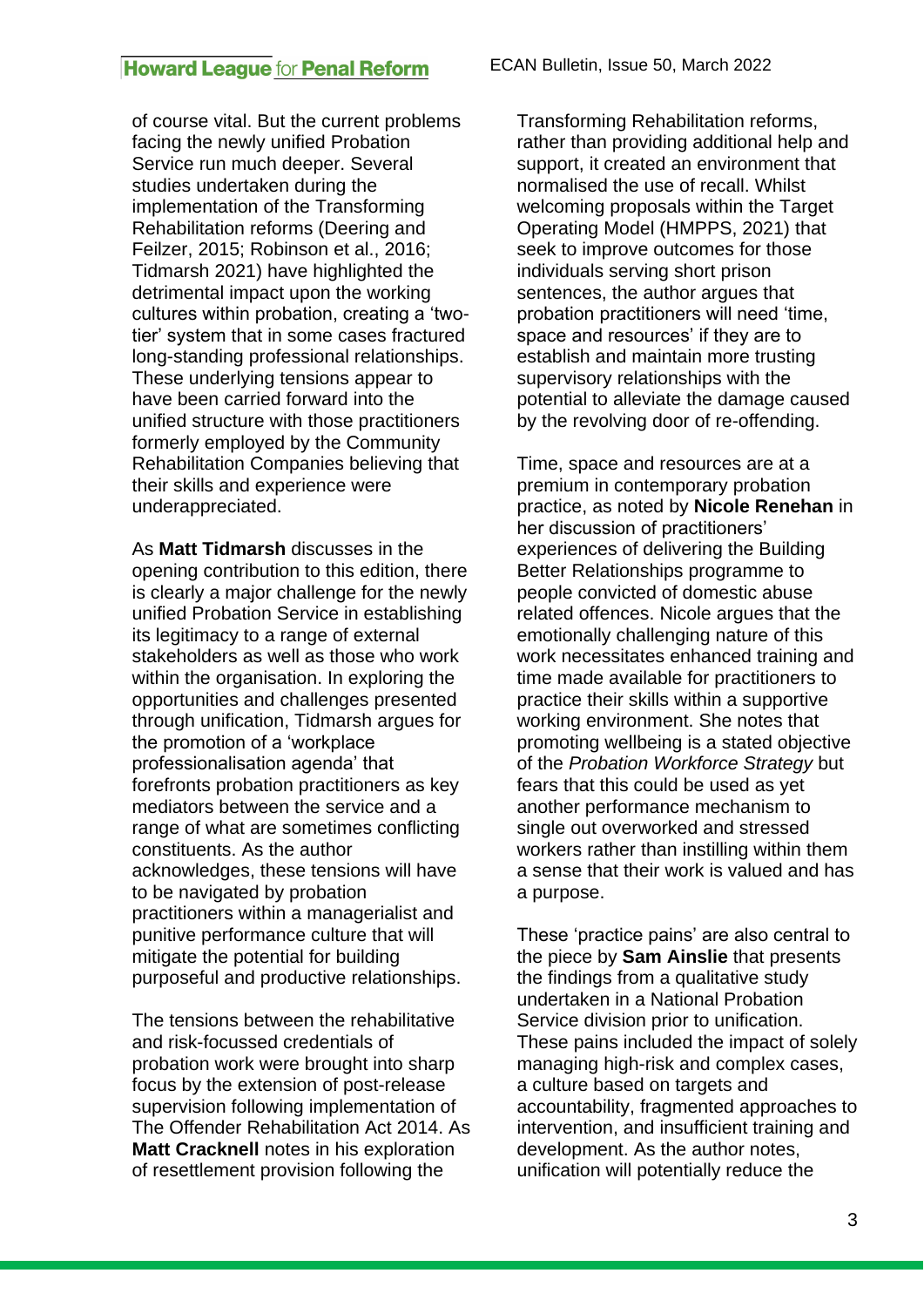of course vital. But the current problems facing the newly unified Probation Service run much deeper. Several studies undertaken during the implementation of the Transforming Rehabilitation reforms (Deering and Feilzer, 2015; Robinson et al., 2016; Tidmarsh 2021) have highlighted the detrimental impact upon the working cultures within probation, creating a 'two-tier' system that in some cases fractured long-standing professional relationships. These underlying tensions appear to have been carried forward into the unified structure with those practitioners formerly employed by the Community Rehabilitation Companies believing that their skills and experience were underappreciated.

As **Matt Tidmarsh** discusses in the opening contribution to this edition, there is clearly a major challenge for the newly unified Probation Service in establishing its legitimacy to a range of external stakeholders as well as those who work within the organisation. In exploring the opportunities and challenges presented through unification, Tidmarsh argues for the promotion of a 'workplace professionalisation agenda' that forefronts probation practitioners as key mediators between the service and a range of what are sometimes conflicting constituents. As the author acknowledges, these tensions will have to be navigated by probation practitioners within a managerialist and punitive performance culture that will mitigate the potential for building purposeful and productive relationships.

The tensions between the rehabilitative and risk-focussed credentials of probation work were brought into sharp focus by the extension of post-release supervision following implementation of The Offender Rehabilitation Act 2014. As **Matt Cracknell** notes in his exploration of resettlement provision following the Transforming Rehabilitation reforms, rather than providing additional help and support, it created an environment that normalised the use of recall. Whilst welcoming proposals within the Target Operating Model (HMPPS, 2021) that seek to improve outcomes for those individuals serving short prison sentences, the author argues that probation practitioners will need 'time, space and resources' if they are to establish and maintain more trusting supervisory relationships with the potential to alleviate the damage caused by the revolving door of re-offending.

Time, space and resources are at a premium in contemporary probation practice, as noted by **Nicole Renehan** in her discussion of practitioners' experiences of delivering the Building Better Relationships programme to people convicted of domestic abuse related offences. Nicole argues that the emotionally challenging nature of this work necessitates enhanced training and time made available for practitioners to practice their skills within a supportive working environment. She notes that promoting wellbeing is a stated objective of the *Probation Workforce Strategy* but fears that this could be used as yet another performance mechanism to single out overworked and stressed workers rather than instilling within them a sense that their work is valued and has a purpose.

These 'practice pains' are also central to the piece by **Sam Ainslie** that presents the findings from a qualitative study undertaken in a National Probation Service division prior to unification. These pains included the impact of solely managing high-risk and complex cases, a culture based on targets and accountability, fragmented approaches to intervention, and insufficient training and development. As the author notes, unification will potentially reduce the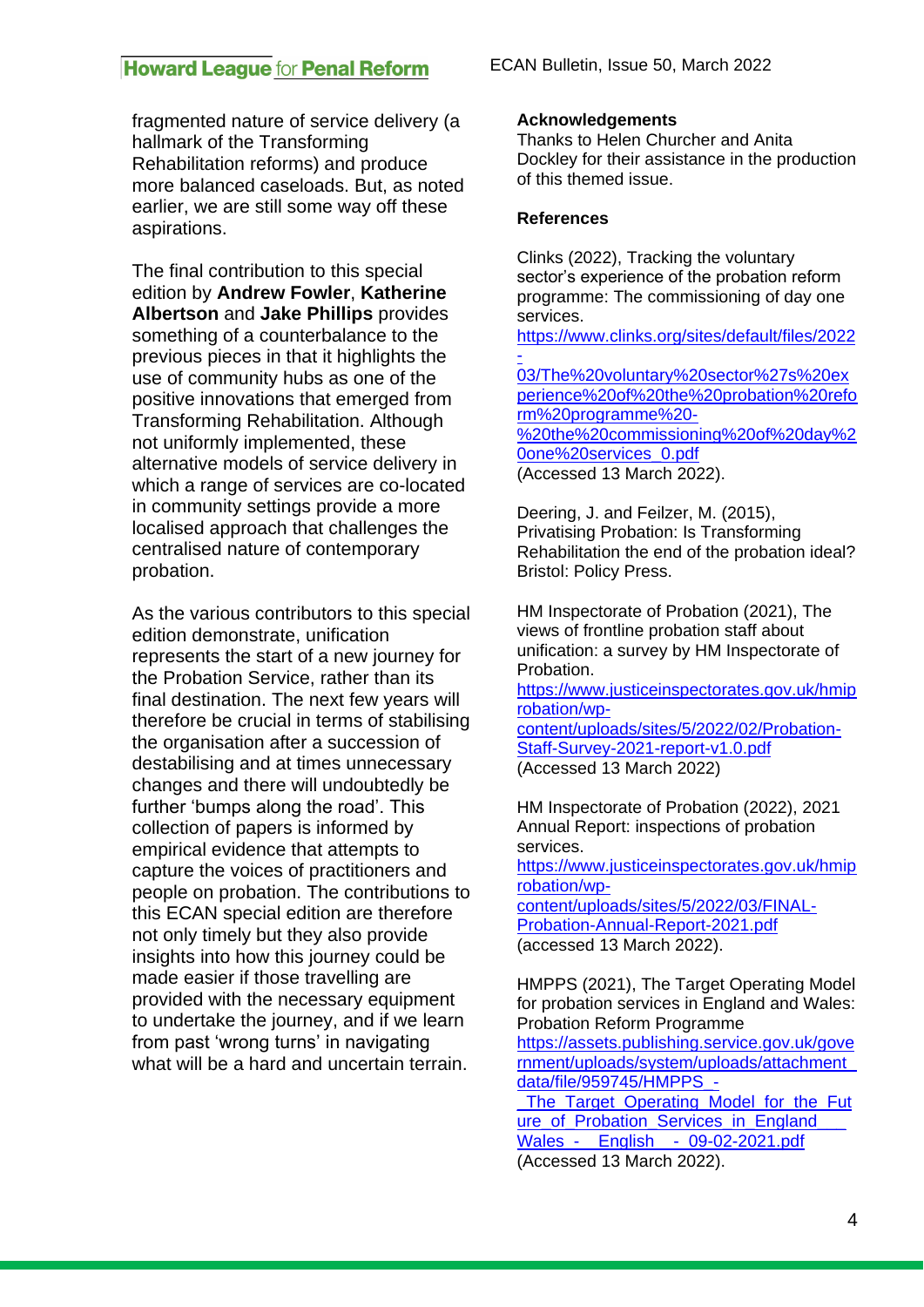fragmented nature of service delivery (a hallmark of the Transforming Rehabilitation reforms) and produce more balanced caseloads. But, as noted earlier, we are still some way off these aspirations.

The final contribution to this special edition by **Andrew Fowler**, **Katherine Albertson** and **Jake Phillips** provides something of a counterbalance to the previous pieces in that it highlights the use of community hubs as one of the positive innovations that emerged from Transforming Rehabilitation. Although not uniformly implemented, these alternative models of service delivery in which a range of services are co-located in community settings provide a more localised approach that challenges the centralised nature of contemporary probation.

As the various contributors to this special edition demonstrate, unification represents the start of a new journey for the Probation Service, rather than its final destination. The next few years will therefore be crucial in terms of stabilising the organisation after a succession of destabilising and at times unnecessary changes and there will undoubtedly be further 'bumps along the road'. This collection of papers is informed by empirical evidence that attempts to capture the voices of practitioners and people on probation. The contributions to this ECAN special edition are therefore not only timely but they also provide insights into how this journey could be made easier if those travelling are provided with the necessary equipment to undertake the journey, and if we learn from past 'wrong turns' in navigating what will be a hard and uncertain terrain.

**Acknowledgements**

Thanks to Helen Churcher and Anita Dockley for their assistance in the production of this themed issue.

**References**

Clinks (2022), Tracking the voluntary sector's experience of the probation reform programme: The commissioning of day one services. https://www.clinks.org/sites/default/files/2022-03/The%20voluntary%20sector%27s%20experience%20of%20the%20probation%20reform%20programme%20-%20the%20commissioning%20of%20day%20one%20services_0.pdf (Accessed 13 March 2022).

Deering, J. and Feilzer, M. (2015), Privatising Probation: Is Transforming Rehabilitation the end of the probation ideal? Bristol: Policy Press.

HM Inspectorate of Probation (2021), The views of frontline probation staff about unification: a survey by HM Inspectorate of Probation. https://www.justiceinspectorates.gov.uk/hmiprobation/wp-content/uploads/sites/5/2022/02/Probation-Staff-Survey-2021-report-v1.0.pdf (Accessed 13 March 2022)

HM Inspectorate of Probation (2022), 2021 Annual Report: inspections of probation services. https://www.justiceinspectorates.gov.uk/hmiprobation/wp-content/uploads/sites/5/2022/03/FINAL-Probation-Annual-Report-2021.pdf (accessed 13 March 2022).

HMPPS (2021), The Target Operating Model for probation services in England and Wales: Probation Reform Programme https://assets.publishing.service.gov.uk/government/uploads/system/uploads/attachment_data/file/959745/HMPPS_-_The_Target_Operating_Model_for_the_Future_of_Probation_Services_in_England___Wales_-__English__-_09-02-2021.pdf (Accessed 13 March 2022).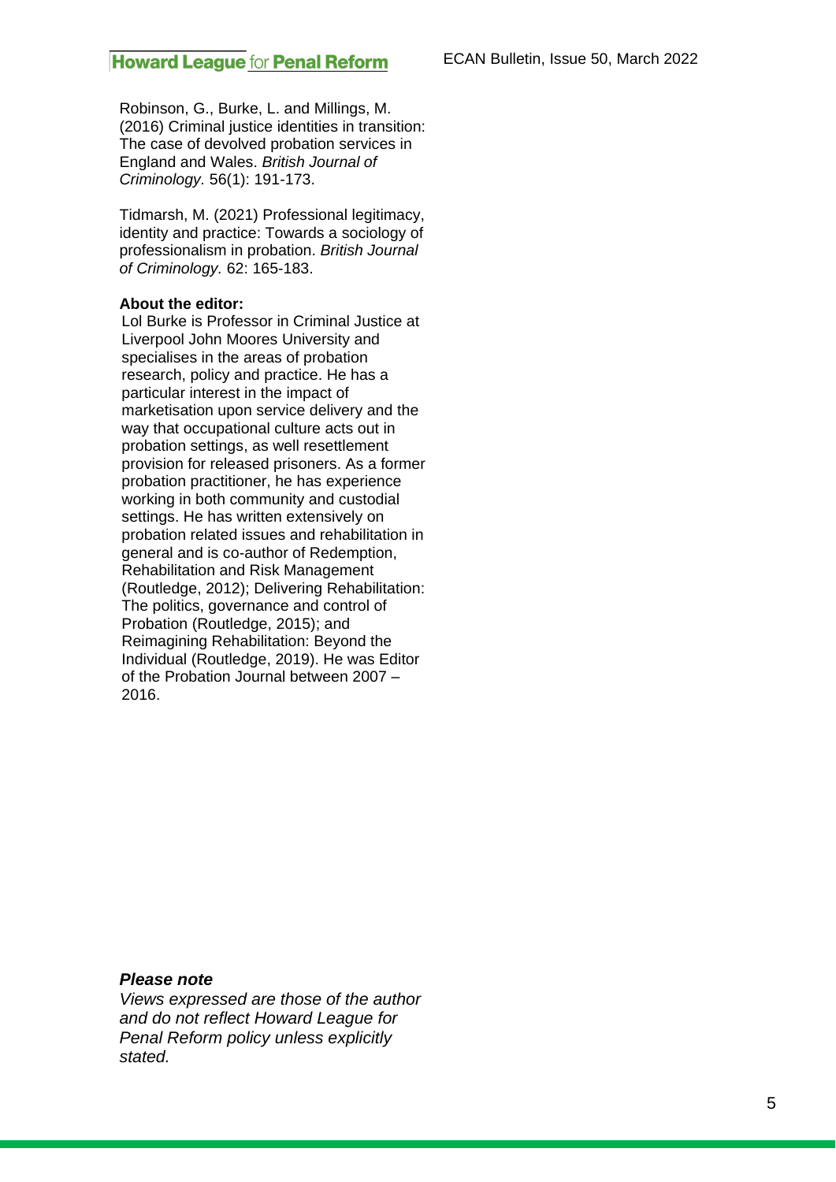Robinson, G., Burke, L. and Millings, M. (2016) Criminal justice identities in transition: The case of devolved probation services in England and Wales. *British Journal of Criminology.* 56(1): 191-173.

Tidmarsh, M. (2021) Professional legitimacy, identity and practice: Towards a sociology of professionalism in probation. *British Journal of Criminology.* 62: 165-183.

**About the editor:**

Lol Burke is Professor in Criminal Justice at Liverpool John Moores University and specialises in the areas of probation research, policy and practice. He has a particular interest in the impact of marketisation upon service delivery and the way that occupational culture acts out in probation settings, as well resettlement provision for released prisoners. As a former probation practitioner, he has experience working in both community and custodial settings. He has written extensively on probation related issues and rehabilitation in general and is co-author of Redemption, Rehabilitation and Risk Management (Routledge, 2012); Delivering Rehabilitation: The politics, governance and control of Probation (Routledge, 2015); and Reimagining Rehabilitation: Beyond the Individual (Routledge, 2019). He was Editor of the Probation Journal between 2007 – 2016.

***Please note***

*Views expressed are those of the author and do not reflect Howard League for Penal Reform policy unless explicitly stated.*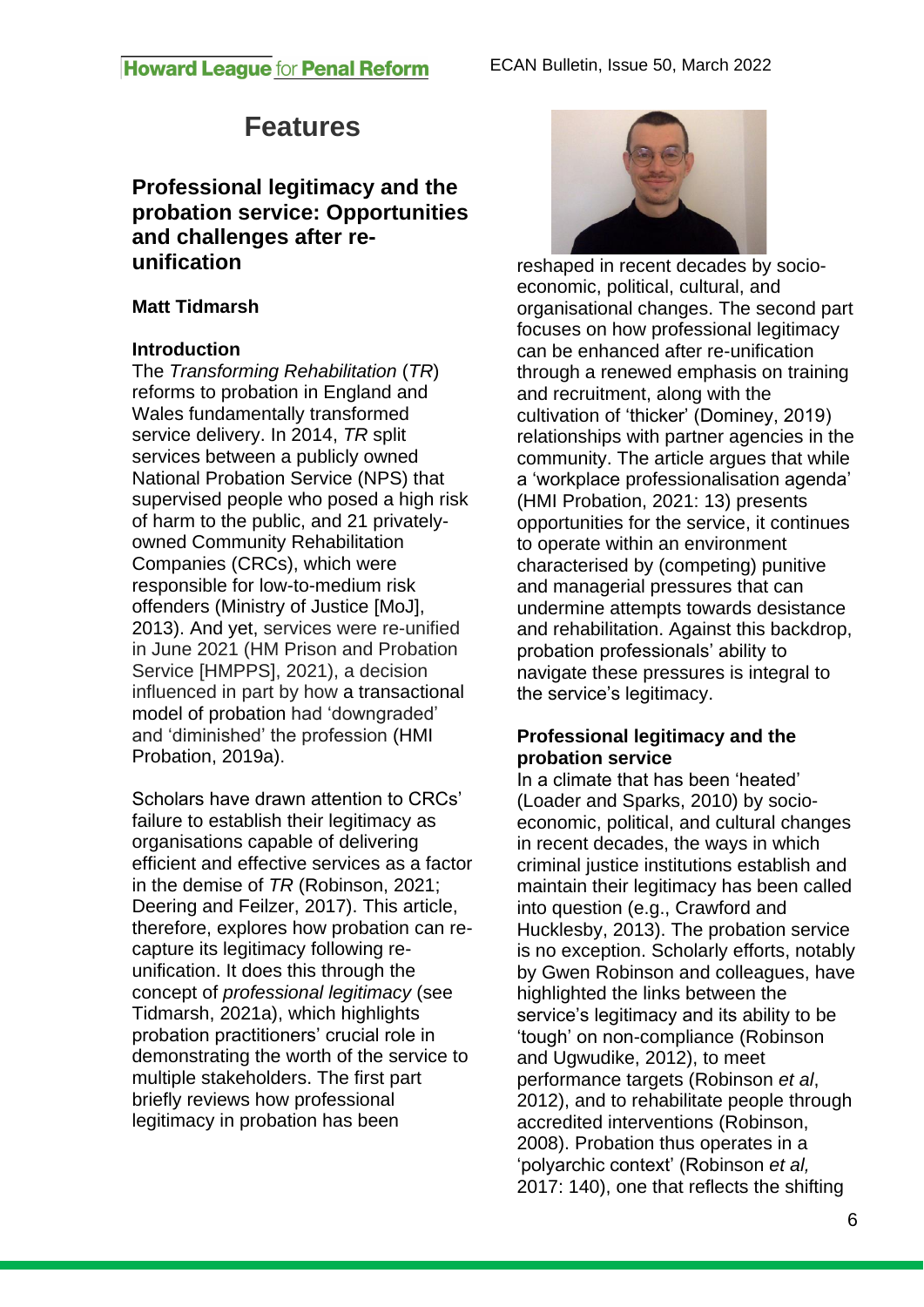# Features

## Professional legitimacy and the probation service: Opportunities and challenges after re-unification

**Matt Tidmarsh**

### Introduction

The *Transforming Rehabilitation* (*TR*) reforms to probation in England and Wales fundamentally transformed service delivery. In 2014, *TR* split services between a publicly owned National Probation Service (NPS) that supervised people who posed a high risk of harm to the public, and 21 privately-owned Community Rehabilitation Companies (CRCs), which were responsible for low-to-medium risk offenders (Ministry of Justice [MoJ], 2013). And yet, services were re-unified in June 2021 (HM Prison and Probation Service [HMPPS], 2021), a decision influenced in part by how a transactional model of probation had 'downgraded' and 'diminished' the profession (HMI Probation, 2019a).

Scholars have drawn attention to CRCs' failure to establish their legitimacy as organisations capable of delivering efficient and effective services as a factor in the demise of *TR* (Robinson, 2021; Deering and Feilzer, 2017). This article, therefore, explores how probation can re-capture its legitimacy following re-unification. It does this through the concept of *professional legitimacy* (see Tidmarsh, 2021a), which highlights probation practitioners' crucial role in demonstrating the worth of the service to multiple stakeholders. The first part briefly reviews how professional legitimacy in probation has been reshaped in recent decades by socio-economic, political, cultural, and organisational changes. The second part focuses on how professional legitimacy can be enhanced after re-unification through a renewed emphasis on training and recruitment, along with the cultivation of 'thicker' (Dominey, 2019) relationships with partner agencies in the community. The article argues that while a 'workplace professionalisation agenda' (HMI Probation, 2021: 13) presents opportunities for the service, it continues to operate within an environment characterised by (competing) punitive and managerial pressures that can undermine attempts towards desistance and rehabilitation. Against this backdrop, probation professionals' ability to navigate these pressures is integral to the service's legitimacy.

### Professional legitimacy and the probation service

In a climate that has been 'heated' (Loader and Sparks, 2010) by socio-economic, political, and cultural changes in recent decades, the ways in which criminal justice institutions establish and maintain their legitimacy has been called into question (e.g., Crawford and Hucklesby, 2013). The probation service is no exception. Scholarly efforts, notably by Gwen Robinson and colleagues, have highlighted the links between the service's legitimacy and its ability to be 'tough' on non-compliance (Robinson and Ugwudike, 2012), to meet performance targets (Robinson *et al*, 2012), and to rehabilitate people through accredited interventions (Robinson, 2008). Probation thus operates in a 'polyarchic context' (Robinson *et al,* 2017: 140), one that reflects the shifting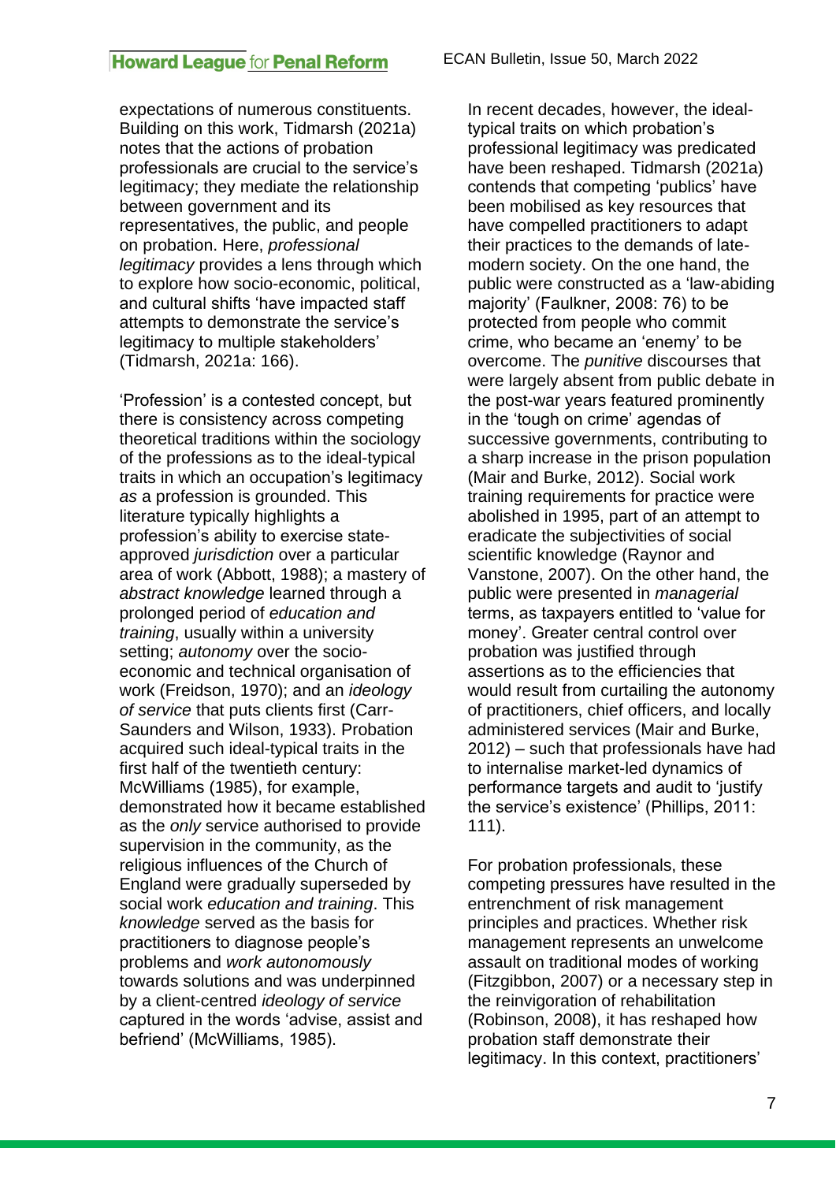expectations of numerous constituents. Building on this work, Tidmarsh (2021a) notes that the actions of probation professionals are crucial to the service's legitimacy; they mediate the relationship between government and its representatives, the public, and people on probation. Here, *professional legitimacy* provides a lens through which to explore how socio-economic, political, and cultural shifts 'have impacted staff attempts to demonstrate the service's legitimacy to multiple stakeholders' (Tidmarsh, 2021a: 166).

'Profession' is a contested concept, but there is consistency across competing theoretical traditions within the sociology of the professions as to the ideal-typical traits in which an occupation's legitimacy *as* a profession is grounded. This literature typically highlights a profession's ability to exercise state-approved *jurisdiction* over a particular area of work (Abbott, 1988); a mastery of *abstract knowledge* learned through a prolonged period of *education and training*, usually within a university setting; *autonomy* over the socio-economic and technical organisation of work (Freidson, 1970); and an *ideology of service* that puts clients first (Carr-Saunders and Wilson, 1933). Probation acquired such ideal-typical traits in the first half of the twentieth century: McWilliams (1985), for example, demonstrated how it became established as the *only* service authorised to provide supervision in the community, as the religious influences of the Church of England were gradually superseded by social work *education and training*. This *knowledge* served as the basis for practitioners to diagnose people's problems and *work autonomously* towards solutions and was underpinned by a client-centred *ideology of service* captured in the words 'advise, assist and befriend' (McWilliams, 1985).

In recent decades, however, the ideal-typical traits on which probation's professional legitimacy was predicated have been reshaped. Tidmarsh (2021a) contends that competing 'publics' have been mobilised as key resources that have compelled practitioners to adapt their practices to the demands of late-modern society. On the one hand, the public were constructed as a 'law-abiding majority' (Faulkner, 2008: 76) to be protected from people who commit crime, who became an 'enemy' to be overcome. The *punitive* discourses that were largely absent from public debate in the post-war years featured prominently in the 'tough on crime' agendas of successive governments, contributing to a sharp increase in the prison population (Mair and Burke, 2012). Social work training requirements for practice were abolished in 1995, part of an attempt to eradicate the subjectivities of social scientific knowledge (Raynor and Vanstone, 2007). On the other hand, the public were presented in *managerial* terms, as taxpayers entitled to 'value for money'. Greater central control over probation was justified through assertions as to the efficiencies that would result from curtailing the autonomy of practitioners, chief officers, and locally administered services (Mair and Burke, 2012) – such that professionals have had to internalise market-led dynamics of performance targets and audit to 'justify the service's existence' (Phillips, 2011: 111).

For probation professionals, these competing pressures have resulted in the entrenchment of risk management principles and practices. Whether risk management represents an unwelcome assault on traditional modes of working (Fitzgibbon, 2007) or a necessary step in the reinvigoration of rehabilitation (Robinson, 2008), it has reshaped how probation staff demonstrate their legitimacy. In this context, practitioners'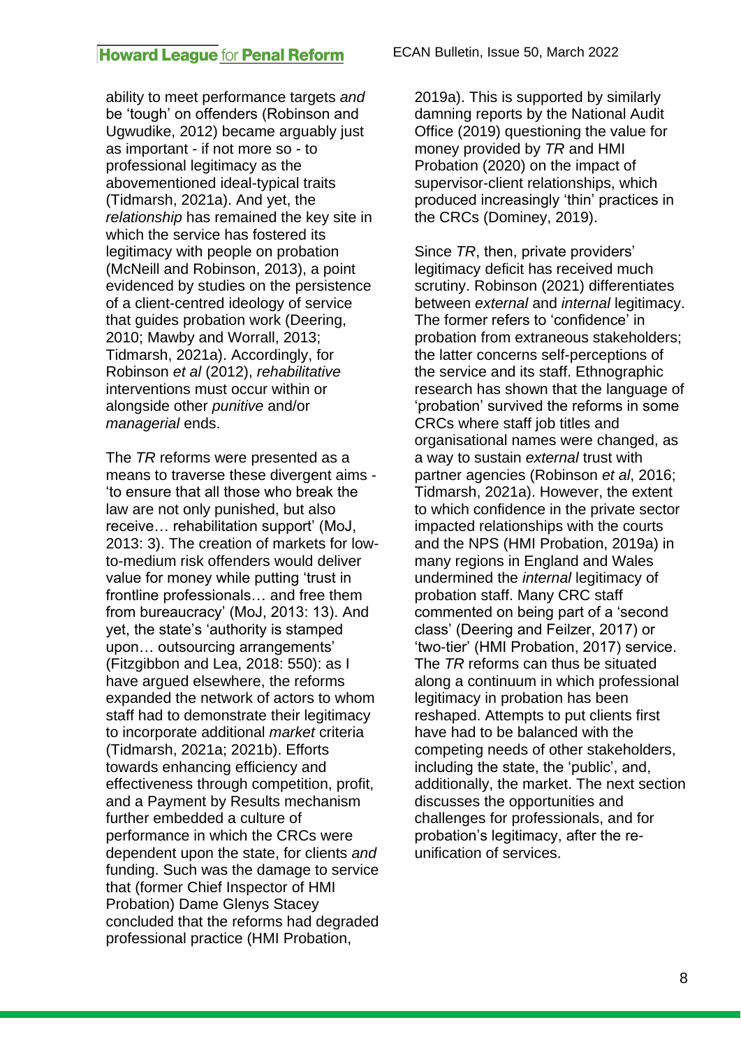ability to meet performance targets *and* be 'tough' on offenders (Robinson and Ugwudike, 2012) became arguably just as important - if not more so - to professional legitimacy as the abovementioned ideal-typical traits (Tidmarsh, 2021a). And yet, the *relationship* has remained the key site in which the service has fostered its legitimacy with people on probation (McNeill and Robinson, 2013), a point evidenced by studies on the persistence of a client-centred ideology of service that guides probation work (Deering, 2010; Mawby and Worrall, 2013; Tidmarsh, 2021a). Accordingly, for Robinson *et al* (2012), *rehabilitative* interventions must occur within or alongside other *punitive* and/or *managerial* ends.

The *TR* reforms were presented as a means to traverse these divergent aims - 'to ensure that all those who break the law are not only punished, but also receive… rehabilitation support' (MoJ, 2013: 3). The creation of markets for low-to-medium risk offenders would deliver value for money while putting 'trust in frontline professionals… and free them from bureaucracy' (MoJ, 2013: 13). And yet, the state's 'authority is stamped upon… outsourcing arrangements' (Fitzgibbon and Lea, 2018: 550): as I have argued elsewhere, the reforms expanded the network of actors to whom staff had to demonstrate their legitimacy to incorporate additional *market* criteria (Tidmarsh, 2021a; 2021b). Efforts towards enhancing efficiency and effectiveness through competition, profit, and a Payment by Results mechanism further embedded a culture of performance in which the CRCs were dependent upon the state, for clients *and* funding. Such was the damage to service that (former Chief Inspector of HMI Probation) Dame Glenys Stacey concluded that the reforms had degraded professional practice (HMI Probation, 2019a). This is supported by similarly damning reports by the National Audit Office (2019) questioning the value for money provided by *TR* and HMI Probation (2020) on the impact of supervisor-client relationships, which produced increasingly 'thin' practices in the CRCs (Dominey, 2019).

Since *TR*, then, private providers' legitimacy deficit has received much scrutiny. Robinson (2021) differentiates between *external* and *internal* legitimacy. The former refers to 'confidence' in probation from extraneous stakeholders; the latter concerns self-perceptions of the service and its staff. Ethnographic research has shown that the language of 'probation' survived the reforms in some CRCs where staff job titles and organisational names were changed, as a way to sustain *external* trust with partner agencies (Robinson *et al*, 2016; Tidmarsh, 2021a). However, the extent to which confidence in the private sector impacted relationships with the courts and the NPS (HMI Probation, 2019a) in many regions in England and Wales undermined the *internal* legitimacy of probation staff. Many CRC staff commented on being part of a 'second class' (Deering and Feilzer, 2017) or 'two-tier' (HMI Probation, 2017) service. The *TR* reforms can thus be situated along a continuum in which professional legitimacy in probation has been reshaped. Attempts to put clients first have had to be balanced with the competing needs of other stakeholders, including the state, the 'public', and, additionally, the market. The next section discusses the opportunities and challenges for professionals, and for probation's legitimacy, after the re-unification of services.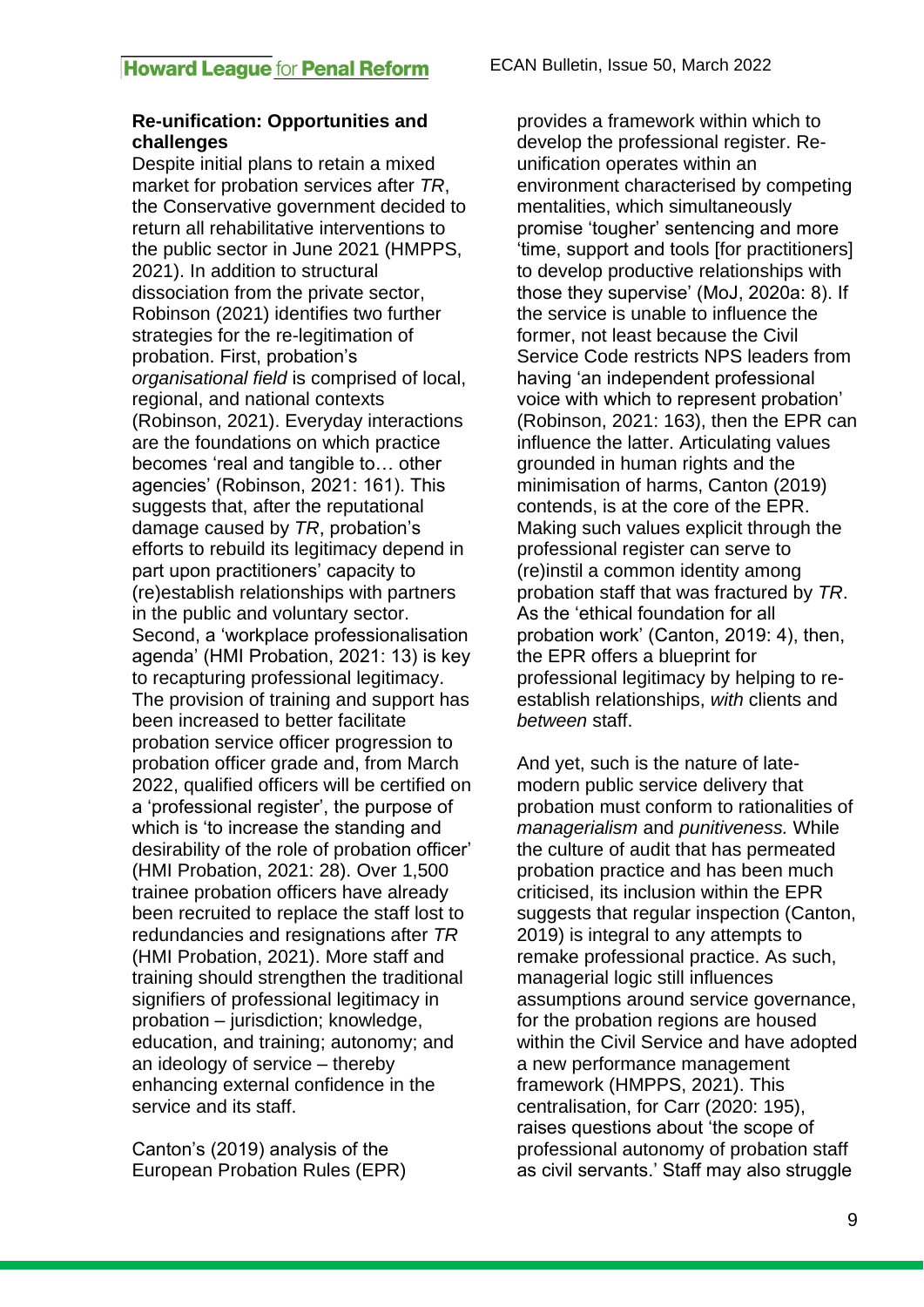## Re-unification: Opportunities and challenges

Despite initial plans to retain a mixed market for probation services after *TR*, the Conservative government decided to return all rehabilitative interventions to the public sector in June 2021 (HMPPS, 2021). In addition to structural dissociation from the private sector, Robinson (2021) identifies two further strategies for the re-legitimation of probation. First, probation's *organisational field* is comprised of local, regional, and national contexts (Robinson, 2021). Everyday interactions are the foundations on which practice becomes 'real and tangible to… other agencies' (Robinson, 2021: 161). This suggests that, after the reputational damage caused by *TR*, probation's efforts to rebuild its legitimacy depend in part upon practitioners' capacity to (re)establish relationships with partners in the public and voluntary sector. Second, a 'workplace professionalisation agenda' (HMI Probation, 2021: 13) is key to recapturing professional legitimacy. The provision of training and support has been increased to better facilitate probation service officer progression to probation officer grade and, from March 2022, qualified officers will be certified on a 'professional register', the purpose of which is 'to increase the standing and desirability of the role of probation officer' (HMI Probation, 2021: 28). Over 1,500 trainee probation officers have already been recruited to replace the staff lost to redundancies and resignations after *TR* (HMI Probation, 2021). More staff and training should strengthen the traditional signifiers of professional legitimacy in probation – jurisdiction; knowledge, education, and training; autonomy; and an ideology of service – thereby enhancing external confidence in the service and its staff.

Canton's (2019) analysis of the European Probation Rules (EPR) provides a framework within which to develop the professional register. Re-unification operates within an environment characterised by competing mentalities, which simultaneously promise 'tougher' sentencing and more 'time, support and tools [for practitioners] to develop productive relationships with those they supervise' (MoJ, 2020a: 8). If the service is unable to influence the former, not least because the Civil Service Code restricts NPS leaders from having 'an independent professional voice with which to represent probation' (Robinson, 2021: 163), then the EPR can influence the latter. Articulating values grounded in human rights and the minimisation of harms, Canton (2019) contends, is at the core of the EPR. Making such values explicit through the professional register can serve to (re)instil a common identity among probation staff that was fractured by *TR*. As the 'ethical foundation for all probation work' (Canton, 2019: 4), then, the EPR offers a blueprint for professional legitimacy by helping to re-establish relationships, *with* clients and *between* staff.

And yet, such is the nature of late-modern public service delivery that probation must conform to rationalities of *managerialism* and *punitiveness.* While the culture of audit that has permeated probation practice and has been much criticised, its inclusion within the EPR suggests that regular inspection (Canton, 2019) is integral to any attempts to remake professional practice. As such, managerial logic still influences assumptions around service governance, for the probation regions are housed within the Civil Service and have adopted a new performance management framework (HMPPS, 2021). This centralisation, for Carr (2020: 195), raises questions about 'the scope of professional autonomy of probation staff as civil servants.' Staff may also struggle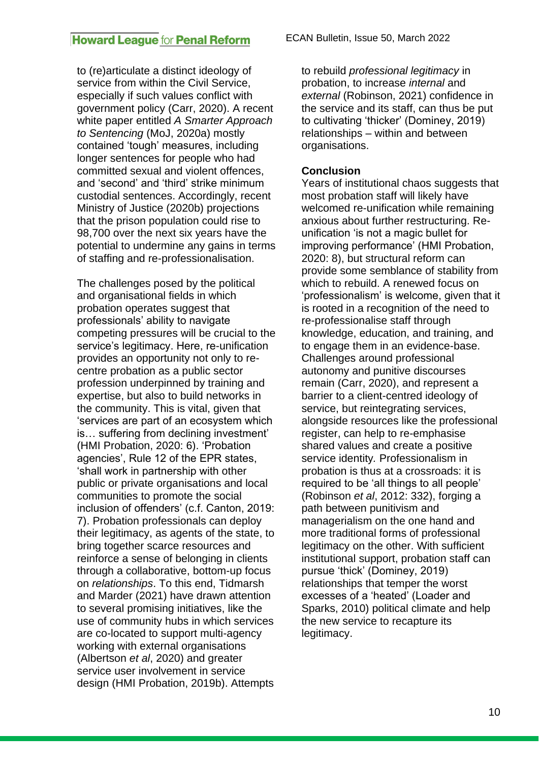to (re)articulate a distinct ideology of service from within the Civil Service, especially if such values conflict with government policy (Carr, 2020). A recent white paper entitled *A Smarter Approach to Sentencing* (MoJ, 2020a) mostly contained 'tough' measures, including longer sentences for people who had committed sexual and violent offences, and 'second' and 'third' strike minimum custodial sentences. Accordingly, recent Ministry of Justice (2020b) projections that the prison population could rise to 98,700 over the next six years have the potential to undermine any gains in terms of staffing and re-professionalisation.

The challenges posed by the political and organisational fields in which probation operates suggest that professionals' ability to navigate competing pressures will be crucial to the service's legitimacy. Here, re-unification provides an opportunity not only to re-centre probation as a public sector profession underpinned by training and expertise, but also to build networks in the community. This is vital, given that 'services are part of an ecosystem which is… suffering from declining investment' (HMI Probation, 2020: 6). 'Probation agencies', Rule 12 of the EPR states, 'shall work in partnership with other public or private organisations and local communities to promote the social inclusion of offenders' (c.f. Canton, 2019: 7). Probation professionals can deploy their legitimacy, as agents of the state, to bring together scarce resources and reinforce a sense of belonging in clients through a collaborative, bottom-up focus on *relationships*. To this end, Tidmarsh and Marder (2021) have drawn attention to several promising initiatives, like the use of community hubs in which services are co-located to support multi-agency working with external organisations (Albertson *et al*, 2020) and greater service user involvement in service design (HMI Probation, 2019b). Attempts to rebuild *professional legitimacy* in probation, to increase *internal* and *external* (Robinson, 2021) confidence in the service and its staff, can thus be put to cultivating 'thicker' (Dominey, 2019) relationships – within and between organisations.

**Conclusion**

Years of institutional chaos suggests that most probation staff will likely have welcomed re-unification while remaining anxious about further restructuring. Re-unification 'is not a magic bullet for improving performance' (HMI Probation, 2020: 8), but structural reform can provide some semblance of stability from which to rebuild. A renewed focus on 'professionalism' is welcome, given that it is rooted in a recognition of the need to re-professionalise staff through knowledge, education, and training, and to engage them in an evidence-base. Challenges around professional autonomy and punitive discourses remain (Carr, 2020), and represent a barrier to a client-centred ideology of service, but reintegrating services, alongside resources like the professional register, can help to re-emphasise shared values and create a positive service identity. Professionalism in probation is thus at a crossroads: it is required to be 'all things to all people' (Robinson *et al*, 2012: 332), forging a path between punitivism and managerialism on the one hand and more traditional forms of professional legitimacy on the other. With sufficient institutional support, probation staff can pursue 'thick' (Dominey, 2019) relationships that temper the worst excesses of a 'heated' (Loader and Sparks, 2010) political climate and help the new service to recapture its legitimacy.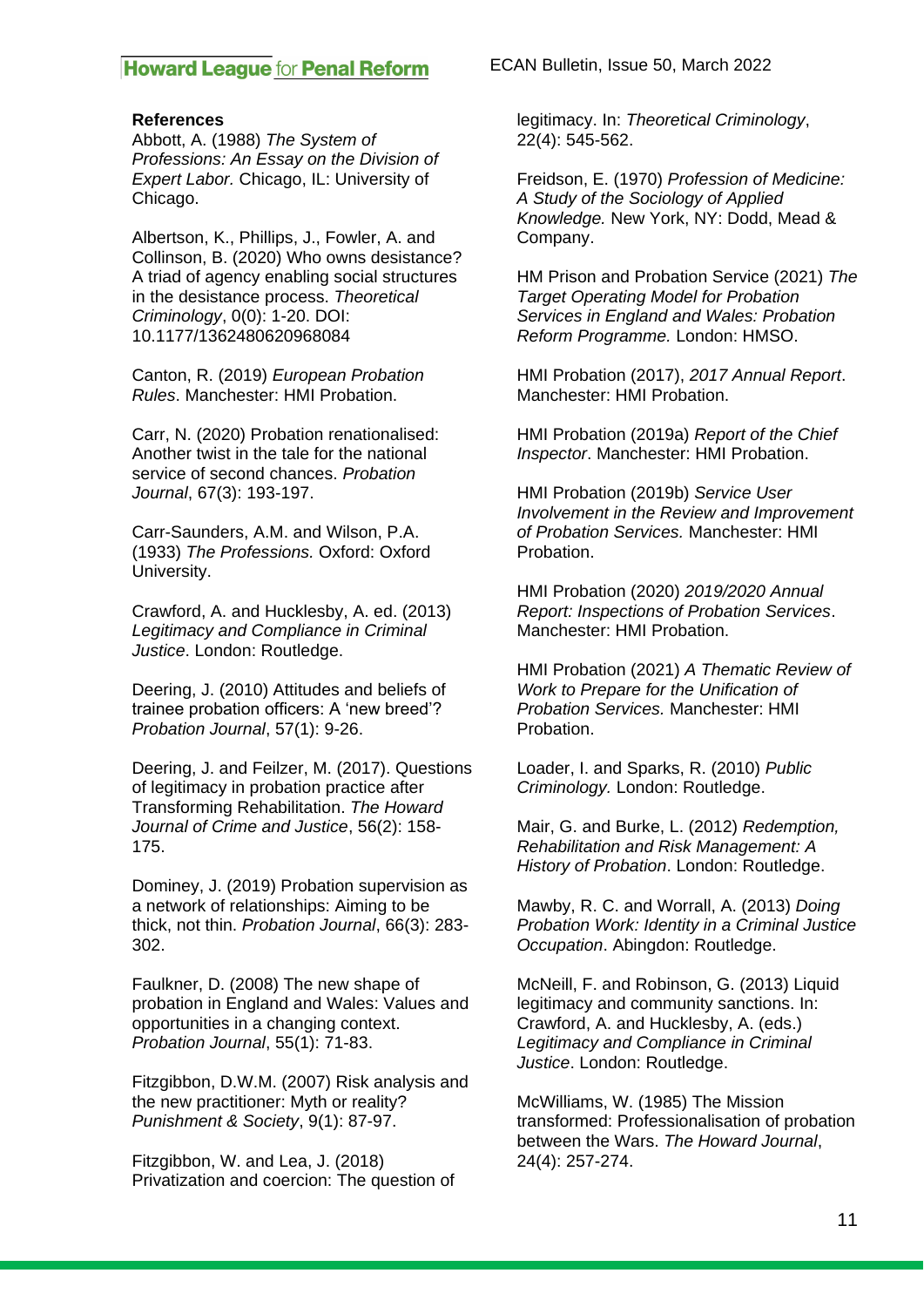**References**

Abbott, A. (1988) *The System of Professions: An Essay on the Division of Expert Labor.* Chicago, IL: University of Chicago.

Albertson, K., Phillips, J., Fowler, A. and Collinson, B. (2020) Who owns desistance? A triad of agency enabling social structures in the desistance process. *Theoretical Criminology*, 0(0): 1-20. DOI: 10.1177/1362480620968084

Canton, R. (2019) *European Probation Rules*. Manchester: HMI Probation.

Carr, N. (2020) Probation renationalised: Another twist in the tale for the national service of second chances. *Probation Journal*, 67(3): 193-197.

Carr-Saunders, A.M. and Wilson, P.A. (1933) *The Professions.* Oxford: Oxford University.

Crawford, A. and Hucklesby, A. ed. (2013) *Legitimacy and Compliance in Criminal Justice*. London: Routledge.

Deering, J. (2010) Attitudes and beliefs of trainee probation officers: A 'new breed'? *Probation Journal*, 57(1): 9-26.

Deering, J. and Feilzer, M. (2017). Questions of legitimacy in probation practice after Transforming Rehabilitation. *The Howard Journal of Crime and Justice*, 56(2): 158-175.

Dominey, J. (2019) Probation supervision as a network of relationships: Aiming to be thick, not thin. *Probation Journal*, 66(3): 283-302.

Faulkner, D. (2008) The new shape of probation in England and Wales: Values and opportunities in a changing context. *Probation Journal*, 55(1): 71-83.

Fitzgibbon, D.W.M. (2007) Risk analysis and the new practitioner: Myth or reality? *Punishment & Society*, 9(1): 87-97.

Fitzgibbon, W. and Lea, J. (2018) Privatization and coercion: The question of legitimacy. In: *Theoretical Criminology*, 22(4): 545-562.

Freidson, E. (1970) *Profession of Medicine: A Study of the Sociology of Applied Knowledge.* New York, NY: Dodd, Mead & Company.

HM Prison and Probation Service (2021) *The Target Operating Model for Probation Services in England and Wales: Probation Reform Programme.* London: HMSO.

HMI Probation (2017), *2017 Annual Report*. Manchester: HMI Probation.

HMI Probation (2019a) *Report of the Chief Inspector*. Manchester: HMI Probation.

HMI Probation (2019b) *Service User Involvement in the Review and Improvement of Probation Services.* Manchester: HMI Probation.

HMI Probation (2020) *2019/2020 Annual Report: Inspections of Probation Services*. Manchester: HMI Probation.

HMI Probation (2021) *A Thematic Review of Work to Prepare for the Unification of Probation Services.* Manchester: HMI Probation.

Loader, I. and Sparks, R. (2010) *Public Criminology.* London: Routledge.

Mair, G. and Burke, L. (2012) *Redemption, Rehabilitation and Risk Management: A History of Probation*. London: Routledge.

Mawby, R. C. and Worrall, A. (2013) *Doing Probation Work: Identity in a Criminal Justice Occupation*. Abingdon: Routledge.

McNeill, F. and Robinson, G. (2013) Liquid legitimacy and community sanctions. In: Crawford, A. and Hucklesby, A. (eds.) *Legitimacy and Compliance in Criminal Justice*. London: Routledge.

McWilliams, W. (1985) The Mission transformed: Professionalisation of probation between the Wars. *The Howard Journal*, 24(4): 257-274.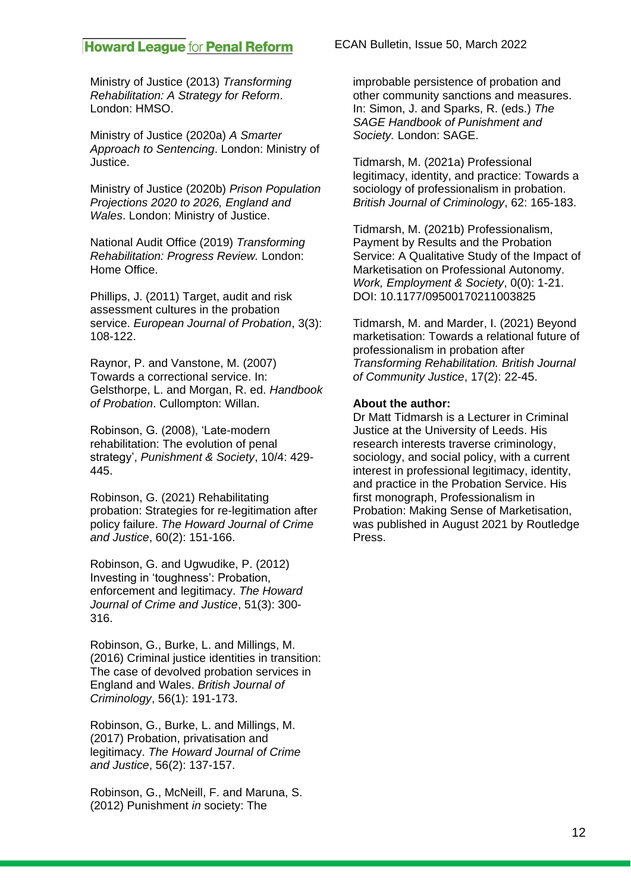Ministry of Justice (2013) *Transforming Rehabilitation: A Strategy for Reform*. London: HMSO.

Ministry of Justice (2020a) *A Smarter Approach to Sentencing*. London: Ministry of Justice.

Ministry of Justice (2020b) *Prison Population Projections 2020 to 2026, England and Wales*. London: Ministry of Justice.

National Audit Office (2019) *Transforming Rehabilitation: Progress Review.* London: Home Office.

Phillips, J. (2011) Target, audit and risk assessment cultures in the probation service. *European Journal of Probation*, 3(3): 108-122.

Raynor, P. and Vanstone, M. (2007) Towards a correctional service. In: Gelsthorpe, L. and Morgan, R. ed. *Handbook of Probation*. Cullompton: Willan.

Robinson, G. (2008), 'Late-modern rehabilitation: The evolution of penal strategy', *Punishment & Society*, 10/4: 429-445.

Robinson, G. (2021) Rehabilitating probation: Strategies for re-legitimation after policy failure. *The Howard Journal of Crime and Justice*, 60(2): 151-166.

Robinson, G. and Ugwudike, P. (2012) Investing in 'toughness': Probation, enforcement and legitimacy. *The Howard Journal of Crime and Justice*, 51(3): 300-316.

Robinson, G., Burke, L. and Millings, M. (2016) Criminal justice identities in transition: The case of devolved probation services in England and Wales. *British Journal of Criminology*, 56(1): 191-173.

Robinson, G., Burke, L. and Millings, M. (2017) Probation, privatisation and legitimacy. *The Howard Journal of Crime and Justice*, 56(2): 137-157.

Robinson, G., McNeill, F. and Maruna, S. (2012) Punishment *in* society: The improbable persistence of probation and other community sanctions and measures. In: Simon, J. and Sparks, R. (eds.) *The SAGE Handbook of Punishment and Society.* London: SAGE.

Tidmarsh, M. (2021a) Professional legitimacy, identity, and practice: Towards a sociology of professionalism in probation. *British Journal of Criminology*, 62: 165-183.

Tidmarsh, M. (2021b) Professionalism, Payment by Results and the Probation Service: A Qualitative Study of the Impact of Marketisation on Professional Autonomy. *Work, Employment & Society*, 0(0): 1-21. DOI: 10.1177/09500170211003825

Tidmarsh, M. and Marder, I. (2021) Beyond marketisation: Towards a relational future of professionalism in probation after *Transforming Rehabilitation. British Journal of Community Justice*, 17(2): 22-45.

**About the author:**
Dr Matt Tidmarsh is a Lecturer in Criminal Justice at the University of Leeds. His research interests traverse criminology, sociology, and social policy, with a current interest in professional legitimacy, identity, and practice in the Probation Service. His first monograph, Professionalism in Probation: Making Sense of Marketisation, was published in August 2021 by Routledge Press.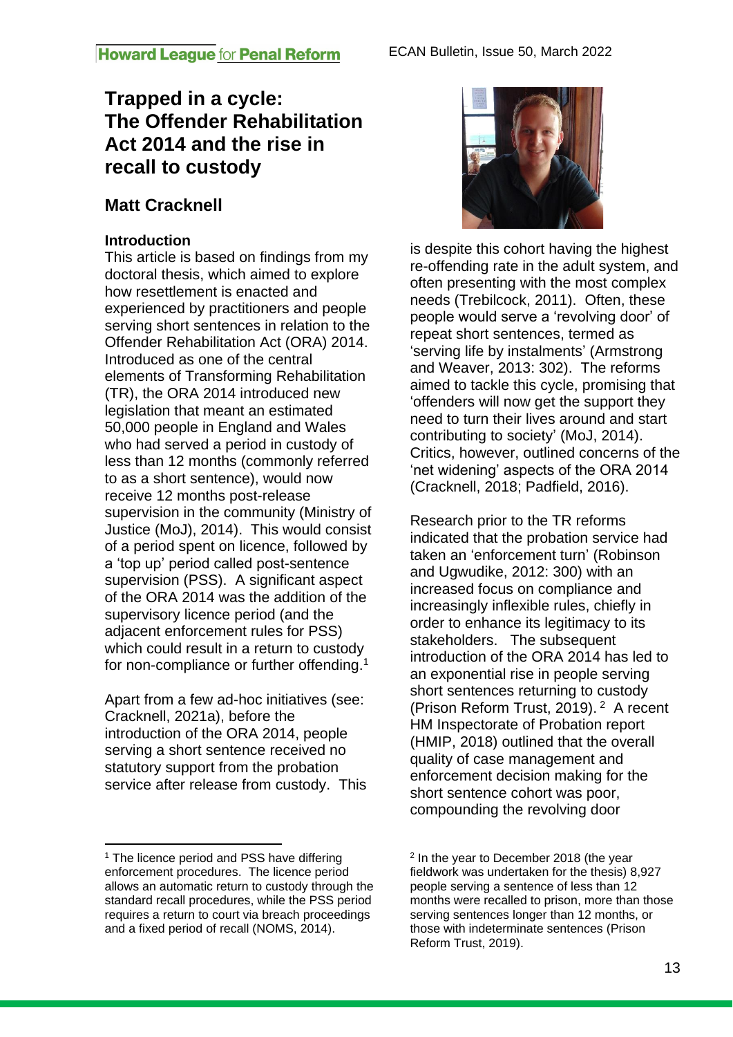# Trapped in a cycle: The Offender Rehabilitation Act 2014 and the rise in recall to custody

## Matt Cracknell

### Introduction

This article is based on findings from my doctoral thesis, which aimed to explore how resettlement is enacted and experienced by practitioners and people serving short sentences in relation to the Offender Rehabilitation Act (ORA) 2014. Introduced as one of the central elements of Transforming Rehabilitation (TR), the ORA 2014 introduced new legislation that meant an estimated 50,000 people in England and Wales who had served a period in custody of less than 12 months (commonly referred to as a short sentence), would now receive 12 months post-release supervision in the community (Ministry of Justice (MoJ), 2014). This would consist of a period spent on licence, followed by a 'top up' period called post-sentence supervision (PSS). A significant aspect of the ORA 2014 was the addition of the supervisory licence period (and the adjacent enforcement rules for PSS) which could result in a return to custody for non-compliance or further offending.[1]

Apart from a few ad-hoc initiatives (see: Cracknell, 2021a), before the introduction of the ORA 2014, people serving a short sentence received no statutory support from the probation service after release from custody. This is despite this cohort having the highest re-offending rate in the adult system, and often presenting with the most complex needs (Trebilcock, 2011). Often, these people would serve a 'revolving door' of repeat short sentences, termed as 'serving life by instalments' (Armstrong and Weaver, 2013: 302). The reforms aimed to tackle this cycle, promising that 'offenders will now get the support they need to turn their lives around and start contributing to society' (MoJ, 2014). Critics, however, outlined concerns of the 'net widening' aspects of the ORA 2014 (Cracknell, 2018; Padfield, 2016).

Research prior to the TR reforms indicated that the probation service had taken an 'enforcement turn' (Robinson and Ugwudike, 2012: 300) with an increased focus on compliance and increasingly inflexible rules, chiefly in order to enhance its legitimacy to its stakeholders. The subsequent introduction of the ORA 2014 has led to an exponential rise in people serving short sentences returning to custody (Prison Reform Trust, 2019).[2] A recent HM Inspectorate of Probation report (HMIP, 2018) outlined that the overall quality of case management and enforcement decision making for the short sentence cohort was poor, compounding the revolving door

---

[1] The licence period and PSS have differing enforcement procedures. The licence period allows an automatic return to custody through the standard recall procedures, while the PSS period requires a return to court via breach proceedings and a fixed period of recall (NOMS, 2014).

[2] In the year to December 2018 (the year fieldwork was undertaken for the thesis) 8,927 people serving a sentence of less than 12 months were recalled to prison, more than those serving sentences longer than 12 months, or those with indeterminate sentences (Prison Reform Trust, 2019).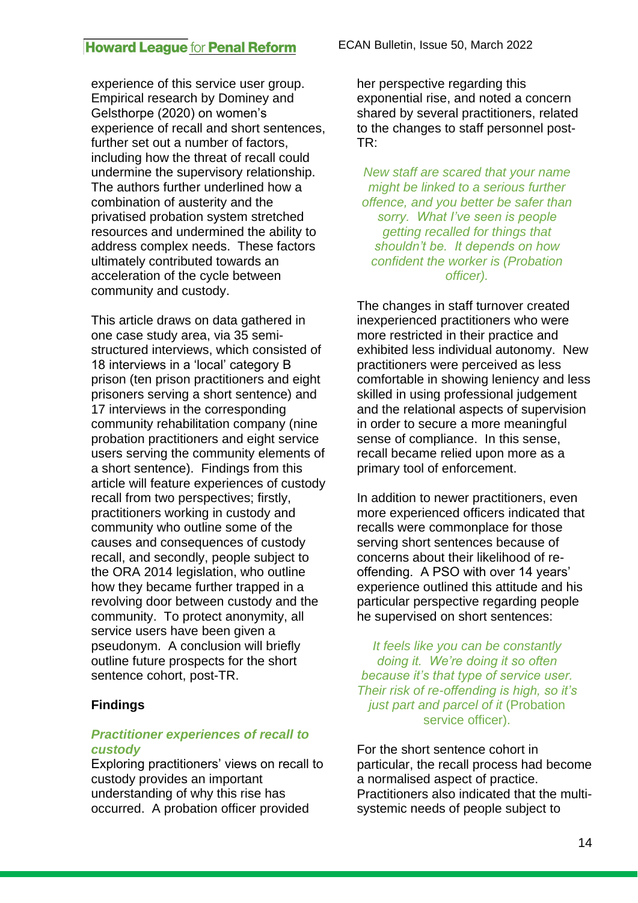experience of this service user group. Empirical research by Dominey and Gelsthorpe (2020) on women's experience of recall and short sentences, further set out a number of factors, including how the threat of recall could undermine the supervisory relationship. The authors further underlined how a combination of austerity and the privatised probation system stretched resources and undermined the ability to address complex needs. These factors ultimately contributed towards an acceleration of the cycle between community and custody.

This article draws on data gathered in one case study area, via 35 semi-structured interviews, which consisted of 18 interviews in a 'local' category B prison (ten prison practitioners and eight prisoners serving a short sentence) and 17 interviews in the corresponding community rehabilitation company (nine probation practitioners and eight service users serving the community elements of a short sentence). Findings from this article will feature experiences of custody recall from two perspectives; firstly, practitioners working in custody and community who outline some of the causes and consequences of custody recall, and secondly, people subject to the ORA 2014 legislation, who outline how they became further trapped in a revolving door between custody and the community. To protect anonymity, all service users have been given a pseudonym. A conclusion will briefly outline future prospects for the short sentence cohort, post-TR.

**Findings**

***Practitioner experiences of recall to custody***

Exploring practitioners' views on recall to custody provides an important understanding of why this rise has occurred. A probation officer provided her perspective regarding this exponential rise, and noted a concern shared by several practitioners, related to the changes to staff personnel post-TR:

> *New staff are scared that your name might be linked to a serious further offence, and you better be safer than sorry. What I've seen is people getting recalled for things that shouldn't be. It depends on how confident the worker is (Probation officer).*

The changes in staff turnover created inexperienced practitioners who were more restricted in their practice and exhibited less individual autonomy. New practitioners were perceived as less comfortable in showing leniency and less skilled in using professional judgement and the relational aspects of supervision in order to secure a more meaningful sense of compliance. In this sense, recall became relied upon more as a primary tool of enforcement.

In addition to newer practitioners, even more experienced officers indicated that recalls were commonplace for those serving short sentences because of concerns about their likelihood of re-offending. A PSO with over 14 years' experience outlined this attitude and his particular perspective regarding people he supervised on short sentences:

> *It feels like you can be constantly doing it. We're doing it so often because it's that type of service user. Their risk of re-offending is high, so it's just part and parcel of it* (Probation service officer).

For the short sentence cohort in particular, the recall process had become a normalised aspect of practice. Practitioners also indicated that the multi-systemic needs of people subject to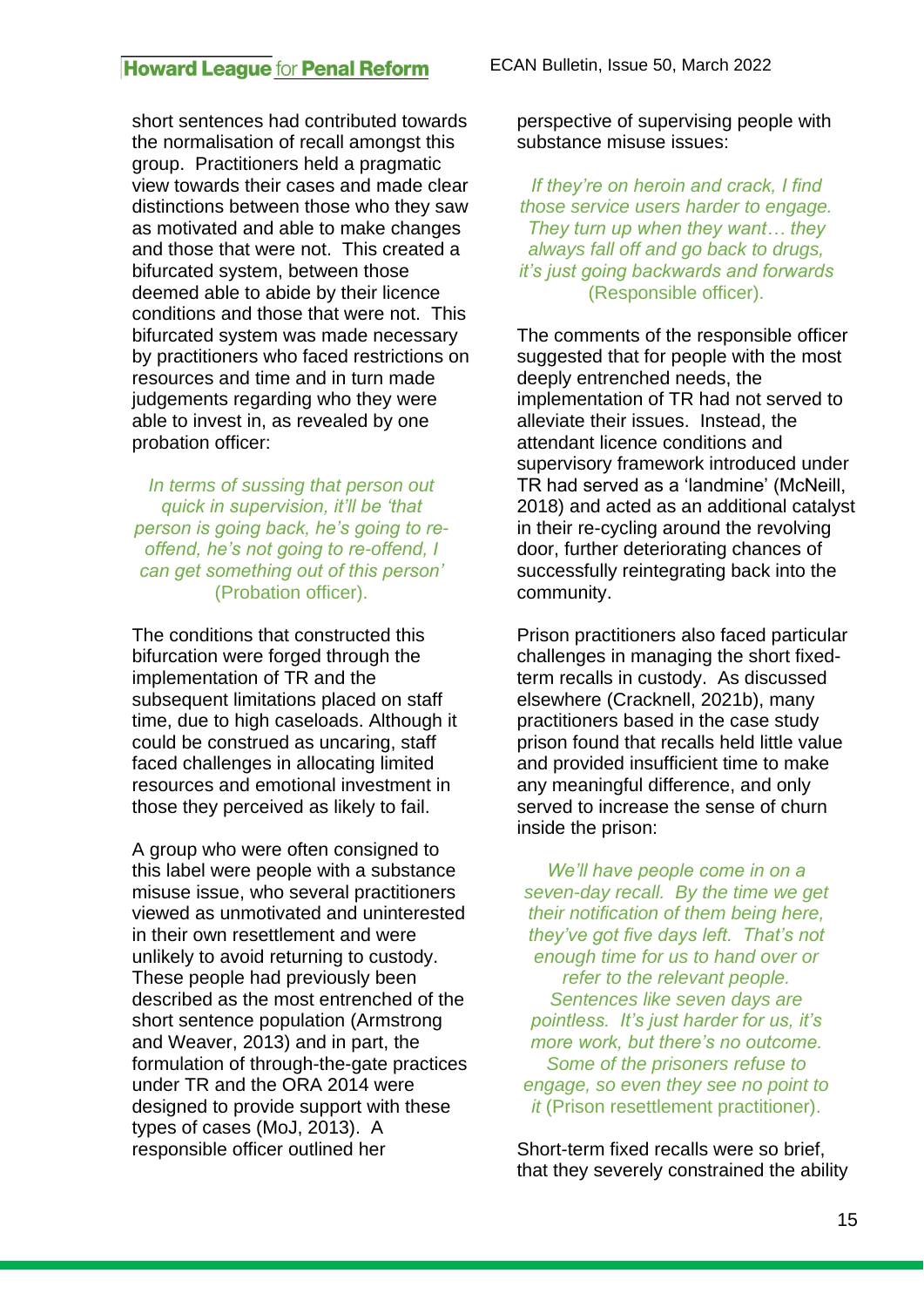short sentences had contributed towards the normalisation of recall amongst this group. Practitioners held a pragmatic view towards their cases and made clear distinctions between those who they saw as motivated and able to make changes and those that were not. This created a bifurcated system, between those deemed able to abide by their licence conditions and those that were not. This bifurcated system was made necessary by practitioners who faced restrictions on resources and time and in turn made judgements regarding who they were able to invest in, as revealed by one probation officer:

> *In terms of sussing that person out quick in supervision, it'll be 'that person is going back, he's going to re-offend, he's not going to re-offend, I can get something out of this person'* (Probation officer).

The conditions that constructed this bifurcation were forged through the implementation of TR and the subsequent limitations placed on staff time, due to high caseloads. Although it could be construed as uncaring, staff faced challenges in allocating limited resources and emotional investment in those they perceived as likely to fail.

A group who were often consigned to this label were people with a substance misuse issue, who several practitioners viewed as unmotivated and uninterested in their own resettlement and were unlikely to avoid returning to custody. These people had previously been described as the most entrenched of the short sentence population (Armstrong and Weaver, 2013) and in part, the formulation of through-the-gate practices under TR and the ORA 2014 were designed to provide support with these types of cases (MoJ, 2013). A responsible officer outlined her perspective of supervising people with substance misuse issues:

> *If they're on heroin and crack, I find those service users harder to engage. They turn up when they want… they always fall off and go back to drugs, it's just going backwards and forwards* (Responsible officer).

The comments of the responsible officer suggested that for people with the most deeply entrenched needs, the implementation of TR had not served to alleviate their issues. Instead, the attendant licence conditions and supervisory framework introduced under TR had served as a 'landmine' (McNeill, 2018) and acted as an additional catalyst in their re-cycling around the revolving door, further deteriorating chances of successfully reintegrating back into the community.

Prison practitioners also faced particular challenges in managing the short fixed-term recalls in custody. As discussed elsewhere (Cracknell, 2021b), many practitioners based in the case study prison found that recalls held little value and provided insufficient time to make any meaningful difference, and only served to increase the sense of churn inside the prison:

> *We'll have people come in on a seven-day recall. By the time we get their notification of them being here, they've got five days left. That's not enough time for us to hand over or refer to the relevant people. Sentences like seven days are pointless. It's just harder for us, it's more work, but there's no outcome. Some of the prisoners refuse to engage, so even they see no point to it* (Prison resettlement practitioner).

Short-term fixed recalls were so brief, that they severely constrained the ability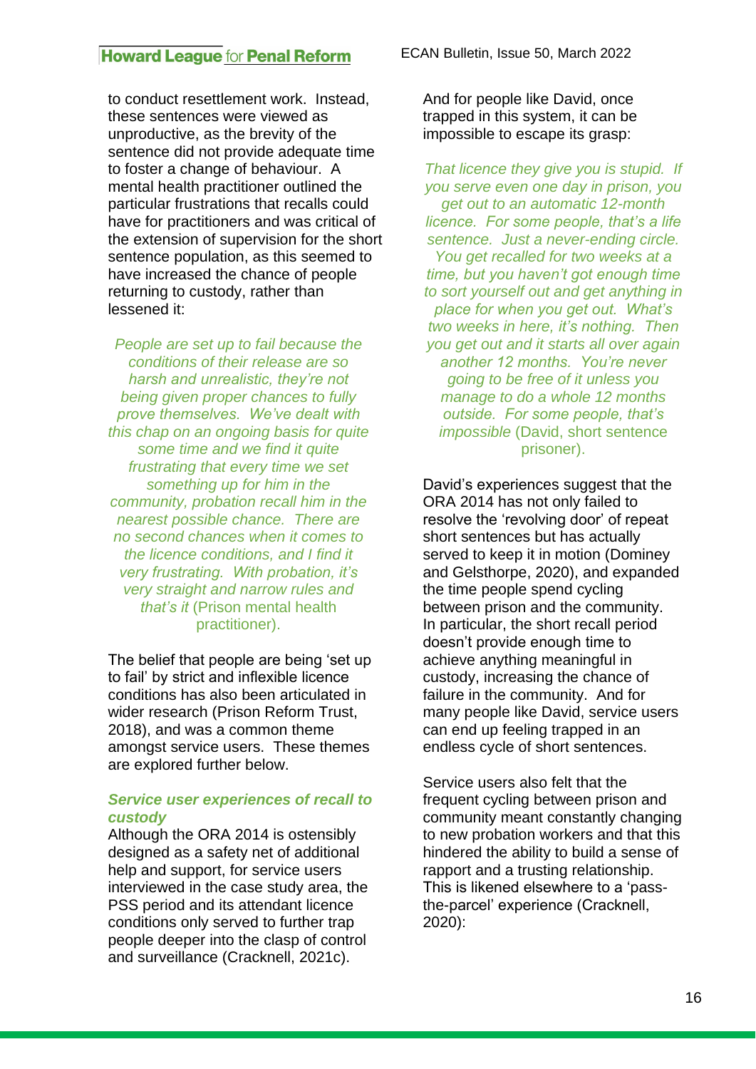to conduct resettlement work. Instead, these sentences were viewed as unproductive, as the brevity of the sentence did not provide adequate time to foster a change of behaviour. A mental health practitioner outlined the particular frustrations that recalls could have for practitioners and was critical of the extension of supervision for the short sentence population, as this seemed to have increased the chance of people returning to custody, rather than lessened it:

> *People are set up to fail because the conditions of their release are so harsh and unrealistic, they're not being given proper chances to fully prove themselves. We've dealt with this chap on an ongoing basis for quite some time and we find it quite frustrating that every time we set something up for him in the community, probation recall him in the nearest possible chance. There are no second chances when it comes to the licence conditions, and I find it very frustrating. With probation, it's very straight and narrow rules and that's it* (Prison mental health practitioner).

The belief that people are being 'set up to fail' by strict and inflexible licence conditions has also been articulated in wider research (Prison Reform Trust, 2018), and was a common theme amongst service users. These themes are explored further below.

### *Service user experiences of recall to custody*

Although the ORA 2014 is ostensibly designed as a safety net of additional help and support, for service users interviewed in the case study area, the PSS period and its attendant licence conditions only served to further trap people deeper into the clasp of control and surveillance (Cracknell, 2021c).

And for people like David, once trapped in this system, it can be impossible to escape its grasp:

> *That licence they give you is stupid. If you serve even one day in prison, you get out to an automatic 12-month licence. For some people, that's a life sentence. Just a never-ending circle. You get recalled for two weeks at a time, but you haven't got enough time to sort yourself out and get anything in place for when you get out. What's two weeks in here, it's nothing. Then you get out and it starts all over again another 12 months. You're never going to be free of it unless you manage to do a whole 12 months outside. For some people, that's impossible* (David, short sentence prisoner).

David's experiences suggest that the ORA 2014 has not only failed to resolve the 'revolving door' of repeat short sentences but has actually served to keep it in motion (Dominey and Gelsthorpe, 2020), and expanded the time people spend cycling between prison and the community. In particular, the short recall period doesn't provide enough time to achieve anything meaningful in custody, increasing the chance of failure in the community. And for many people like David, service users can end up feeling trapped in an endless cycle of short sentences.

Service users also felt that the frequent cycling between prison and community meant constantly changing to new probation workers and that this hindered the ability to build a sense of rapport and a trusting relationship. This is likened elsewhere to a 'pass-the-parcel' experience (Cracknell, 2020):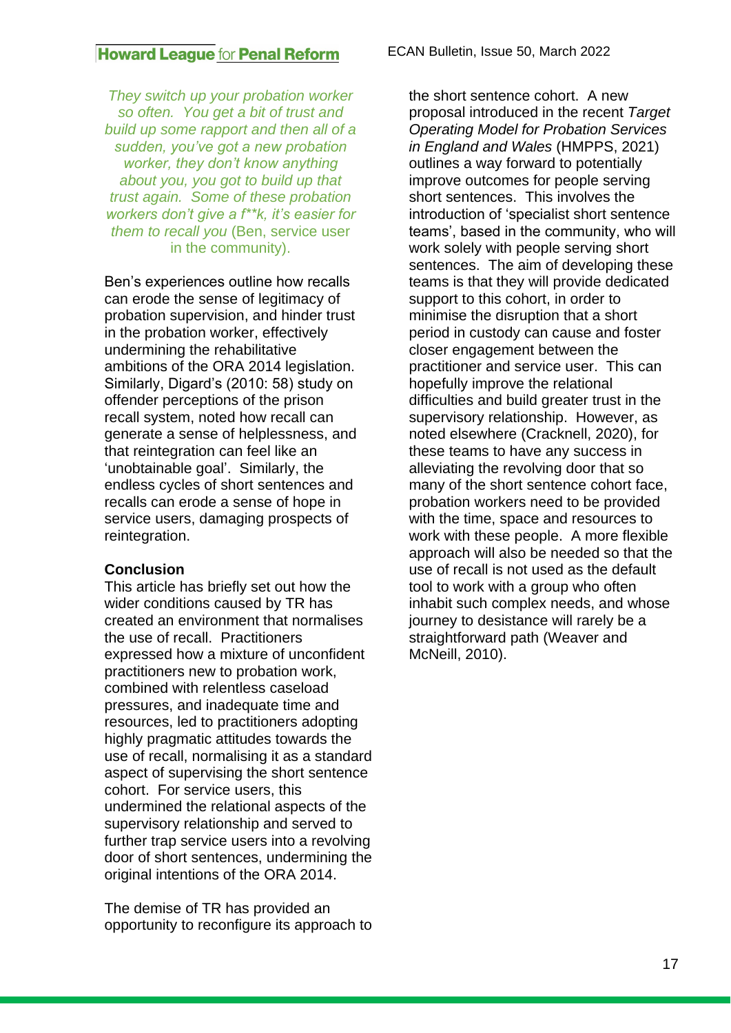*They switch up your probation worker so often. You get a bit of trust and build up some rapport and then all of a sudden, you've got a new probation worker, they don't know anything about you, you got to build up that trust again. Some of these probation workers don't give a f**k, it's easier for them to recall you* (Ben, service user in the community).

Ben's experiences outline how recalls can erode the sense of legitimacy of probation supervision, and hinder trust in the probation worker, effectively undermining the rehabilitative ambitions of the ORA 2014 legislation. Similarly, Digard's (2010: 58) study on offender perceptions of the prison recall system, noted how recall can generate a sense of helplessness, and that reintegration can feel like an 'unobtainable goal'. Similarly, the endless cycles of short sentences and recalls can erode a sense of hope in service users, damaging prospects of reintegration.

**Conclusion**

This article has briefly set out how the wider conditions caused by TR has created an environment that normalises the use of recall. Practitioners expressed how a mixture of unconfident practitioners new to probation work, combined with relentless caseload pressures, and inadequate time and resources, led to practitioners adopting highly pragmatic attitudes towards the use of recall, normalising it as a standard aspect of supervising the short sentence cohort. For service users, this undermined the relational aspects of the supervisory relationship and served to further trap service users into a revolving door of short sentences, undermining the original intentions of the ORA 2014.

The demise of TR has provided an opportunity to reconfigure its approach to the short sentence cohort. A new proposal introduced in the recent *Target Operating Model for Probation Services in England and Wales* (HMPPS, 2021) outlines a way forward to potentially improve outcomes for people serving short sentences. This involves the introduction of 'specialist short sentence teams', based in the community, who will work solely with people serving short sentences. The aim of developing these teams is that they will provide dedicated support to this cohort, in order to minimise the disruption that a short period in custody can cause and foster closer engagement between the practitioner and service user. This can hopefully improve the relational difficulties and build greater trust in the supervisory relationship. However, as noted elsewhere (Cracknell, 2020), for these teams to have any success in alleviating the revolving door that so many of the short sentence cohort face, probation workers need to be provided with the time, space and resources to work with these people. A more flexible approach will also be needed so that the use of recall is not used as the default tool to work with a group who often inhabit such complex needs, and whose journey to desistance will rarely be a straightforward path (Weaver and McNeill, 2010).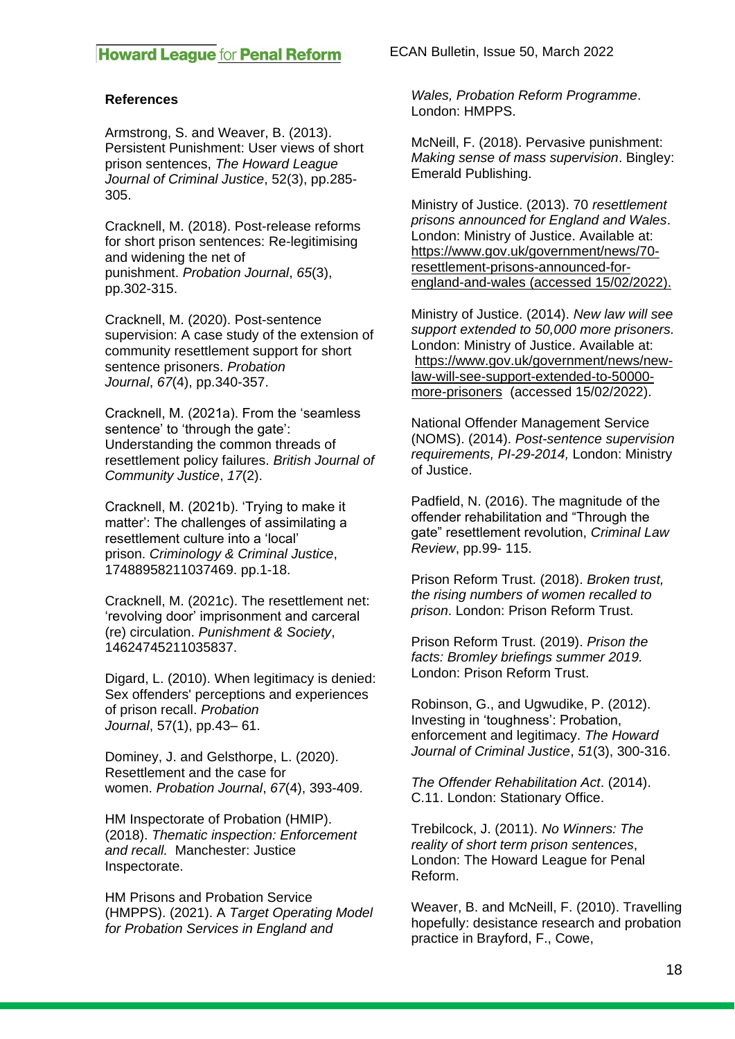**References**

Armstrong, S. and Weaver, B. (2013). Persistent Punishment: User views of short prison sentences, *The Howard League Journal of Criminal Justice*, 52(3), pp.285-305.

Cracknell, M. (2018). Post-release reforms for short prison sentences: Re-legitimising and widening the net of punishment. *Probation Journal*, *65*(3), pp.302-315.

Cracknell, M. (2020). Post-sentence supervision: A case study of the extension of community resettlement support for short sentence prisoners. *Probation Journal*, *67*(4), pp.340-357.

Cracknell, M. (2021a). From the 'seamless sentence' to 'through the gate': Understanding the common threads of resettlement policy failures. *British Journal of Community Justice*, *17*(2).

Cracknell, M. (2021b). 'Trying to make it matter': The challenges of assimilating a resettlement culture into a 'local' prison. *Criminology & Criminal Justice*, 17488958211037469. pp.1-18.

Cracknell, M. (2021c). The resettlement net: 'revolving door' imprisonment and carceral (re) circulation. *Punishment & Society*, 14624745211035837.

Digard, L. (2010). When legitimacy is denied: Sex offenders' perceptions and experiences of prison recall. *Probation Journal*, 57(1), pp.43– 61.

Dominey, J. and Gelsthorpe, L. (2020). Resettlement and the case for women. *Probation Journal*, *67*(4), 393-409.

HM Inspectorate of Probation (HMIP). (2018). *Thematic inspection: Enforcement and recall.* Manchester: Justice Inspectorate.

HM Prisons and Probation Service (HMPPS). (2021). A *Target Operating Model for Probation Services in England and Wales, Probation Reform Programme*. London: HMPPS.

McNeill, F. (2018). Pervasive punishment: *Making sense of mass supervision*. Bingley: Emerald Publishing.

Ministry of Justice. (2013). 70 *resettlement prisons announced for England and Wales*. London: Ministry of Justice. Available at: https://www.gov.uk/government/news/70-resettlement-prisons-announced-for-england-and-wales (accessed 15/02/2022).

Ministry of Justice. (2014). *New law will see support extended to 50,000 more prisoners.* London: Ministry of Justice. Available at: https://www.gov.uk/government/news/new-law-will-see-support-extended-to-50000-more-prisoners (accessed 15/02/2022).

National Offender Management Service (NOMS). (2014). *Post-sentence supervision requirements, PI-29-2014,* London: Ministry of Justice.

Padfield, N. (2016). The magnitude of the offender rehabilitation and "Through the gate" resettlement revolution, *Criminal Law Review*, pp.99- 115.

Prison Reform Trust. (2018). *Broken trust, the rising numbers of women recalled to prison*. London: Prison Reform Trust.

Prison Reform Trust. (2019). *Prison the facts: Bromley briefings summer 2019.* London: Prison Reform Trust.

Robinson, G., and Ugwudike, P. (2012). Investing in 'toughness': Probation, enforcement and legitimacy. *The Howard Journal of Criminal Justice*, *51*(3), 300-316.

*The Offender Rehabilitation Act*. (2014). C.11. London: Stationary Office.

Trebilcock, J. (2011). *No Winners: The reality of short term prison sentences*, London: The Howard League for Penal Reform.

Weaver, B. and McNeill, F. (2010). Travelling hopefully: desistance research and probation practice in Brayford, F., Cowe,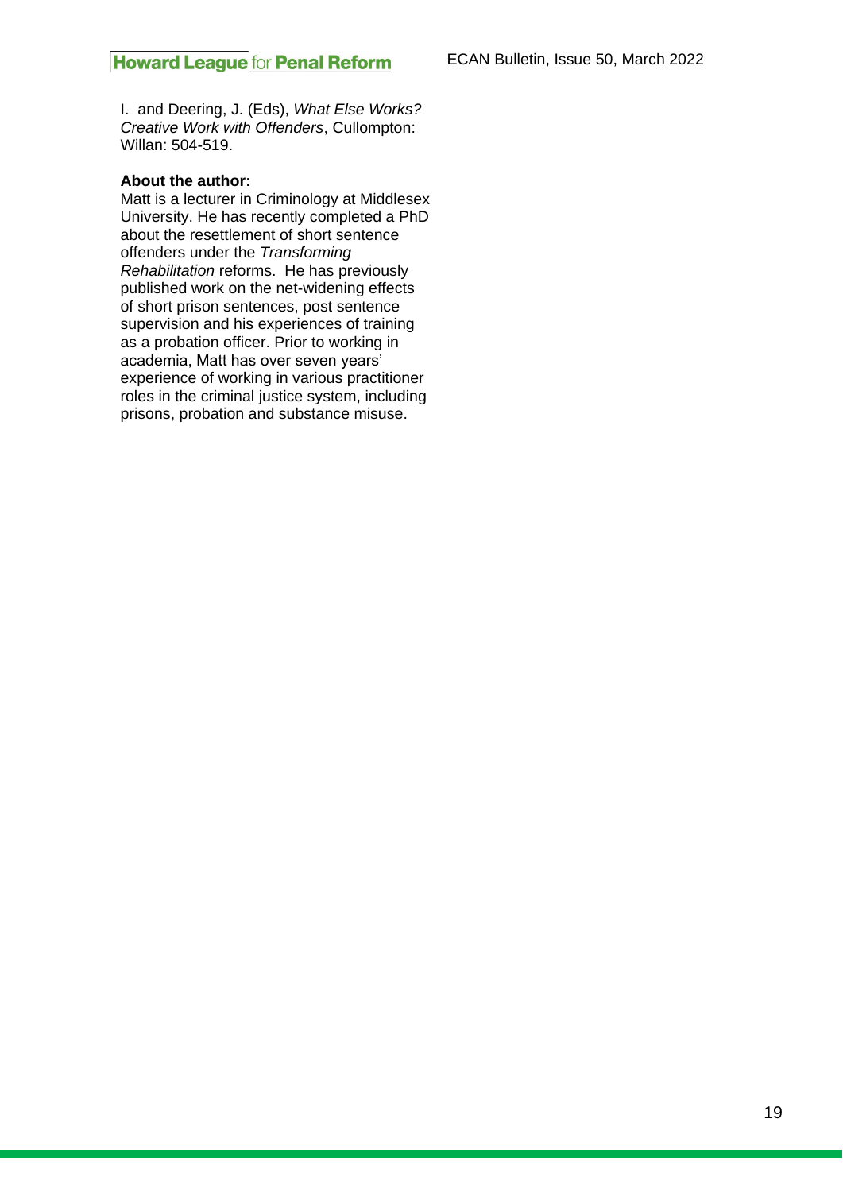I. and Deering, J. (Eds), *What Else Works? Creative Work with Offenders*, Cullompton: Willan: 504-519.

**About the author:**
Matt is a lecturer in Criminology at Middlesex University. He has recently completed a PhD about the resettlement of short sentence offenders under the *Transforming Rehabilitation* reforms. He has previously published work on the net-widening effects of short prison sentences, post sentence supervision and his experiences of training as a probation officer. Prior to working in academia, Matt has over seven years' experience of working in various practitioner roles in the criminal justice system, including prisons, probation and substance misuse.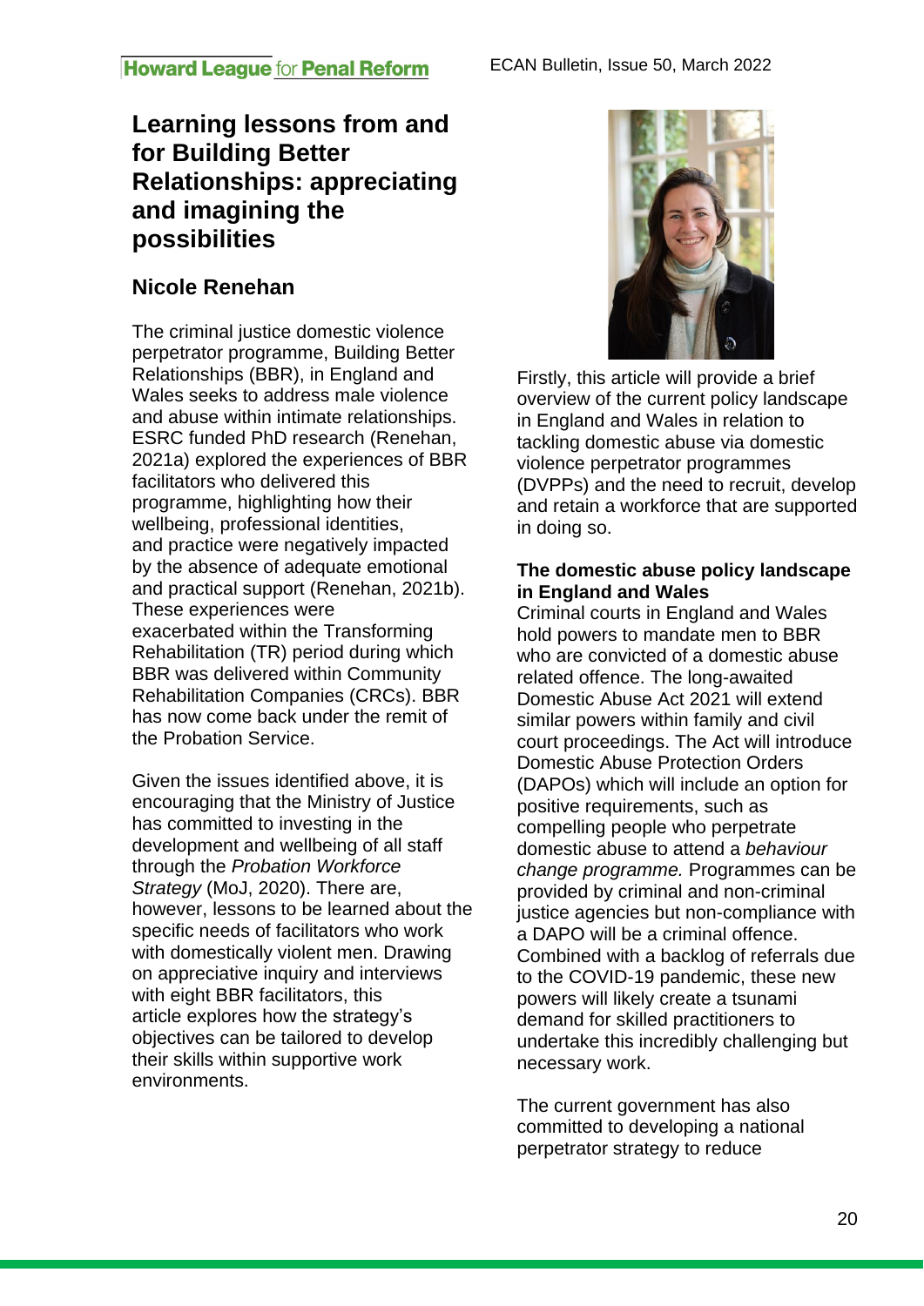# Learning lessons from and for Building Better Relationships: appreciating and imagining the possibilities

## Nicole Renehan

The criminal justice domestic violence perpetrator programme, Building Better Relationships (BBR), in England and Wales seeks to address male violence and abuse within intimate relationships. ESRC funded PhD research (Renehan, 2021a) explored the experiences of BBR facilitators who delivered this programme, highlighting how their wellbeing, professional identities, and practice were negatively impacted by the absence of adequate emotional and practical support (Renehan, 2021b). These experiences were exacerbated within the Transforming Rehabilitation (TR) period during which BBR was delivered within Community Rehabilitation Companies (CRCs). BBR has now come back under the remit of the Probation Service.

Given the issues identified above, it is encouraging that the Ministry of Justice has committed to investing in the development and wellbeing of all staff through the *Probation Workforce Strategy* (MoJ, 2020). There are, however, lessons to be learned about the specific needs of facilitators who work with domestically violent men. Drawing on appreciative inquiry and interviews with eight BBR facilitators, this article explores how the strategy's objectives can be tailored to develop their skills within supportive work environments.

Firstly, this article will provide a brief overview of the current policy landscape in England and Wales in relation to tackling domestic abuse via domestic violence perpetrator programmes (DVPPs) and the need to recruit, develop and retain a workforce that are supported in doing so.

### The domestic abuse policy landscape in England and Wales

Criminal courts in England and Wales hold powers to mandate men to BBR who are convicted of a domestic abuse related offence. The long-awaited Domestic Abuse Act 2021 will extend similar powers within family and civil court proceedings. The Act will introduce Domestic Abuse Protection Orders (DAPOs) which will include an option for positive requirements, such as compelling people who perpetrate domestic abuse to attend a *behaviour change programme.* Programmes can be provided by criminal and non-criminal justice agencies but non-compliance with a DAPO will be a criminal offence. Combined with a backlog of referrals due to the COVID-19 pandemic, these new powers will likely create a tsunami demand for skilled practitioners to undertake this incredibly challenging but necessary work.

The current government has also committed to developing a national perpetrator strategy to reduce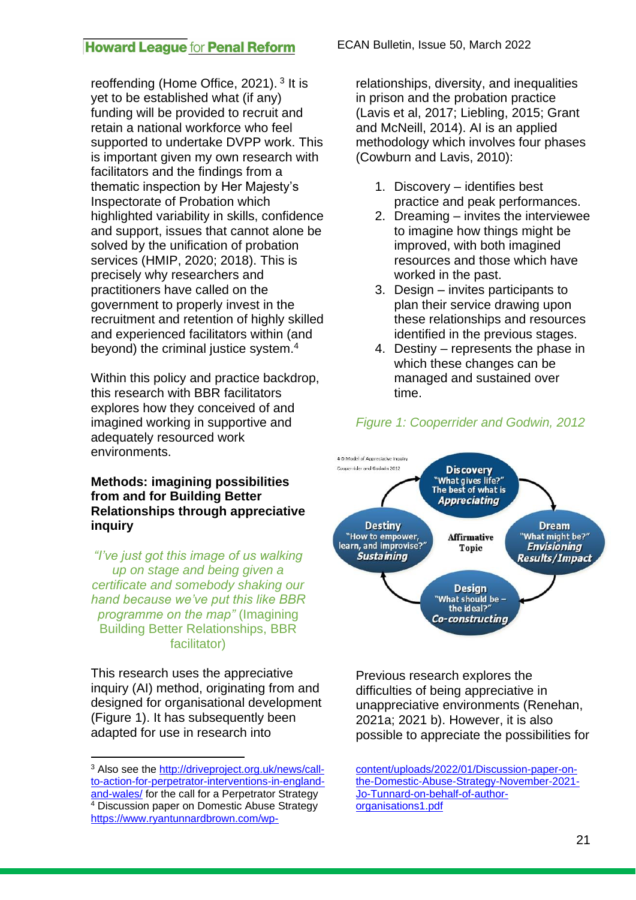reoffending (Home Office, 2021). [3] It is yet to be established what (if any) funding will be provided to recruit and retain a national workforce who feel supported to undertake DVPP work. This is important given my own research with facilitators and the findings from a thematic inspection by Her Majesty's Inspectorate of Probation which highlighted variability in skills, confidence and support, issues that cannot alone be solved by the unification of probation services (HMIP, 2020; 2018). This is precisely why researchers and practitioners have called on the government to properly invest in the recruitment and retention of highly skilled and experienced facilitators within (and beyond) the criminal justice system.[4]

Within this policy and practice backdrop, this research with BBR facilitators explores how they conceived of and imagined working in supportive and adequately resourced work environments.

**Methods: imagining possibilities from and for Building Better Relationships through appreciative inquiry**

*"I've just got this image of us walking up on stage and being given a certificate and somebody shaking our hand because we've put this like BBR programme on the map"* (Imagining Building Better Relationships, BBR facilitator)

This research uses the appreciative inquiry (AI) method, originating from and designed for organisational development (Figure 1). It has subsequently been adapted for use in research into relationships, diversity, and inequalities in prison and the probation practice (Lavis et al, 2017; Liebling, 2015; Grant and McNeill, 2014). AI is an applied methodology which involves four phases (Cowburn and Lavis, 2010):

1. Discovery – identifies best practice and peak performances.
2. Dreaming – invites the interviewee to imagine how things might be improved, with both imagined resources and those which have worked in the past.
3. Design – invites participants to plan their service drawing upon these relationships and resources identified in the previous stages.
4. Destiny – represents the phase in which these changes can be managed and sustained over time.

*Figure 1: Cooperrider and Godwin, 2012*

4-D Model of Appreciative Inquiry
Cooperrider and Godwin 2012

- **Discovery** "What gives life?" The best of what is *Appreciating*
- **Dream** "What might be?" *Envisioning Results/Impact*
- **Design** "What should be – the ideal?" *Co-constructing*
- **Destiny** "How to empower, learn, and improve?" *Sustaining*
- Affirmative Topic

Previous research explores the difficulties of being appreciative in unappreciative environments (Renehan, 2021a; 2021 b). However, it is also possible to appreciate the possibilities for

---

[3] Also see the http://driveproject.org.uk/news/call-to-action-for-perpetrator-interventions-in-england-and-wales/ for the call for a Perpetrator Strategy

[4] Discussion paper on Domestic Abuse Strategy https://www.ryantunnardbrown.com/wp-content/uploads/2022/01/Discussion-paper-on-the-Domestic-Abuse-Strategy-November-2021-Jo-Tunnard-on-behalf-of-author-organisations1.pdf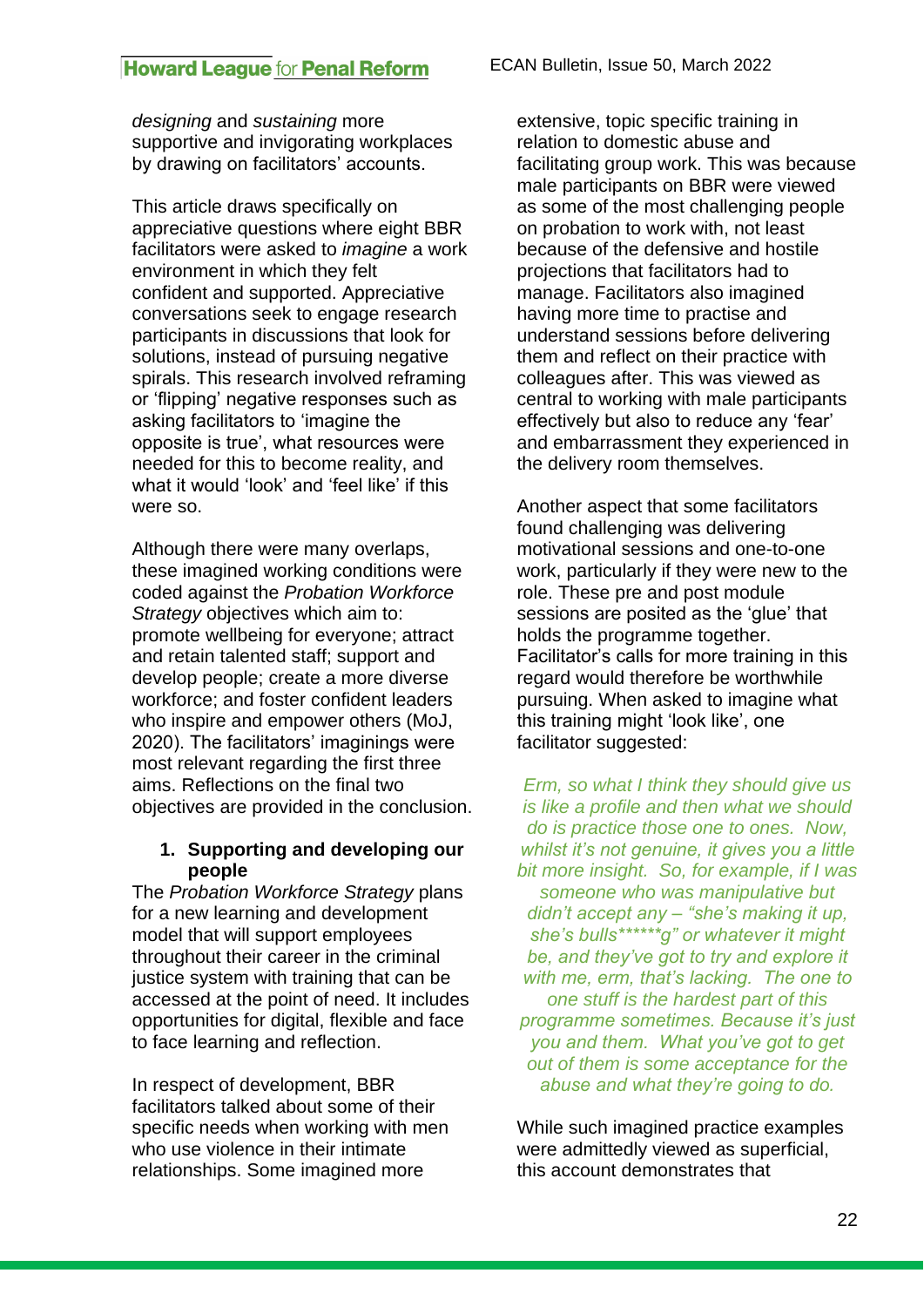*designing* and *sustaining* more supportive and invigorating workplaces by drawing on facilitators' accounts.

This article draws specifically on appreciative questions where eight BBR facilitators were asked to *imagine* a work environment in which they felt confident and supported. Appreciative conversations seek to engage research participants in discussions that look for solutions, instead of pursuing negative spirals. This research involved reframing or 'flipping' negative responses such as asking facilitators to 'imagine the opposite is true', what resources were needed for this to become reality, and what it would 'look' and 'feel like' if this were so.

Although there were many overlaps, these imagined working conditions were coded against the *Probation Workforce Strategy* objectives which aim to: promote wellbeing for everyone; attract and retain talented staff; support and develop people; create a more diverse workforce; and foster confident leaders who inspire and empower others (MoJ, 2020). The facilitators' imaginings were most relevant regarding the first three aims. Reflections on the final two objectives are provided in the conclusion.

1. **Supporting and developing our people**

The *Probation Workforce Strategy* plans for a new learning and development model that will support employees throughout their career in the criminal justice system with training that can be accessed at the point of need. It includes opportunities for digital, flexible and face to face learning and reflection.

In respect of development, BBR facilitators talked about some of their specific needs when working with men who use violence in their intimate relationships. Some imagined more extensive, topic specific training in relation to domestic abuse and facilitating group work. This was because male participants on BBR were viewed as some of the most challenging people on probation to work with, not least because of the defensive and hostile projections that facilitators had to manage. Facilitators also imagined having more time to practise and understand sessions before delivering them and reflect on their practice with colleagues after. This was viewed as central to working with male participants effectively but also to reduce any 'fear' and embarrassment they experienced in the delivery room themselves.

Another aspect that some facilitators found challenging was delivering motivational sessions and one-to-one work, particularly if they were new to the role. These pre and post module sessions are posited as the 'glue' that holds the programme together. Facilitator's calls for more training in this regard would therefore be worthwhile pursuing. When asked to imagine what this training might 'look like', one facilitator suggested:

> *Erm, so what I think they should give us is like a profile and then what we should do is practice those one to ones. Now, whilst it's not genuine, it gives you a little bit more insight. So, for example, if I was someone who was manipulative but didn't accept any – "she's making it up, she's bulls******g" or whatever it might be, and they've got to try and explore it with me, erm, that's lacking. The one to one stuff is the hardest part of this programme sometimes. Because it's just you and them. What you've got to get out of them is some acceptance for the abuse and what they're going to do.*

While such imagined practice examples were admittedly viewed as superficial, this account demonstrates that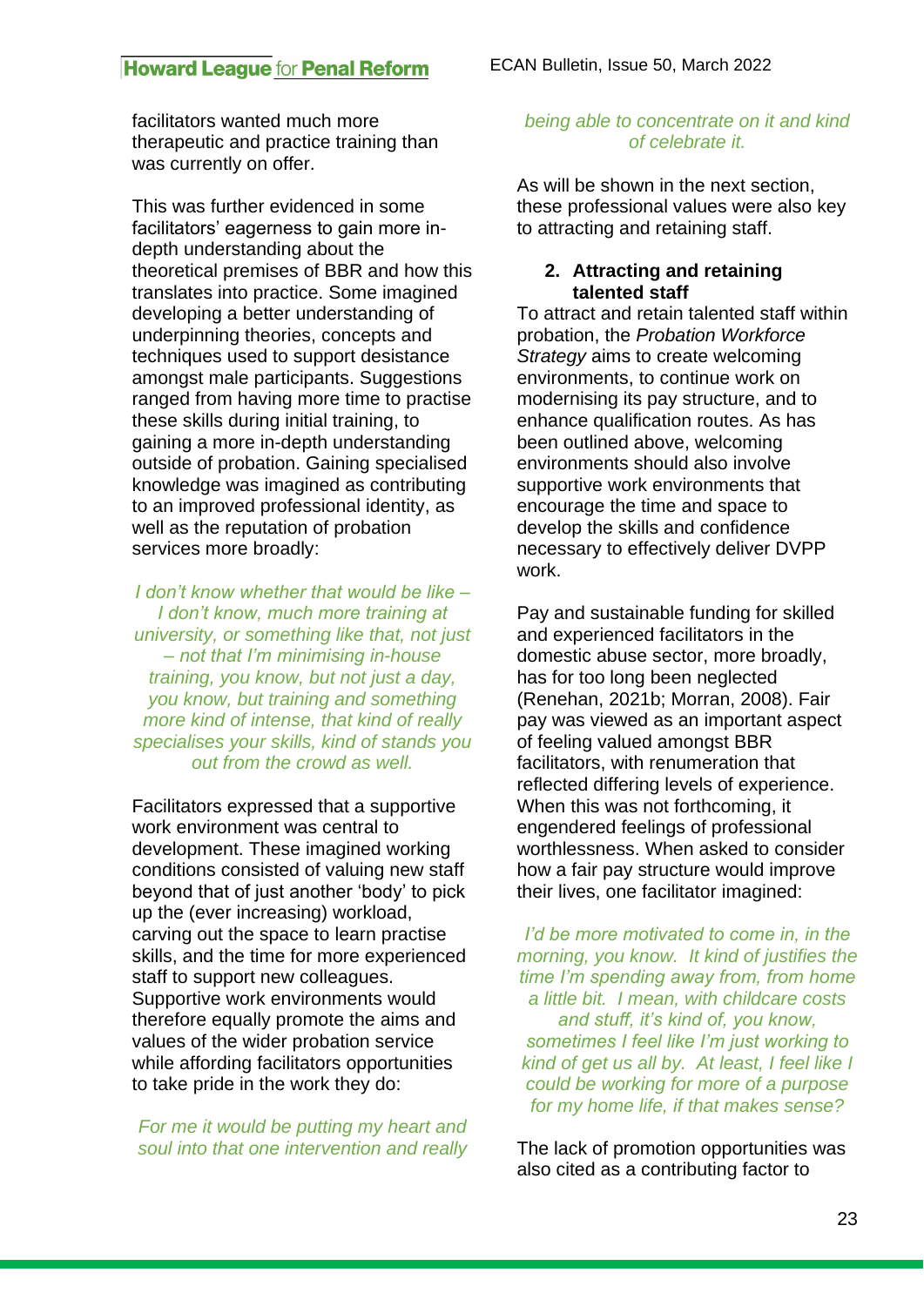facilitators wanted much more therapeutic and practice training than was currently on offer.

This was further evidenced in some facilitators' eagerness to gain more in-depth understanding about the theoretical premises of BBR and how this translates into practice. Some imagined developing a better understanding of underpinning theories, concepts and techniques used to support desistance amongst male participants. Suggestions ranged from having more time to practise these skills during initial training, to gaining a more in-depth understanding outside of probation. Gaining specialised knowledge was imagined as contributing to an improved professional identity, as well as the reputation of probation services more broadly:

> *I don't know whether that would be like – I don't know, much more training at university, or something like that, not just – not that I'm minimising in-house training, you know, but not just a day, you know, but training and something more kind of intense, that kind of really specialises your skills, kind of stands you out from the crowd as well.*

Facilitators expressed that a supportive work environment was central to development. These imagined working conditions consisted of valuing new staff beyond that of just another 'body' to pick up the (ever increasing) workload, carving out the space to learn practise skills, and the time for more experienced staff to support new colleagues. Supportive work environments would therefore equally promote the aims and values of the wider probation service while affording facilitators opportunities to take pride in the work they do:

> *For me it would be putting my heart and soul into that one intervention and really being able to concentrate on it and kind of celebrate it.*

As will be shown in the next section, these professional values were also key to attracting and retaining staff.

## 2. Attracting and retaining talented staff

To attract and retain talented staff within probation, the *Probation Workforce Strategy* aims to create welcoming environments, to continue work on modernising its pay structure, and to enhance qualification routes. As has been outlined above, welcoming environments should also involve supportive work environments that encourage the time and space to develop the skills and confidence necessary to effectively deliver DVPP work.

Pay and sustainable funding for skilled and experienced facilitators in the domestic abuse sector, more broadly, has for too long been neglected (Renehan, 2021b; Morran, 2008). Fair pay was viewed as an important aspect of feeling valued amongst BBR facilitators, with renumeration that reflected differing levels of experience. When this was not forthcoming, it engendered feelings of professional worthlessness. When asked to consider how a fair pay structure would improve their lives, one facilitator imagined:

> *I'd be more motivated to come in, in the morning, you know. It kind of justifies the time I'm spending away from, from home a little bit. I mean, with childcare costs and stuff, it's kind of, you know, sometimes I feel like I'm just working to kind of get us all by. At least, I feel like I could be working for more of a purpose for my home life, if that makes sense?*

The lack of promotion opportunities was also cited as a contributing factor to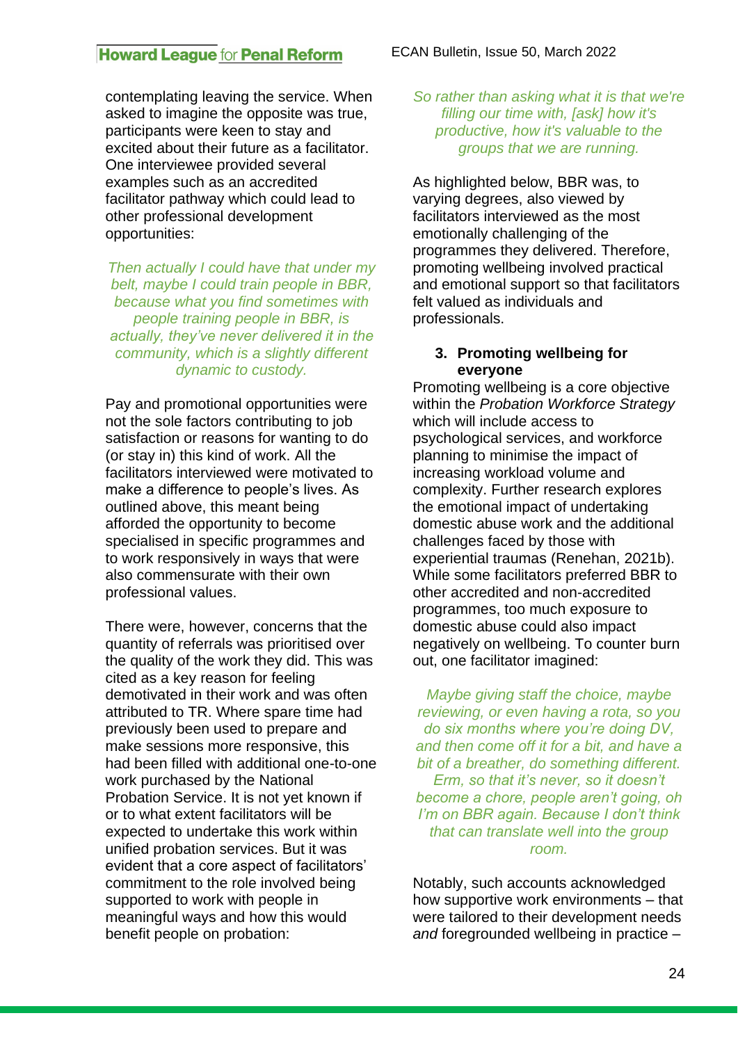contemplating leaving the service. When asked to imagine the opposite was true, participants were keen to stay and excited about their future as a facilitator. One interviewee provided several examples such as an accredited facilitator pathway which could lead to other professional development opportunities:

> *Then actually I could have that under my belt, maybe I could train people in BBR, because what you find sometimes with people training people in BBR, is actually, they've never delivered it in the community, which is a slightly different dynamic to custody.*

Pay and promotional opportunities were not the sole factors contributing to job satisfaction or reasons for wanting to do (or stay in) this kind of work. All the facilitators interviewed were motivated to make a difference to people's lives. As outlined above, this meant being afforded the opportunity to become specialised in specific programmes and to work responsively in ways that were also commensurate with their own professional values.

There were, however, concerns that the quantity of referrals was prioritised over the quality of the work they did. This was cited as a key reason for feeling demotivated in their work and was often attributed to TR. Where spare time had previously been used to prepare and make sessions more responsive, this had been filled with additional one-to-one work purchased by the National Probation Service. It is not yet known if or to what extent facilitators will be expected to undertake this work within unified probation services. But it was evident that a core aspect of facilitators' commitment to the role involved being supported to work with people in meaningful ways and how this would benefit people on probation:

> *So rather than asking what it is that we're filling our time with, [ask] how it's productive, how it's valuable to the groups that we are running.*

As highlighted below, BBR was, to varying degrees, also viewed by facilitators interviewed as the most emotionally challenging of the programmes they delivered. Therefore, promoting wellbeing involved practical and emotional support so that facilitators felt valued as individuals and professionals.

### 3. Promoting wellbeing for everyone

Promoting wellbeing is a core objective within the *Probation Workforce Strategy* which will include access to psychological services, and workforce planning to minimise the impact of increasing workload volume and complexity. Further research explores the emotional impact of undertaking domestic abuse work and the additional challenges faced by those with experiential traumas (Renehan, 2021b). While some facilitators preferred BBR to other accredited and non-accredited programmes, too much exposure to domestic abuse could also impact negatively on wellbeing. To counter burn out, one facilitator imagined:

> *Maybe giving staff the choice, maybe reviewing, or even having a rota, so you do six months where you're doing DV, and then come off it for a bit, and have a bit of a breather, do something different. Erm, so that it's never, so it doesn't become a chore, people aren't going, oh I'm on BBR again. Because I don't think that can translate well into the group room.*

Notably, such accounts acknowledged how supportive work environments – that were tailored to their development needs *and* foregrounded wellbeing in practice –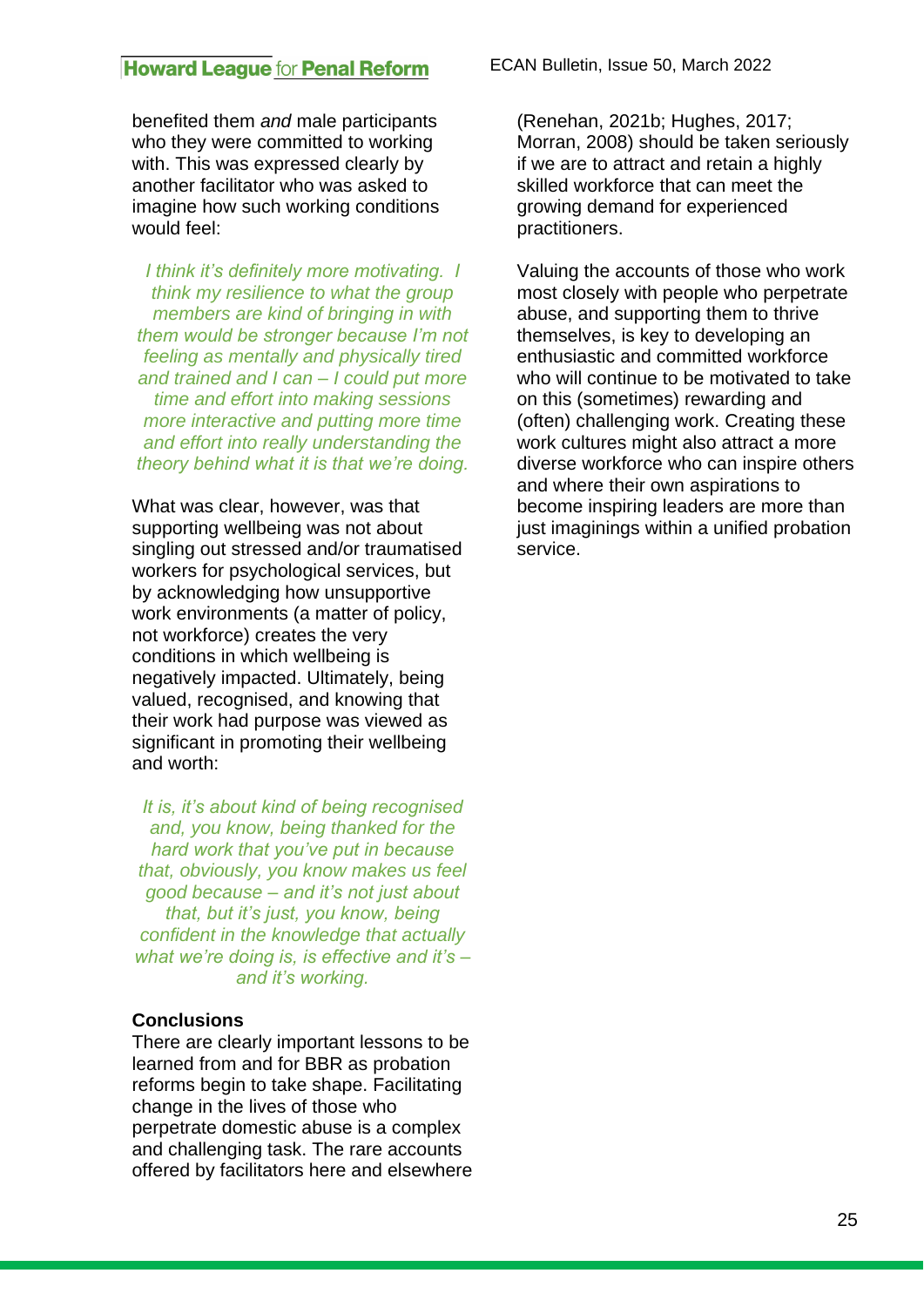benefited them *and* male participants who they were committed to working with. This was expressed clearly by another facilitator who was asked to imagine how such working conditions would feel:

> *I think it's definitely more motivating. I think my resilience to what the group members are kind of bringing in with them would be stronger because I'm not feeling as mentally and physically tired and trained and I can – I could put more time and effort into making sessions more interactive and putting more time and effort into really understanding the theory behind what it is that we're doing.*

What was clear, however, was that supporting wellbeing was not about singling out stressed and/or traumatised workers for psychological services, but by acknowledging how unsupportive work environments (a matter of policy, not workforce) creates the very conditions in which wellbeing is negatively impacted. Ultimately, being valued, recognised, and knowing that their work had purpose was viewed as significant in promoting their wellbeing and worth:

> *It is, it's about kind of being recognised and, you know, being thanked for the hard work that you've put in because that, obviously, you know makes us feel good because – and it's not just about that, but it's just, you know, being confident in the knowledge that actually what we're doing, is effective and it's – and it's working.*

**Conclusions**

There are clearly important lessons to be learned from and for BBR as probation reforms begin to take shape. Facilitating change in the lives of those who perpetrate domestic abuse is a complex and challenging task. The rare accounts offered by facilitators here and elsewhere (Renehan, 2021b; Hughes, 2017; Morran, 2008) should be taken seriously if we are to attract and retain a highly skilled workforce that can meet the growing demand for experienced practitioners.

Valuing the accounts of those who work most closely with people who perpetrate abuse, and supporting them to thrive themselves, is key to developing an enthusiastic and committed workforce who will continue to be motivated to take on this (sometimes) rewarding and (often) challenging work. Creating these work cultures might also attract a more diverse workforce who can inspire others and where their own aspirations to become inspiring leaders are more than just imaginings within a unified probation service.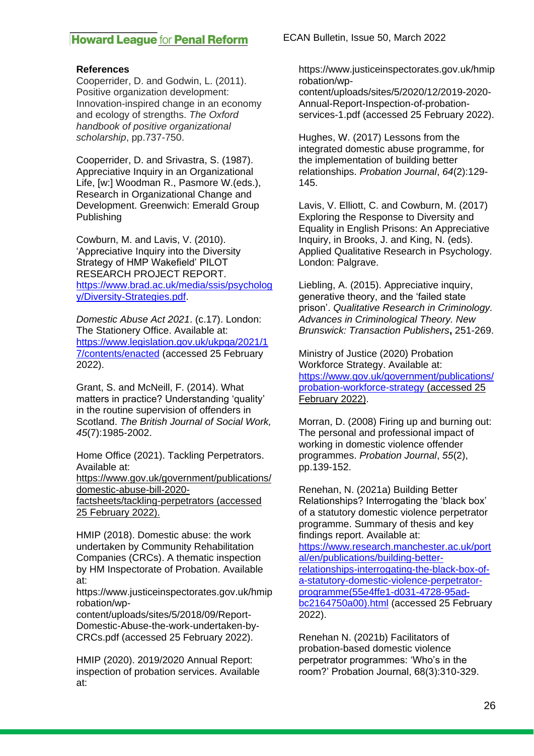**References**

Cooperrider, D. and Godwin, L. (2011). Positive organization development: Innovation-inspired change in an economy and ecology of strengths. *The Oxford handbook of positive organizational scholarship*, pp.737-750.

Cooperrider, D. and Srivastra, S. (1987). Appreciative Inquiry in an Organizational Life, [w:] Woodman R., Pasmore W.(eds.), Research in Organizational Change and Development. Greenwich: Emerald Group Publishing

Cowburn, M. and Lavis, V. (2010). 'Appreciative Inquiry into the Diversity Strategy of HMP Wakefield' PILOT RESEARCH PROJECT REPORT. https://www.brad.ac.uk/media/ssis/psychology/Diversity-Strategies.pdf.

*Domestic Abuse Act 2021*. (c.17). London: The Stationery Office. Available at: https://www.legislation.gov.uk/ukpga/2021/17/contents/enacted (accessed 25 February 2022).

Grant, S. and McNeill, F. (2014). What matters in practice? Understanding 'quality' in the routine supervision of offenders in Scotland. *The British Journal of Social Work, 45*(7):1985-2002.

Home Office (2021). Tackling Perpetrators. Available at: https://www.gov.uk/government/publications/domestic-abuse-bill-2020-factsheets/tackling-perpetrators (accessed 25 February 2022).

HMIP (2018). Domestic abuse: the work undertaken by Community Rehabilitation Companies (CRCs). A thematic inspection by HM Inspectorate of Probation. Available at: https://www.justiceinspectorates.gov.uk/hmiprobation/wp-content/uploads/sites/5/2018/09/Report-Domestic-Abuse-the-work-undertaken-by-CRCs.pdf (accessed 25 February 2022).

HMIP (2020). 2019/2020 Annual Report: inspection of probation services. Available at: https://www.justiceinspectorates.gov.uk/hmiprobation/wp-content/uploads/sites/5/2020/12/2019-2020-Annual-Report-Inspection-of-probation-services-1.pdf (accessed 25 February 2022).

Hughes, W. (2017) Lessons from the integrated domestic abuse programme, for the implementation of building better relationships. *Probation Journal*, *64*(2):129-145.

Lavis, V. Elliott, C. and Cowburn, M. (2017) Exploring the Response to Diversity and Equality in English Prisons: An Appreciative Inquiry, in Brooks, J. and King, N. (eds). Applied Qualitative Research in Psychology. London: Palgrave.

Liebling, A. (2015). Appreciative inquiry, generative theory, and the 'failed state prison'. *Qualitative Research in Criminology. Advances in Criminological Theory. New Brunswick: Transaction Publishers*, 251-269.

Ministry of Justice (2020) Probation Workforce Strategy. Available at: https://www.gov.uk/government/publications/probation-workforce-strategy (accessed 25 February 2022).

Morran, D. (2008) Firing up and burning out: The personal and professional impact of working in domestic violence offender programmes. *Probation Journal*, *55*(2), pp.139-152.

Renehan, N. (2021a) Building Better Relationships? Interrogating the 'black box' of a statutory domestic violence perpetrator programme. Summary of thesis and key findings report. Available at: https://www.research.manchester.ac.uk/portal/en/publications/building-better-relationships-interrogating-the-black-box-of-a-statutory-domestic-violence-perpetrator-programme(55e4ffe1-d031-4728-95ad-bc2164750a00).html (accessed 25 February 2022).

Renehan N. (2021b) Facilitators of probation-based domestic violence perpetrator programmes: 'Who's in the room?' Probation Journal, 68(3):310-329.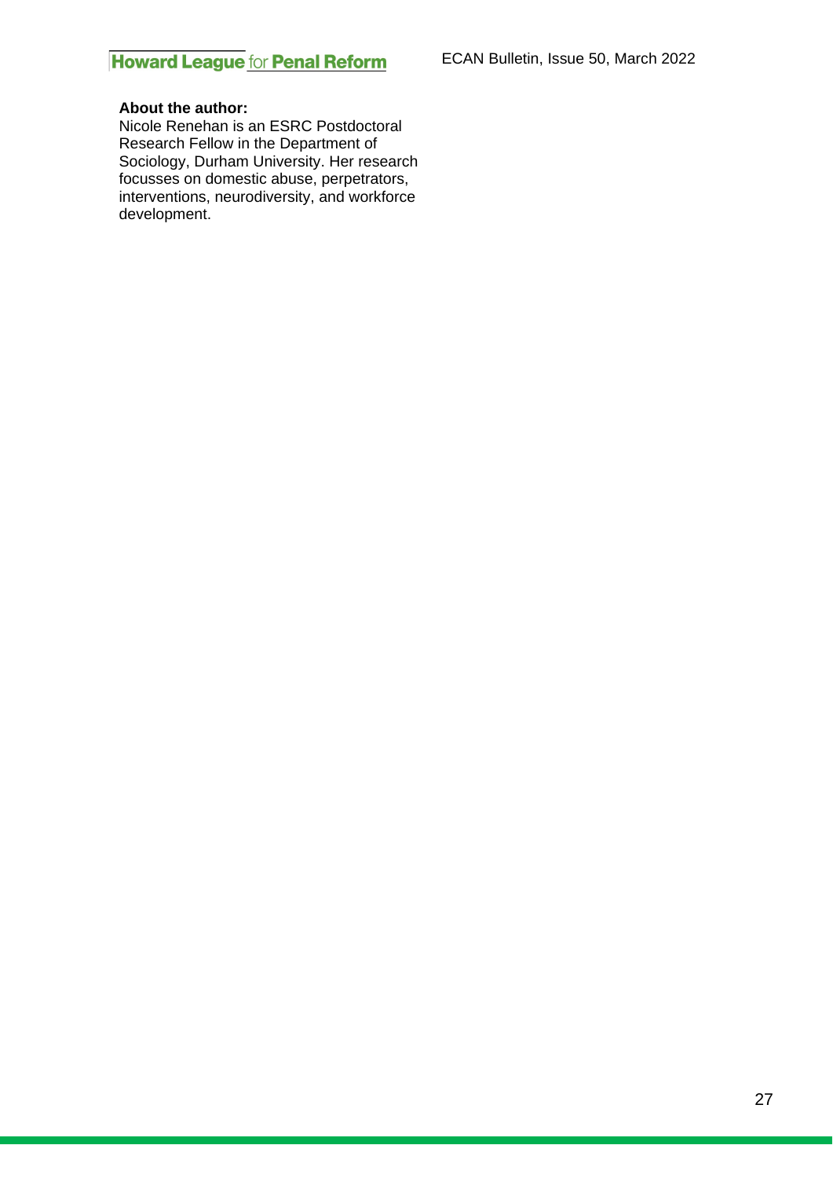**About the author:**
Nicole Renehan is an ESRC Postdoctoral Research Fellow in the Department of Sociology, Durham University. Her research focusses on domestic abuse, perpetrators, interventions, neurodiversity, and workforce development.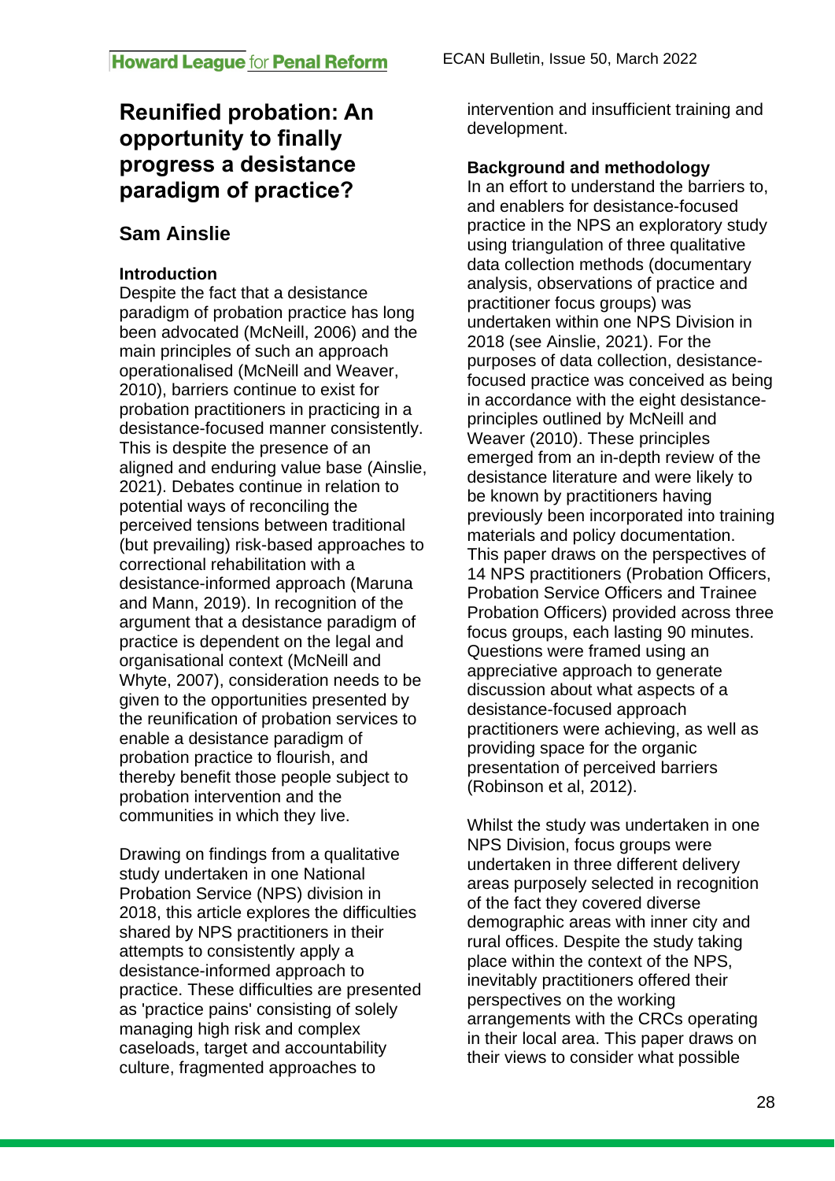# Reunified probation: An opportunity to finally progress a desistance paradigm of practice?

## Sam Ainslie

### Introduction

Despite the fact that a desistance paradigm of probation practice has long been advocated (McNeill, 2006) and the main principles of such an approach operationalised (McNeill and Weaver, 2010), barriers continue to exist for probation practitioners in practicing in a desistance-focused manner consistently. This is despite the presence of an aligned and enduring value base (Ainslie, 2021). Debates continue in relation to potential ways of reconciling the perceived tensions between traditional (but prevailing) risk-based approaches to correctional rehabilitation with a desistance-informed approach (Maruna and Mann, 2019). In recognition of the argument that a desistance paradigm of practice is dependent on the legal and organisational context (McNeill and Whyte, 2007), consideration needs to be given to the opportunities presented by the reunification of probation services to enable a desistance paradigm of probation practice to flourish, and thereby benefit those people subject to probation intervention and the communities in which they live.

Drawing on findings from a qualitative study undertaken in one National Probation Service (NPS) division in 2018, this article explores the difficulties shared by NPS practitioners in their attempts to consistently apply a desistance-informed approach to practice. These difficulties are presented as 'practice pains' consisting of solely managing high risk and complex caseloads, target and accountability culture, fragmented approaches to intervention and insufficient training and development.

### Background and methodology

In an effort to understand the barriers to, and enablers for desistance-focused practice in the NPS an exploratory study using triangulation of three qualitative data collection methods (documentary analysis, observations of practice and practitioner focus groups) was undertaken within one NPS Division in 2018 (see Ainslie, 2021). For the purposes of data collection, desistance-focused practice was conceived as being in accordance with the eight desistance-principles outlined by McNeill and Weaver (2010). These principles emerged from an in-depth review of the desistance literature and were likely to be known by practitioners having previously been incorporated into training materials and policy documentation. This paper draws on the perspectives of 14 NPS practitioners (Probation Officers, Probation Service Officers and Trainee Probation Officers) provided across three focus groups, each lasting 90 minutes. Questions were framed using an appreciative approach to generate discussion about what aspects of a desistance-focused approach practitioners were achieving, as well as providing space for the organic presentation of perceived barriers (Robinson et al, 2012).

Whilst the study was undertaken in one NPS Division, focus groups were undertaken in three different delivery areas purposely selected in recognition of the fact they covered diverse demographic areas with inner city and rural offices. Despite the study taking place within the context of the NPS, inevitably practitioners offered their perspectives on the working arrangements with the CRCs operating in their local area. This paper draws on their views to consider what possible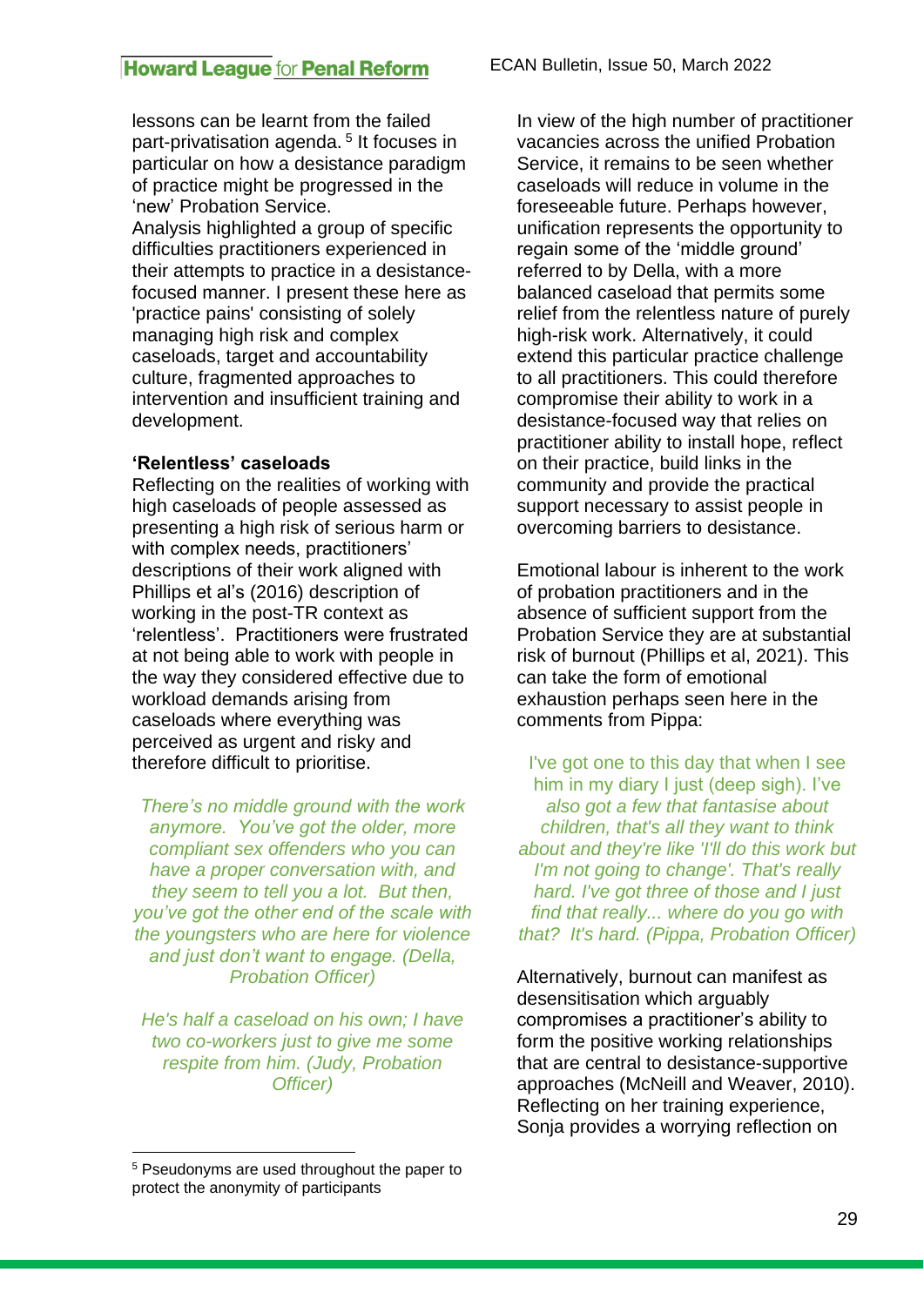lessons can be learnt from the failed part-privatisation agenda.[5] It focuses in particular on how a desistance paradigm of practice might be progressed in the 'new' Probation Service.
Analysis highlighted a group of specific difficulties practitioners experienced in their attempts to practice in a desistance-focused manner. I present these here as 'practice pains' consisting of solely managing high risk and complex caseloads, target and accountability culture, fragmented approaches to intervention and insufficient training and development.

**'Relentless' caseloads**

Reflecting on the realities of working with high caseloads of people assessed as presenting a high risk of serious harm or with complex needs, practitioners' descriptions of their work aligned with Phillips et al's (2016) description of working in the post-TR context as 'relentless'. Practitioners were frustrated at not being able to work with people in the way they considered effective due to workload demands arising from caseloads where everything was perceived as urgent and risky and therefore difficult to prioritise.

*There's no middle ground with the work anymore. You've got the older, more compliant sex offenders who you can have a proper conversation with, and they seem to tell you a lot. But then, you've got the other end of the scale with the youngsters who are here for violence and just don't want to engage. (Della, Probation Officer)*

*He's half a caseload on his own; I have two co-workers just to give me some respite from him. (Judy, Probation Officer)*

In view of the high number of practitioner vacancies across the unified Probation Service, it remains to be seen whether caseloads will reduce in volume in the foreseeable future. Perhaps however, unification represents the opportunity to regain some of the 'middle ground' referred to by Della, with a more balanced caseload that permits some relief from the relentless nature of purely high-risk work. Alternatively, it could extend this particular practice challenge to all practitioners. This could therefore compromise their ability to work in a desistance-focused way that relies on practitioner ability to install hope, reflect on their practice, build links in the community and provide the practical support necessary to assist people in overcoming barriers to desistance.

Emotional labour is inherent to the work of probation practitioners and in the absence of sufficient support from the Probation Service they are at substantial risk of burnout (Phillips et al, 2021). This can take the form of emotional exhaustion perhaps seen here in the comments from Pippa:

I've got one to this day that when I see him in my diary I just (deep sigh). I've *also got a few that fantasise about children, that's all they want to think about and they're like 'I'll do this work but I'm not going to change'. That's really hard. I've got three of those and I just find that really... where do you go with that? It's hard. (Pippa, Probation Officer)*

Alternatively, burnout can manifest as desensitisation which arguably compromises a practitioner's ability to form the positive working relationships that are central to desistance-supportive approaches (McNeill and Weaver, 2010). Reflecting on her training experience, Sonja provides a worrying reflection on

[5] Pseudonyms are used throughout the paper to protect the anonymity of participants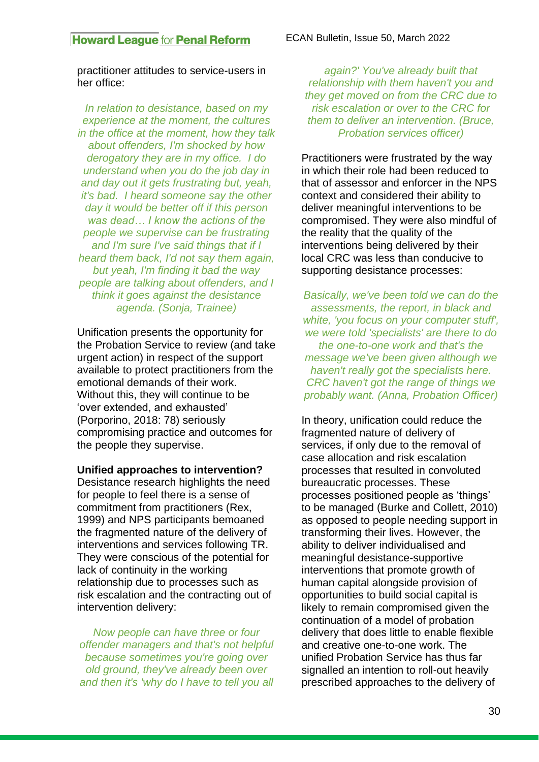practitioner attitudes to service-users in her office:

> *In relation to desistance, based on my experience at the moment, the cultures in the office at the moment, how they talk about offenders, I'm shocked by how derogatory they are in my office. I do understand when you do the job day in and day out it gets frustrating but, yeah, it's bad. I heard someone say the other day it would be better off if this person was dead… I know the actions of the people we supervise can be frustrating and I'm sure I've said things that if I heard them back, I'd not say them again, but yeah, I'm finding it bad the way people are talking about offenders, and I think it goes against the desistance agenda. (Sonja, Trainee)*

Unification presents the opportunity for the Probation Service to review (and take urgent action) in respect of the support available to protect practitioners from the emotional demands of their work. Without this, they will continue to be 'over extended, and exhausted' (Porporino, 2018: 78) seriously compromising practice and outcomes for the people they supervise.

**Unified approaches to intervention?**

Desistance research highlights the need for people to feel there is a sense of commitment from practitioners (Rex, 1999) and NPS participants bemoaned the fragmented nature of the delivery of interventions and services following TR. They were conscious of the potential for lack of continuity in the working relationship due to processes such as risk escalation and the contracting out of intervention delivery:

> *Now people can have three or four offender managers and that's not helpful because sometimes you're going over old ground, they've already been over and then it's 'why do I have to tell you all again?' You've already built that relationship with them haven't you and they get moved on from the CRC due to risk escalation or over to the CRC for them to deliver an intervention. (Bruce, Probation services officer)*

Practitioners were frustrated by the way in which their role had been reduced to that of assessor and enforcer in the NPS context and considered their ability to deliver meaningful interventions to be compromised. They were also mindful of the reality that the quality of the interventions being delivered by their local CRC was less than conducive to supporting desistance processes:

> *Basically, we've been told we can do the assessments, the report, in black and white, 'you focus on your computer stuff', we were told 'specialists' are there to do the one-to-one work and that's the message we've been given although we haven't really got the specialists here. CRC haven't got the range of things we probably want. (Anna, Probation Officer)*

In theory, unification could reduce the fragmented nature of delivery of services, if only due to the removal of case allocation and risk escalation processes that resulted in convoluted bureaucratic processes. These processes positioned people as 'things' to be managed (Burke and Collett, 2010) as opposed to people needing support in transforming their lives. However, the ability to deliver individualised and meaningful desistance-supportive interventions that promote growth of human capital alongside provision of opportunities to build social capital is likely to remain compromised given the continuation of a model of probation delivery that does little to enable flexible and creative one-to-one work. The unified Probation Service has thus far signalled an intention to roll-out heavily prescribed approaches to the delivery of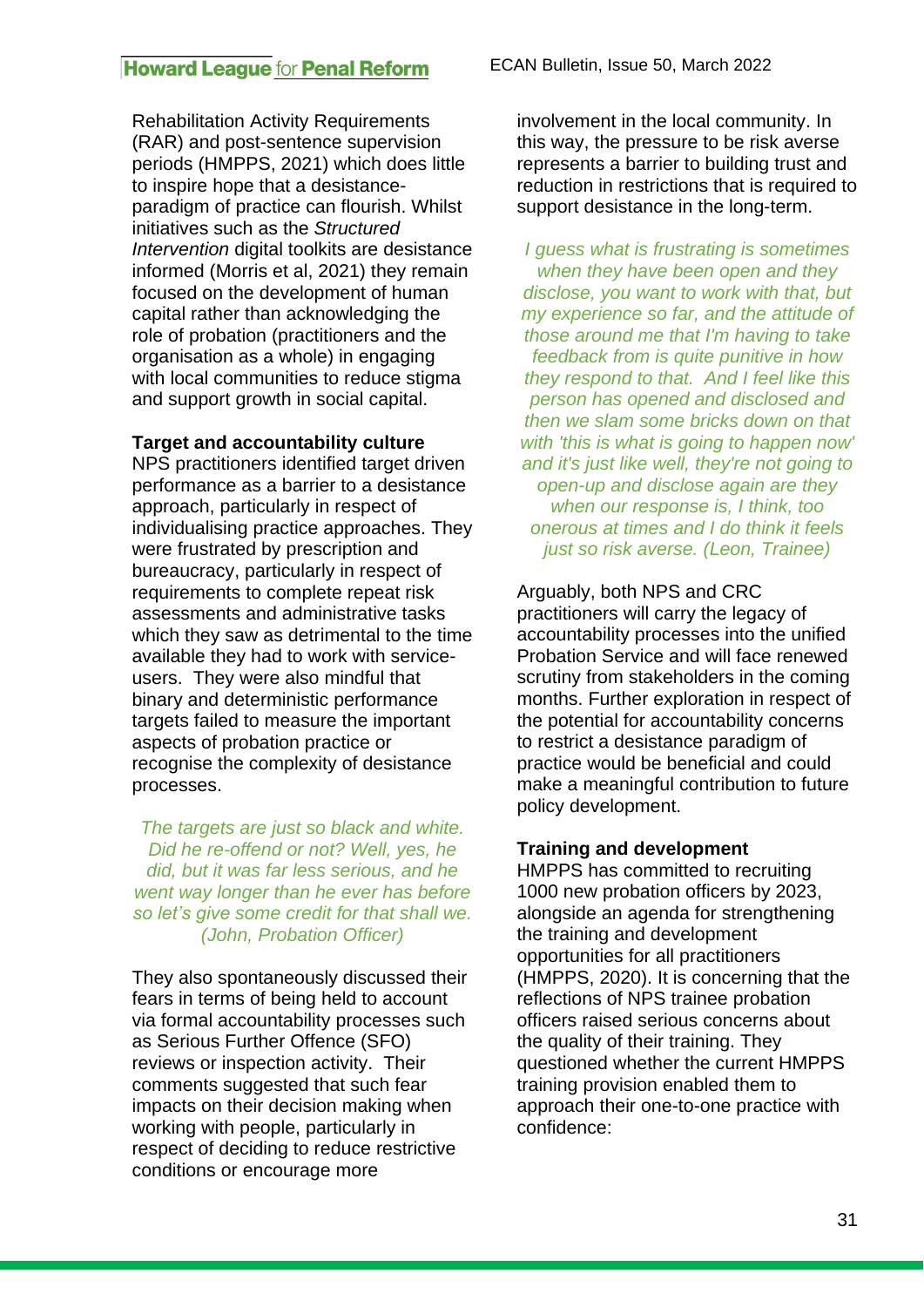Rehabilitation Activity Requirements (RAR) and post-sentence supervision periods (HMPPS, 2021) which does little to inspire hope that a desistance-paradigm of practice can flourish. Whilst initiatives such as the *Structured Intervention* digital toolkits are desistance informed (Morris et al, 2021) they remain focused on the development of human capital rather than acknowledging the role of probation (practitioners and the organisation as a whole) in engaging with local communities to reduce stigma and support growth in social capital.

**Target and accountability culture**

NPS practitioners identified target driven performance as a barrier to a desistance approach, particularly in respect of individualising practice approaches. They were frustrated by prescription and bureaucracy, particularly in respect of requirements to complete repeat risk assessments and administrative tasks which they saw as detrimental to the time available they had to work with service-users. They were also mindful that binary and deterministic performance targets failed to measure the important aspects of probation practice or recognise the complexity of desistance processes.

*The targets are just so black and white. Did he re-offend or not? Well, yes, he did, but it was far less serious, and he went way longer than he ever has before so let's give some credit for that shall we. (John, Probation Officer)*

They also spontaneously discussed their fears in terms of being held to account via formal accountability processes such as Serious Further Offence (SFO) reviews or inspection activity. Their comments suggested that such fear impacts on their decision making when working with people, particularly in respect of deciding to reduce restrictive conditions or encourage more involvement in the local community. In this way, the pressure to be risk averse represents a barrier to building trust and reduction in restrictions that is required to support desistance in the long-term.

*I guess what is frustrating is sometimes when they have been open and they disclose, you want to work with that, but my experience so far, and the attitude of those around me that I'm having to take feedback from is quite punitive in how they respond to that. And I feel like this person has opened and disclosed and then we slam some bricks down on that with 'this is what is going to happen now' and it's just like well, they're not going to open-up and disclose again are they when our response is, I think, too onerous at times and I do think it feels just so risk averse. (Leon, Trainee)*

Arguably, both NPS and CRC practitioners will carry the legacy of accountability processes into the unified Probation Service and will face renewed scrutiny from stakeholders in the coming months. Further exploration in respect of the potential for accountability concerns to restrict a desistance paradigm of practice would be beneficial and could make a meaningful contribution to future policy development.

**Training and development**

HMPPS has committed to recruiting 1000 new probation officers by 2023, alongside an agenda for strengthening the training and development opportunities for all practitioners (HMPPS, 2020). It is concerning that the reflections of NPS trainee probation officers raised serious concerns about the quality of their training. They questioned whether the current HMPPS training provision enabled them to approach their one-to-one practice with confidence: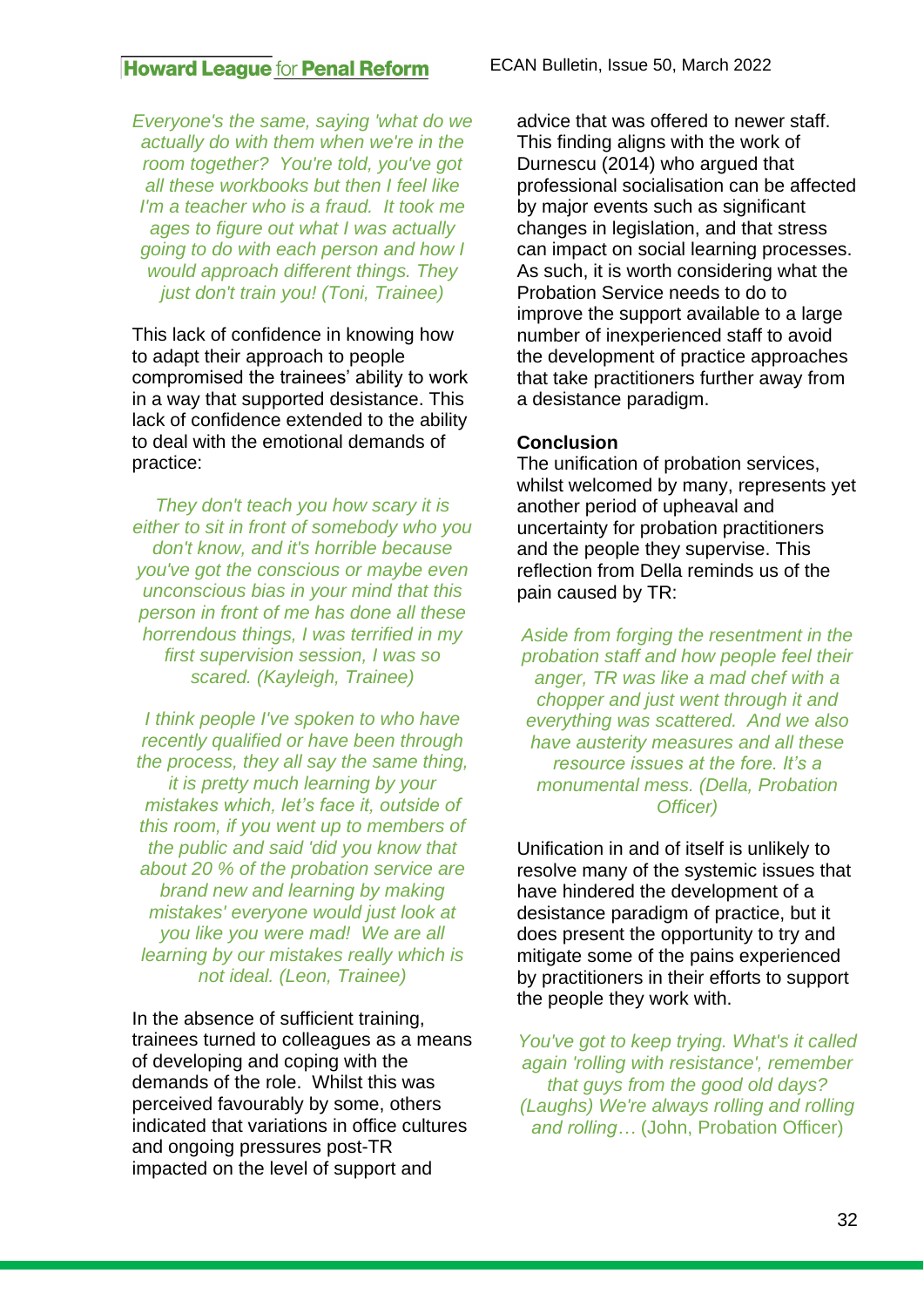*Everyone's the same, saying 'what do we actually do with them when we're in the room together? You're told, you've got all these workbooks but then I feel like I'm a teacher who is a fraud. It took me ages to figure out what I was actually going to do with each person and how I would approach different things. They just don't train you! (Toni, Trainee)*

This lack of confidence in knowing how to adapt their approach to people compromised the trainees' ability to work in a way that supported desistance. This lack of confidence extended to the ability to deal with the emotional demands of practice:

*They don't teach you how scary it is either to sit in front of somebody who you don't know, and it's horrible because you've got the conscious or maybe even unconscious bias in your mind that this person in front of me has done all these horrendous things, I was terrified in my first supervision session, I was so scared. (Kayleigh, Trainee)*

*I think people I've spoken to who have recently qualified or have been through the process, they all say the same thing, it is pretty much learning by your mistakes which, let's face it, outside of this room, if you went up to members of the public and said 'did you know that about 20 % of the probation service are brand new and learning by making mistakes' everyone would just look at you like you were mad! We are all learning by our mistakes really which is not ideal. (Leon, Trainee)*

In the absence of sufficient training, trainees turned to colleagues as a means of developing and coping with the demands of the role. Whilst this was perceived favourably by some, others indicated that variations in office cultures and ongoing pressures post-TR impacted on the level of support and advice that was offered to newer staff. This finding aligns with the work of Durnescu (2014) who argued that professional socialisation can be affected by major events such as significant changes in legislation, and that stress can impact on social learning processes. As such, it is worth considering what the Probation Service needs to do to improve the support available to a large number of inexperienced staff to avoid the development of practice approaches that take practitioners further away from a desistance paradigm.

**Conclusion**

The unification of probation services, whilst welcomed by many, represents yet another period of upheaval and uncertainty for probation practitioners and the people they supervise. This reflection from Della reminds us of the pain caused by TR:

*Aside from forging the resentment in the probation staff and how people feel their anger, TR was like a mad chef with a chopper and just went through it and everything was scattered. And we also have austerity measures and all these resource issues at the fore. It's a monumental mess. (Della, Probation Officer)*

Unification in and of itself is unlikely to resolve many of the systemic issues that have hindered the development of a desistance paradigm of practice, but it does present the opportunity to try and mitigate some of the pains experienced by practitioners in their efforts to support the people they work with.

*You've got to keep trying. What's it called again 'rolling with resistance', remember that guys from the good old days? (Laughs) We're always rolling and rolling and rolling…* (John, Probation Officer)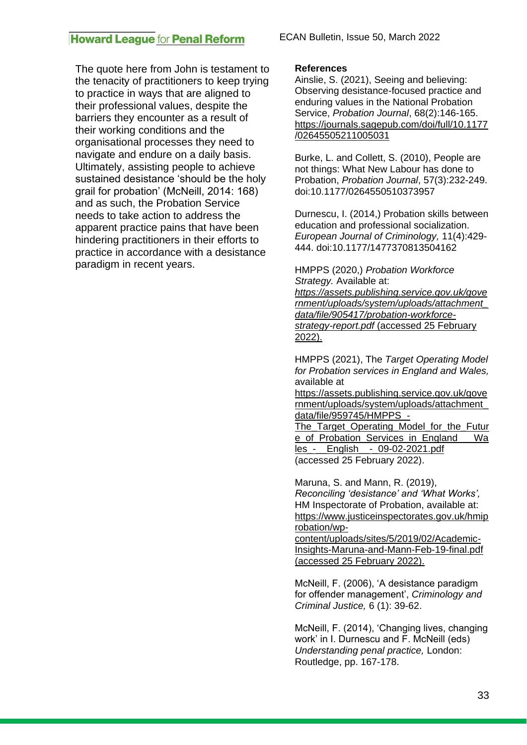The quote here from John is testament to the tenacity of practitioners to keep trying to practice in ways that are aligned to their professional values, despite the barriers they encounter as a result of their working conditions and the organisational processes they need to navigate and endure on a daily basis. Ultimately, assisting people to achieve sustained desistance 'should be the holy grail for probation' (McNeill, 2014: 168) and as such, the Probation Service needs to take action to address the apparent practice pains that have been hindering practitioners in their efforts to practice in accordance with a desistance paradigm in recent years.

**References**

Ainslie, S. (2021), Seeing and believing: Observing desistance-focused practice and enduring values in the National Probation Service, *Probation Journal*, 68(2):146-165. https://journals.sagepub.com/doi/full/10.1177/02645505211005031

Burke, L. and Collett, S. (2010), People are not things: What New Labour has done to Probation, *Probation Journal*, 57(3):232-249. doi:10.1177/0264550510373957

Durnescu, I. (2014,) Probation skills between education and professional socialization. *European Journal of Criminology,* 11(4):429-444. doi:10.1177/1477370813504162

HMPPS (2020,) *Probation Workforce Strategy.* Available at: *https://assets.publishing.service.gov.uk/government/uploads/system/uploads/attachment_data/file/905417/probation-workforce-strategy-report.pdf* (accessed 25 February 2022).

HMPPS (2021), The *Target Operating Model for Probation services in England and Wales,* available at https://assets.publishing.service.gov.uk/government/uploads/system/uploads/attachment_data/file/959745/HMPPS_-_The_Target_Operating_Model_for_the_Future_of_Probation_Services_in_England___Wales_-__English__-_09-02-2021.pdf (accessed 25 February 2022).

Maruna, S. and Mann, R. (2019), *Reconciling 'desistance' and 'What Works',* HM Inspectorate of Probation, available at: https://www.justiceinspectorates.gov.uk/hmiprobation/wp-content/uploads/sites/5/2019/02/Academic-Insights-Maruna-and-Mann-Feb-19-final.pdf (accessed 25 February 2022).

McNeill, F. (2006), 'A desistance paradigm for offender management', *Criminology and Criminal Justice,* 6 (1): 39-62.

McNeill, F. (2014), 'Changing lives, changing work' in I. Durnescu and F. McNeill (eds) *Understanding penal practice,* London: Routledge, pp. 167-178.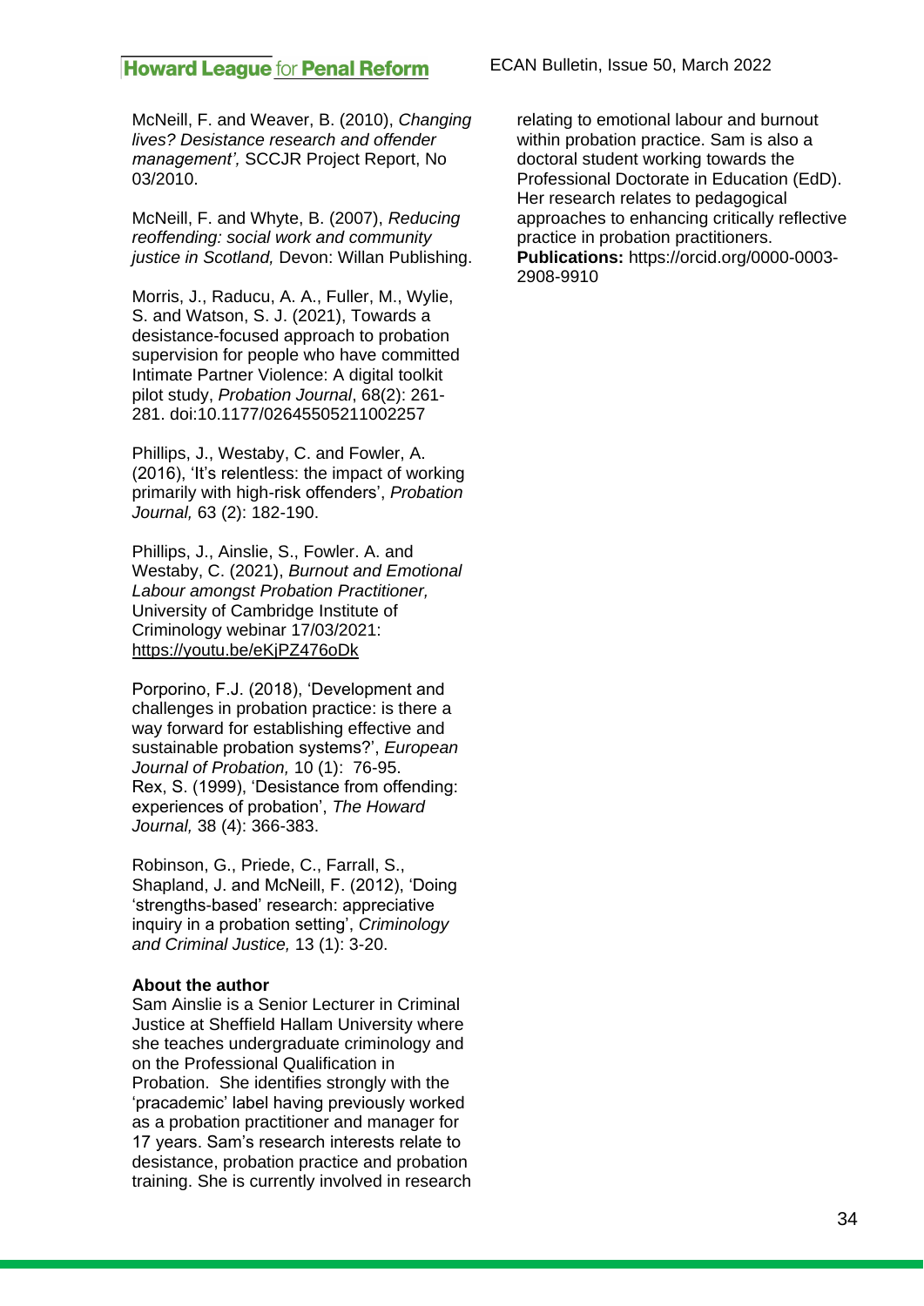McNeill, F. and Weaver, B. (2010), *Changing lives? Desistance research and offender management',* SCCJR Project Report, No 03/2010.

McNeill, F. and Whyte, B. (2007), *Reducing reoffending: social work and community justice in Scotland,* Devon: Willan Publishing.

Morris, J., Raducu, A. A., Fuller, M., Wylie, S. and Watson, S. J. (2021), Towards a desistance-focused approach to probation supervision for people who have committed Intimate Partner Violence: A digital toolkit pilot study, *Probation Journal*, 68(2): 261-281. doi:10.1177/02645505211002257

Phillips, J., Westaby, C. and Fowler, A. (2016), 'It's relentless: the impact of working primarily with high-risk offenders', *Probation Journal,* 63 (2): 182-190.

Phillips, J., Ainslie, S., Fowler. A. and Westaby, C. (2021), *Burnout and Emotional Labour amongst Probation Practitioner,* University of Cambridge Institute of Criminology webinar 17/03/2021: https://youtu.be/eKjPZ476oDk

Porporino, F.J. (2018), 'Development and challenges in probation practice: is there a way forward for establishing effective and sustainable probation systems?', *European Journal of Probation,* 10 (1): 76-95.

Rex, S. (1999), 'Desistance from offending: experiences of probation', *The Howard Journal,* 38 (4): 366-383.

Robinson, G., Priede, C., Farrall, S., Shapland, J. and McNeill, F. (2012), 'Doing 'strengths-based' research: appreciative inquiry in a probation setting', *Criminology and Criminal Justice,* 13 (1): 3-20.

**About the author**

Sam Ainslie is a Senior Lecturer in Criminal Justice at Sheffield Hallam University where she teaches undergraduate criminology and on the Professional Qualification in Probation. She identifies strongly with the 'pracademic' label having previously worked as a probation practitioner and manager for 17 years. Sam's research interests relate to desistance, probation practice and probation training. She is currently involved in research relating to emotional labour and burnout within probation practice. Sam is also a doctoral student working towards the Professional Doctorate in Education (EdD). Her research relates to pedagogical approaches to enhancing critically reflective practice in probation practitioners.
**Publications:** https://orcid.org/0000-0003-2908-9910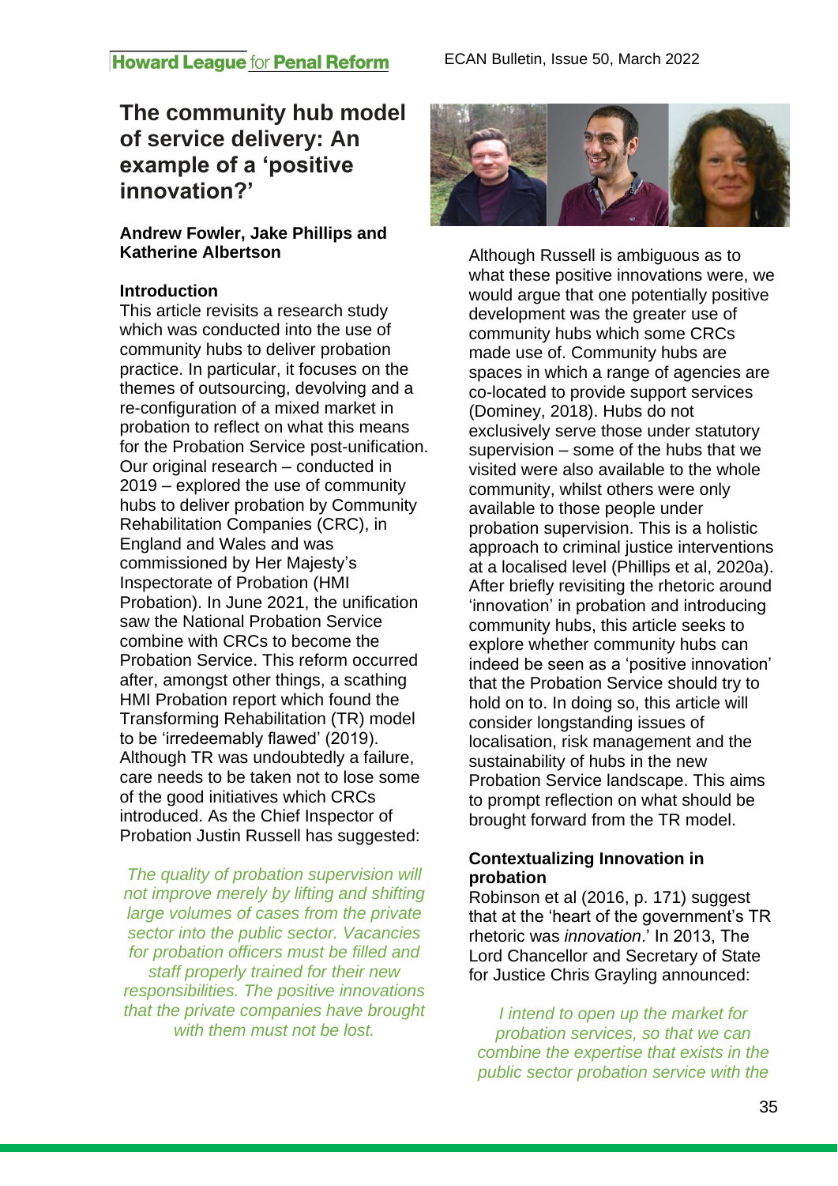# The community hub model of service delivery: An example of a 'positive innovation?'

**Andrew Fowler, Jake Phillips and Katherine Albertson**

### Introduction

This article revisits a research study which was conducted into the use of community hubs to deliver probation practice. In particular, it focuses on the themes of outsourcing, devolving and a re-configuration of a mixed market in probation to reflect on what this means for the Probation Service post-unification. Our original research – conducted in 2019 – explored the use of community hubs to deliver probation by Community Rehabilitation Companies (CRC), in England and Wales and was commissioned by Her Majesty's Inspectorate of Probation (HMI Probation). In June 2021, the unification saw the National Probation Service combine with CRCs to become the Probation Service. This reform occurred after, amongst other things, a scathing HMI Probation report which found the Transforming Rehabilitation (TR) model to be 'irredeemably flawed' (2019). Although TR was undoubtedly a failure, care needs to be taken not to lose some of the good initiatives which CRCs introduced. As the Chief Inspector of Probation Justin Russell has suggested:

> *The quality of probation supervision will not improve merely by lifting and shifting large volumes of cases from the private sector into the public sector. Vacancies for probation officers must be filled and staff properly trained for their new responsibilities. The positive innovations that the private companies have brought with them must not be lost.*

Although Russell is ambiguous as to what these positive innovations were, we would argue that one potentially positive development was the greater use of community hubs which some CRCs made use of. Community hubs are spaces in which a range of agencies are co-located to provide support services (Dominey, 2018). Hubs do not exclusively serve those under statutory supervision – some of the hubs that we visited were also available to the whole community, whilst others were only available to those people under probation supervision. This is a holistic approach to criminal justice interventions at a localised level (Phillips et al, 2020a). After briefly revisiting the rhetoric around 'innovation' in probation and introducing community hubs, this article seeks to explore whether community hubs can indeed be seen as a 'positive innovation' that the Probation Service should try to hold on to. In doing so, this article will consider longstanding issues of localisation, risk management and the sustainability of hubs in the new Probation Service landscape. This aims to prompt reflection on what should be brought forward from the TR model.

### Contextualizing Innovation in probation

Robinson et al (2016, p. 171) suggest that at the 'heart of the government's TR rhetoric was *innovation*.' In 2013, The Lord Chancellor and Secretary of State for Justice Chris Grayling announced:

> *I intend to open up the market for probation services, so that we can combine the expertise that exists in the public sector probation service with the*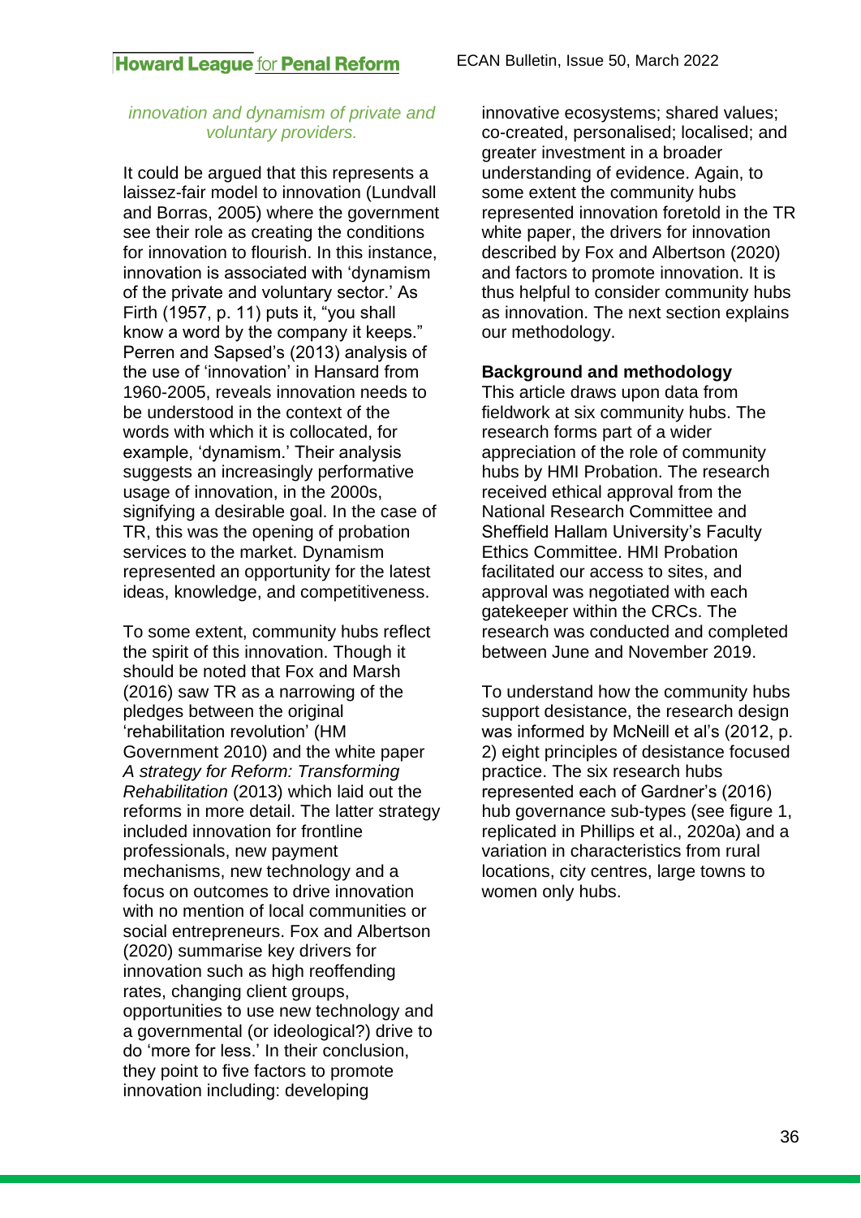*innovation and dynamism of private and voluntary providers.*

It could be argued that this represents a laissez-fair model to innovation (Lundvall and Borras, 2005) where the government see their role as creating the conditions for innovation to flourish. In this instance, innovation is associated with 'dynamism of the private and voluntary sector.' As Firth (1957, p. 11) puts it, "you shall know a word by the company it keeps." Perren and Sapsed's (2013) analysis of the use of 'innovation' in Hansard from 1960-2005, reveals innovation needs to be understood in the context of the words with which it is collocated, for example, 'dynamism.' Their analysis suggests an increasingly performative usage of innovation, in the 2000s, signifying a desirable goal. In the case of TR, this was the opening of probation services to the market. Dynamism represented an opportunity for the latest ideas, knowledge, and competitiveness.

To some extent, community hubs reflect the spirit of this innovation. Though it should be noted that Fox and Marsh (2016) saw TR as a narrowing of the pledges between the original 'rehabilitation revolution' (HM Government 2010) and the white paper *A strategy for Reform: Transforming Rehabilitation* (2013) which laid out the reforms in more detail. The latter strategy included innovation for frontline professionals, new payment mechanisms, new technology and a focus on outcomes to drive innovation with no mention of local communities or social entrepreneurs. Fox and Albertson (2020) summarise key drivers for innovation such as high reoffending rates, changing client groups, opportunities to use new technology and a governmental (or ideological?) drive to do 'more for less.' In their conclusion, they point to five factors to promote innovation including: developing innovative ecosystems; shared values; co-created, personalised; localised; and greater investment in a broader understanding of evidence. Again, to some extent the community hubs represented innovation foretold in the TR white paper, the drivers for innovation described by Fox and Albertson (2020) and factors to promote innovation. It is thus helpful to consider community hubs as innovation. The next section explains our methodology.

**Background and methodology**

This article draws upon data from fieldwork at six community hubs. The research forms part of a wider appreciation of the role of community hubs by HMI Probation. The research received ethical approval from the National Research Committee and Sheffield Hallam University's Faculty Ethics Committee. HMI Probation facilitated our access to sites, and approval was negotiated with each gatekeeper within the CRCs. The research was conducted and completed between June and November 2019.

To understand how the community hubs support desistance, the research design was informed by McNeill et al's (2012, p. 2) eight principles of desistance focused practice. The six research hubs represented each of Gardner's (2016) hub governance sub-types (see figure 1, replicated in Phillips et al., 2020a) and a variation in characteristics from rural locations, city centres, large towns to women only hubs.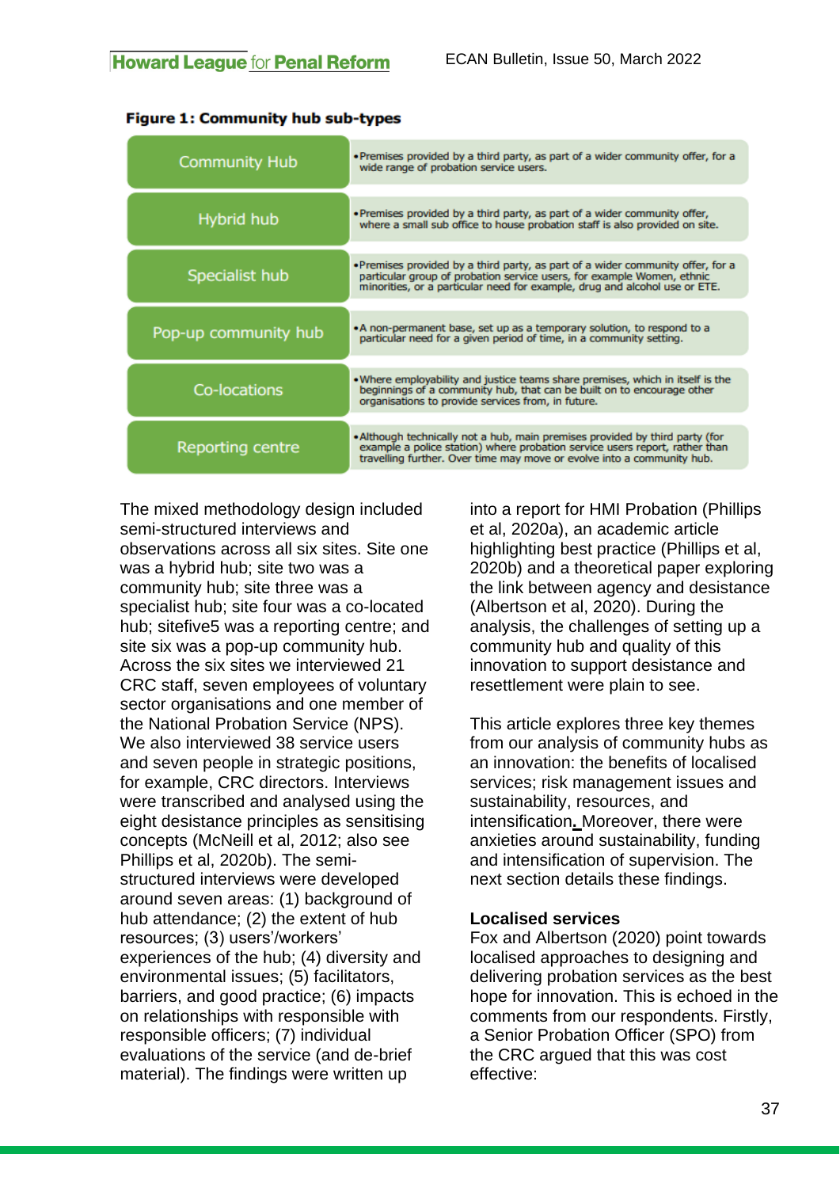**Figure 1: Community hub sub-types**

| Sub-type | Description |
|---|---|
| Community Hub | • Premises provided by a third party, as part of a wider community offer, for a wide range of probation service users. |
| Hybrid hub | • Premises provided by a third party, as part of a wider community offer, where a small sub office to house probation staff is also provided on site. |
| Specialist hub | • Premises provided by a third party, as part of a wider community offer, for a particular group of probation service users, for example Women, ethnic minorities, or a particular need for example, drug and alcohol use or ETE. |
| Pop-up community hub | • A non-permanent base, set up as a temporary solution, to respond to a particular need for a given period of time, in a community setting. |
| Co-locations | • Where employability and justice teams share premises, which in itself is the beginnings of a community hub, that can be built on to encourage other organisations to provide services from, in future. |
| Reporting centre | • Although technically not a hub, main premises provided by third party (for example a police station) where probation service users report, rather than travelling further. Over time may move or evolve into a community hub. |

The mixed methodology design included semi-structured interviews and observations across all six sites. Site one was a hybrid hub; site two was a community hub; site three was a specialist hub; site four was a co-located hub; sitefive5 was a reporting centre; and site six was a pop-up community hub. Across the six sites we interviewed 21 CRC staff, seven employees of voluntary sector organisations and one member of the National Probation Service (NPS). We also interviewed 38 service users and seven people in strategic positions, for example, CRC directors. Interviews were transcribed and analysed using the eight desistance principles as sensitising concepts (McNeill et al, 2012; also see Phillips et al, 2020b). The semi-structured interviews were developed around seven areas: (1) background of hub attendance; (2) the extent of hub resources; (3) users'/workers' experiences of the hub; (4) diversity and environmental issues; (5) facilitators, barriers, and good practice; (6) impacts on relationships with responsible with responsible officers; (7) individual evaluations of the service (and de-brief material). The findings were written up into a report for HMI Probation (Phillips et al, 2020a), an academic article highlighting best practice (Phillips et al, 2020b) and a theoretical paper exploring the link between agency and desistance (Albertson et al, 2020). During the analysis, the challenges of setting up a community hub and quality of this innovation to support desistance and resettlement were plain to see.

This article explores three key themes from our analysis of community hubs as an innovation: the benefits of localised services; risk management issues and sustainability, resources, and intensification. Moreover, there were anxieties around sustainability, funding and intensification of supervision. The next section details these findings.

**Localised services**

Fox and Albertson (2020) point towards localised approaches to designing and delivering probation services as the best hope for innovation. This is echoed in the comments from our respondents. Firstly, a Senior Probation Officer (SPO) from the CRC argued that this was cost effective: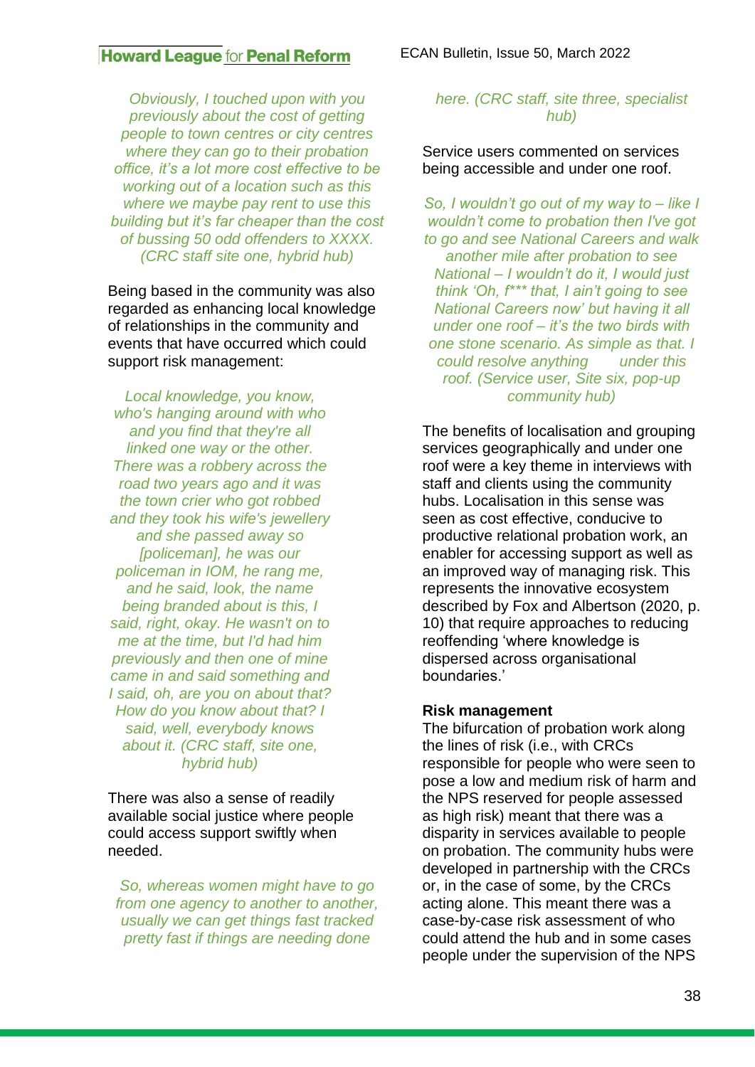*Obviously, I touched upon with you previously about the cost of getting people to town centres or city centres where they can go to their probation office, it's a lot more cost effective to be working out of a location such as this where we maybe pay rent to use this building but it's far cheaper than the cost of bussing 50 odd offenders to XXXX. (CRC staff site one, hybrid hub)*

Being based in the community was also regarded as enhancing local knowledge of relationships in the community and events that have occurred which could support risk management:

*Local knowledge, you know, who's hanging around with who and you find that they're all linked one way or the other. There was a robbery across the road two years ago and it was the town crier who got robbed and they took his wife's jewellery and she passed away so [policeman], he was our policeman in IOM, he rang me, and he said, look, the name being branded about is this, I said, right, okay. He wasn't on to me at the time, but I'd had him previously and then one of mine came in and said something and I said, oh, are you on about that? How do you know about that? I said, well, everybody knows about it. (CRC staff, site one, hybrid hub)*

There was also a sense of readily available social justice where people could access support swiftly when needed.

*So, whereas women might have to go from one agency to another to another, usually we can get things fast tracked pretty fast if things are needing done here. (CRC staff, site three, specialist hub)*

Service users commented on services being accessible and under one roof.

*So, I wouldn't go out of my way to – like I wouldn't come to probation then I've got to go and see National Careers and walk another mile after probation to see National – I wouldn't do it, I would just think 'Oh, f\*\*\* that, I ain't going to see National Careers now' but having it all under one roof – it's the two birds with one stone scenario. As simple as that. I could resolve anything under this roof. (Service user, Site six, pop-up community hub)*

The benefits of localisation and grouping services geographically and under one roof were a key theme in interviews with staff and clients using the community hubs. Localisation in this sense was seen as cost effective, conducive to productive relational probation work, an enabler for accessing support as well as an improved way of managing risk. This represents the innovative ecosystem described by Fox and Albertson (2020, p. 10) that require approaches to reducing reoffending 'where knowledge is dispersed across organisational boundaries.'

**Risk management**

The bifurcation of probation work along the lines of risk (i.e., with CRCs responsible for people who were seen to pose a low and medium risk of harm and the NPS reserved for people assessed as high risk) meant that there was a disparity in services available to people on probation. The community hubs were developed in partnership with the CRCs or, in the case of some, by the CRCs acting alone. This meant there was a case-by-case risk assessment of who could attend the hub and in some cases people under the supervision of the NPS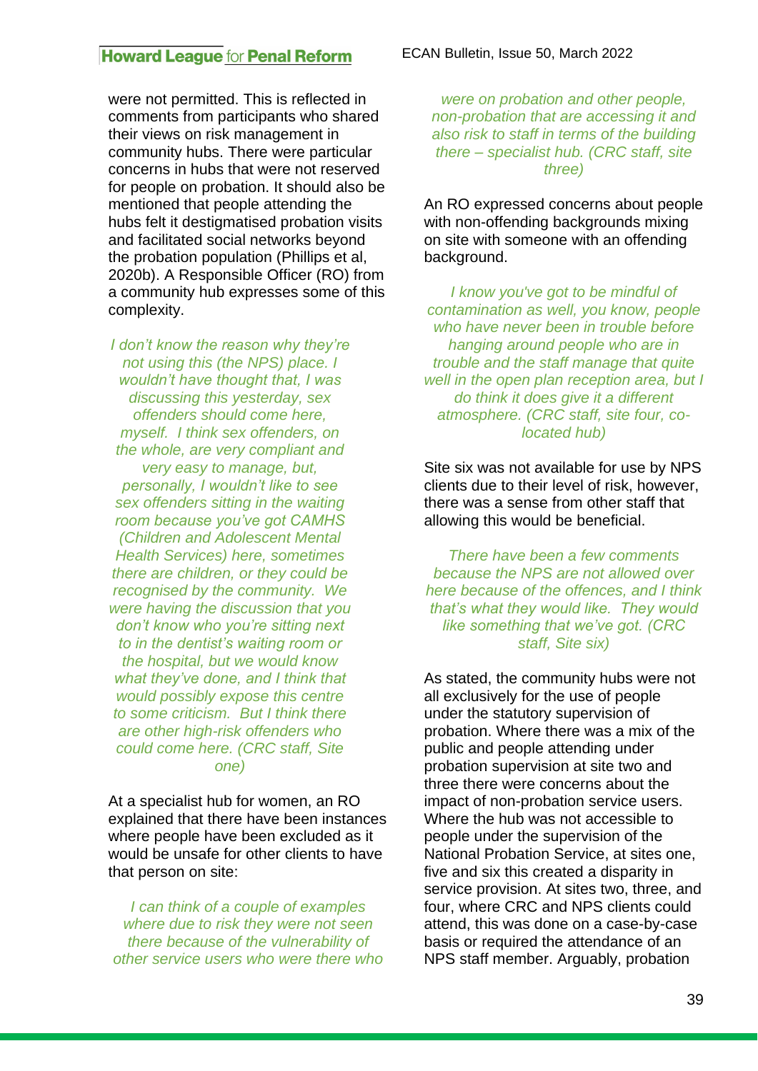were not permitted. This is reflected in comments from participants who shared their views on risk management in community hubs. There were particular concerns in hubs that were not reserved for people on probation. It should also be mentioned that people attending the hubs felt it destigmatised probation visits and facilitated social networks beyond the probation population (Phillips et al, 2020b). A Responsible Officer (RO) from a community hub expresses some of this complexity.

> *I don't know the reason why they're not using this (the NPS) place. I wouldn't have thought that, I was discussing this yesterday, sex offenders should come here, myself. I think sex offenders, on the whole, are very compliant and very easy to manage, but, personally, I wouldn't like to see sex offenders sitting in the waiting room because you've got CAMHS (Children and Adolescent Mental Health Services) here, sometimes there are children, or they could be recognised by the community. We were having the discussion that you don't know who you're sitting next to in the dentist's waiting room or the hospital, but we would know what they've done, and I think that would possibly expose this centre to some criticism. But I think there are other high-risk offenders who could come here. (CRC staff, Site one)*

At a specialist hub for women, an RO explained that there have been instances where people have been excluded as it would be unsafe for other clients to have that person on site:

> *I can think of a couple of examples where due to risk they were not seen there because of the vulnerability of other service users who were there who were on probation and other people, non-probation that are accessing it and also risk to staff in terms of the building there – specialist hub. (CRC staff, site three)*

An RO expressed concerns about people with non-offending backgrounds mixing on site with someone with an offending background.

> *I know you've got to be mindful of contamination as well, you know, people who have never been in trouble before hanging around people who are in trouble and the staff manage that quite well in the open plan reception area, but I do think it does give it a different atmosphere. (CRC staff, site four, co-located hub)*

Site six was not available for use by NPS clients due to their level of risk, however, there was a sense from other staff that allowing this would be beneficial.

> *There have been a few comments because the NPS are not allowed over here because of the offences, and I think that's what they would like. They would like something that we've got. (CRC staff, Site six)*

As stated, the community hubs were not all exclusively for the use of people under the statutory supervision of probation. Where there was a mix of the public and people attending under probation supervision at site two and three there were concerns about the impact of non-probation service users. Where the hub was not accessible to people under the supervision of the National Probation Service, at sites one, five and six this created a disparity in service provision. At sites two, three, and four, where CRC and NPS clients could attend, this was done on a case-by-case basis or required the attendance of an NPS staff member. Arguably, probation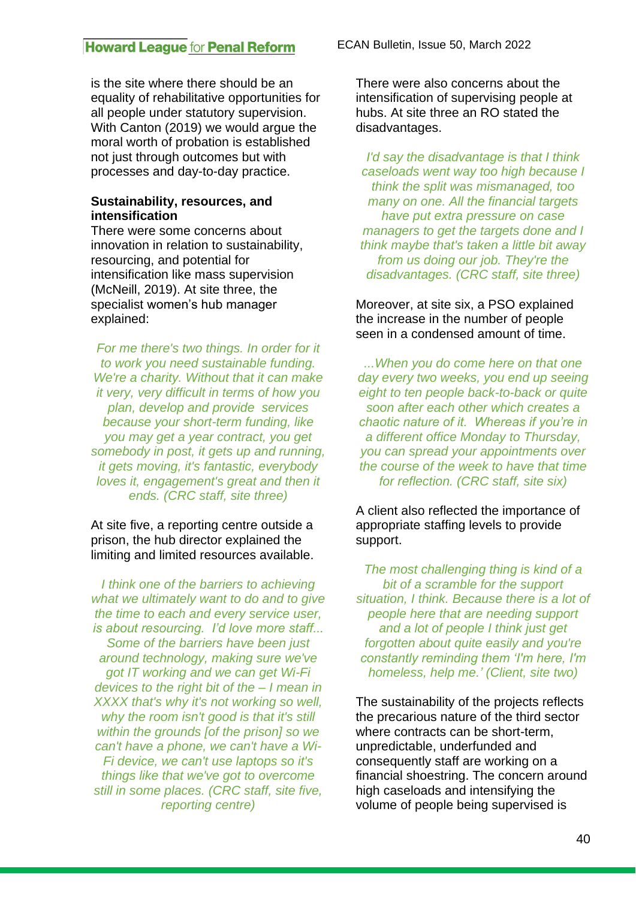is the site where there should be an equality of rehabilitative opportunities for all people under statutory supervision. With Canton (2019) we would argue the moral worth of probation is established not just through outcomes but with processes and day-to-day practice.

**Sustainability, resources, and intensification**

There were some concerns about innovation in relation to sustainability, resourcing, and potential for intensification like mass supervision (McNeill, 2019). At site three, the specialist women's hub manager explained:

*For me there's two things. In order for it to work you need sustainable funding. We're a charity. Without that it can make it very, very difficult in terms of how you plan, develop and provide services because your short-term funding, like you may get a year contract, you get somebody in post, it gets up and running, it gets moving, it's fantastic, everybody loves it, engagement's great and then it ends. (CRC staff, site three)*

At site five, a reporting centre outside a prison, the hub director explained the limiting and limited resources available.

*I think one of the barriers to achieving what we ultimately want to do and to give the time to each and every service user, is about resourcing. I'd love more staff... Some of the barriers have been just around technology, making sure we've got IT working and we can get Wi-Fi devices to the right bit of the – I mean in XXXX that's why it's not working so well, why the room isn't good is that it's still within the grounds [of the prison] so we can't have a phone, we can't have a Wi-Fi device, we can't use laptops so it's things like that we've got to overcome still in some places. (CRC staff, site five, reporting centre)*

There were also concerns about the intensification of supervising people at hubs. At site three an RO stated the disadvantages.

*I'd say the disadvantage is that I think caseloads went way too high because I think the split was mismanaged, too many on one. All the financial targets have put extra pressure on case managers to get the targets done and I think maybe that's taken a little bit away from us doing our job. They're the disadvantages. (CRC staff, site three)*

Moreover, at site six, a PSO explained the increase in the number of people seen in a condensed amount of time.

*...When you do come here on that one day every two weeks, you end up seeing eight to ten people back-to-back or quite soon after each other which creates a chaotic nature of it. Whereas if you're in a different office Monday to Thursday, you can spread your appointments over the course of the week to have that time for reflection. (CRC staff, site six)*

A client also reflected the importance of appropriate staffing levels to provide support.

*The most challenging thing is kind of a bit of a scramble for the support situation, I think. Because there is a lot of people here that are needing support and a lot of people I think just get forgotten about quite easily and you're constantly reminding them 'I'm here, I'm homeless, help me.' (Client, site two)*

The sustainability of the projects reflects the precarious nature of the third sector where contracts can be short-term, unpredictable, underfunded and consequently staff are working on a financial shoestring. The concern around high caseloads and intensifying the volume of people being supervised is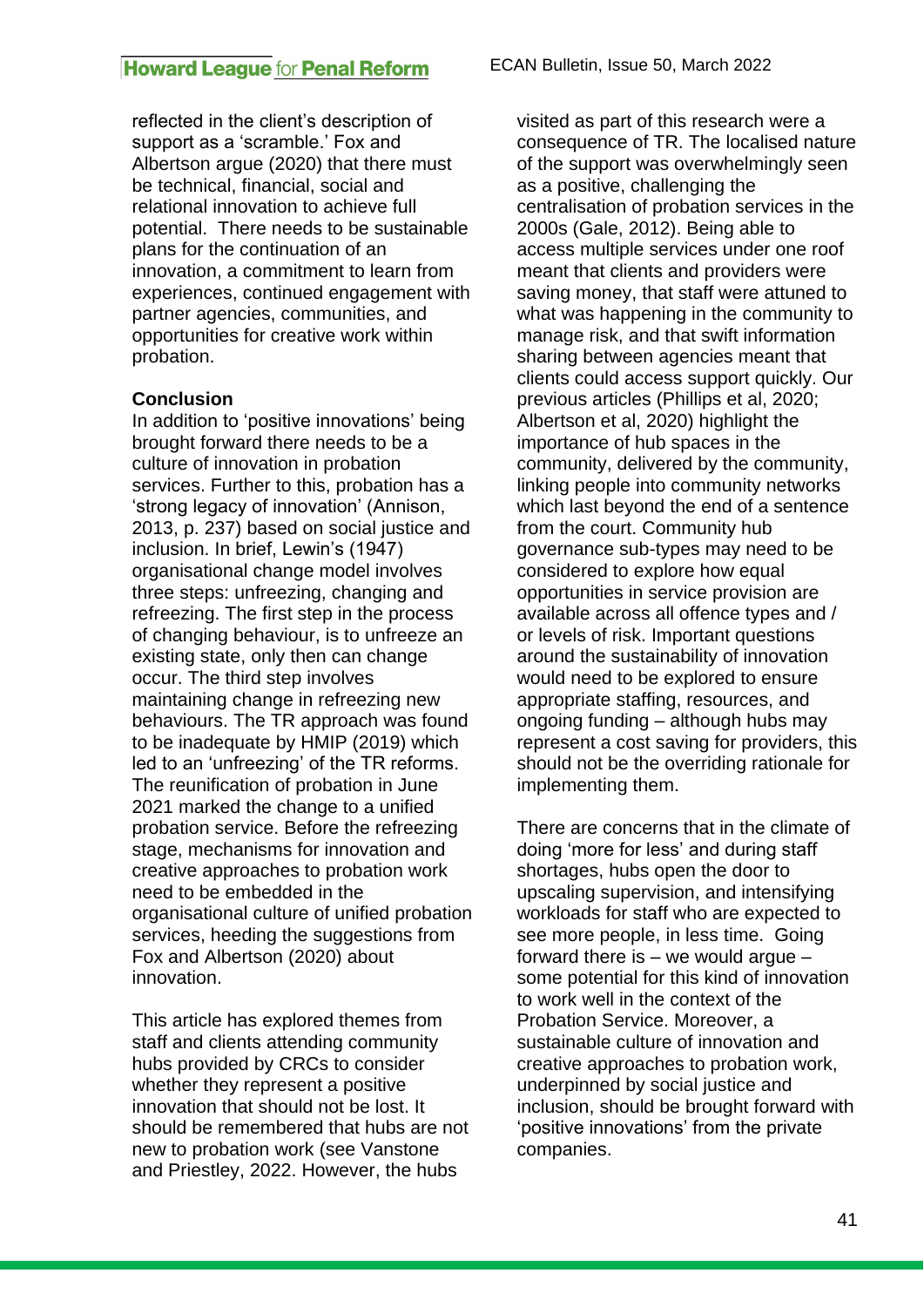reflected in the client's description of support as a 'scramble.' Fox and Albertson argue (2020) that there must be technical, financial, social and relational innovation to achieve full potential. There needs to be sustainable plans for the continuation of an innovation, a commitment to learn from experiences, continued engagement with partner agencies, communities, and opportunities for creative work within probation.

**Conclusion**

In addition to 'positive innovations' being brought forward there needs to be a culture of innovation in probation services. Further to this, probation has a 'strong legacy of innovation' (Annison, 2013, p. 237) based on social justice and inclusion. In brief, Lewin's (1947) organisational change model involves three steps: unfreezing, changing and refreezing. The first step in the process of changing behaviour, is to unfreeze an existing state, only then can change occur. The third step involves maintaining change in refreezing new behaviours. The TR approach was found to be inadequate by HMIP (2019) which led to an 'unfreezing' of the TR reforms. The reunification of probation in June 2021 marked the change to a unified probation service. Before the refreezing stage, mechanisms for innovation and creative approaches to probation work need to be embedded in the organisational culture of unified probation services, heeding the suggestions from Fox and Albertson (2020) about innovation.

This article has explored themes from staff and clients attending community hubs provided by CRCs to consider whether they represent a positive innovation that should not be lost. It should be remembered that hubs are not new to probation work (see Vanstone and Priestley, 2022. However, the hubs visited as part of this research were a consequence of TR. The localised nature of the support was overwhelmingly seen as a positive, challenging the centralisation of probation services in the 2000s (Gale, 2012). Being able to access multiple services under one roof meant that clients and providers were saving money, that staff were attuned to what was happening in the community to manage risk, and that swift information sharing between agencies meant that clients could access support quickly. Our previous articles (Phillips et al, 2020; Albertson et al, 2020) highlight the importance of hub spaces in the community, delivered by the community, linking people into community networks which last beyond the end of a sentence from the court. Community hub governance sub-types may need to be considered to explore how equal opportunities in service provision are available across all offence types and / or levels of risk. Important questions around the sustainability of innovation would need to be explored to ensure appropriate staffing, resources, and ongoing funding – although hubs may represent a cost saving for providers, this should not be the overriding rationale for implementing them.

There are concerns that in the climate of doing 'more for less' and during staff shortages, hubs open the door to upscaling supervision, and intensifying workloads for staff who are expected to see more people, in less time. Going forward there is – we would argue – some potential for this kind of innovation to work well in the context of the Probation Service. Moreover, a sustainable culture of innovation and creative approaches to probation work, underpinned by social justice and inclusion, should be brought forward with 'positive innovations' from the private companies.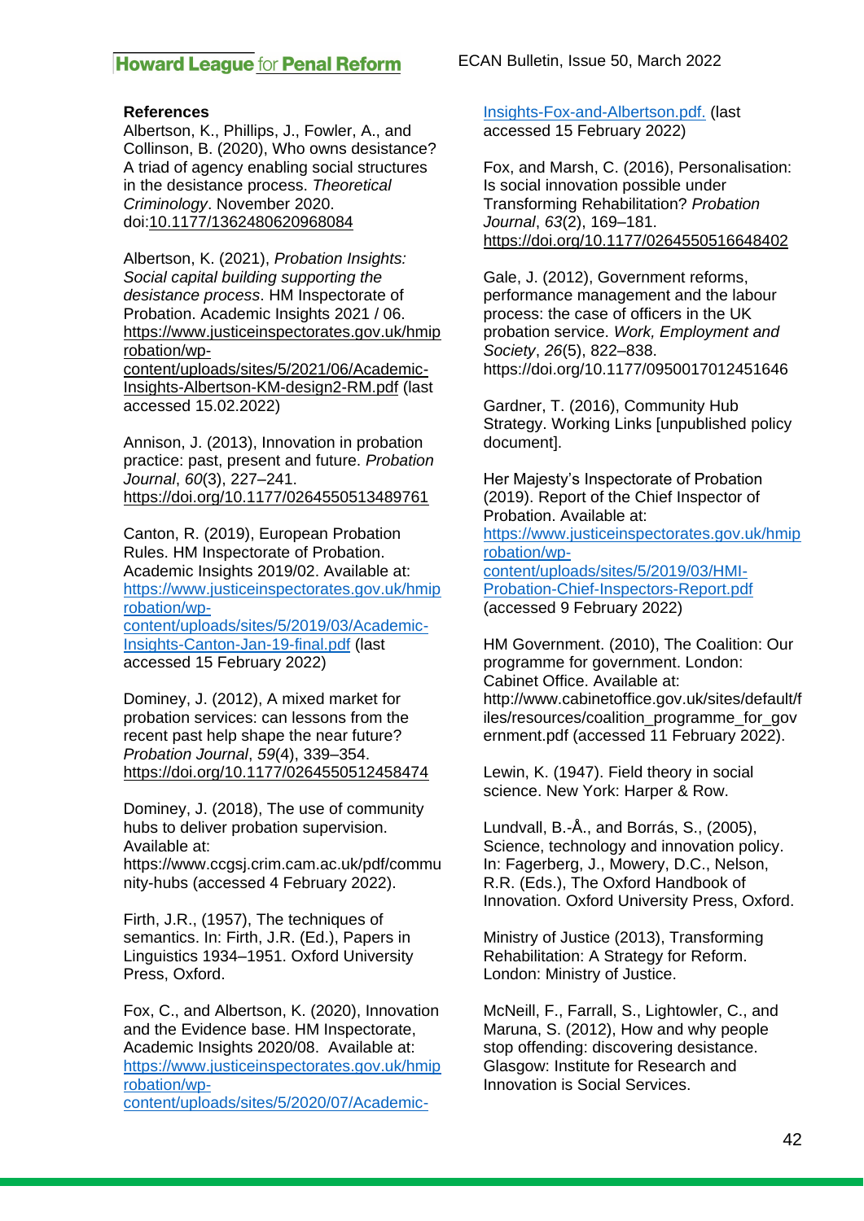**References**

Albertson, K., Phillips, J., Fowler, A., and Collinson, B. (2020), Who owns desistance? A triad of agency enabling social structures in the desistance process. *Theoretical Criminology*. November 2020. doi:10.1177/1362480620968084

Albertson, K. (2021), *Probation Insights: Social capital building supporting the desistance process*. HM Inspectorate of Probation. Academic Insights 2021 / 06. https://www.justiceinspectorates.gov.uk/hmiprobation/wp-content/uploads/sites/5/2021/06/Academic-Insights-Albertson-KM-design2-RM.pdf (last accessed 15.02.2022)

Annison, J. (2013), Innovation in probation practice: past, present and future. *Probation Journal*, *60*(3), 227–241. https://doi.org/10.1177/0264550513489761

Canton, R. (2019), European Probation Rules. HM Inspectorate of Probation. Academic Insights 2019/02. Available at: https://www.justiceinspectorates.gov.uk/hmiprobation/wp-content/uploads/sites/5/2019/03/Academic-Insights-Canton-Jan-19-final.pdf (last accessed 15 February 2022)

Dominey, J. (2012), A mixed market for probation services: can lessons from the recent past help shape the near future? *Probation Journal*, *59*(4), 339–354. https://doi.org/10.1177/0264550512458474

Dominey, J. (2018), The use of community hubs to deliver probation supervision. Available at: https://www.ccgsj.crim.cam.ac.uk/pdf/community-hubs (accessed 4 February 2022).

Firth, J.R., (1957), The techniques of semantics. In: Firth, J.R. (Ed.), Papers in Linguistics 1934–1951. Oxford University Press, Oxford.

Fox, C., and Albertson, K. (2020), Innovation and the Evidence base. HM Inspectorate, Academic Insights 2020/08. Available at: https://www.justiceinspectorates.gov.uk/hmiprobation/wp-content/uploads/sites/5/2020/07/Academic-Insights-Fox-and-Albertson.pdf. (last accessed 15 February 2022)

Fox, and Marsh, C. (2016), Personalisation: Is social innovation possible under Transforming Rehabilitation? *Probation Journal*, *63*(2), 169–181. https://doi.org/10.1177/0264550516648402

Gale, J. (2012), Government reforms, performance management and the labour process: the case of officers in the UK probation service. *Work, Employment and Society*, *26*(5), 822–838. https://doi.org/10.1177/0950017012451646

Gardner, T. (2016), Community Hub Strategy. Working Links [unpublished policy document].

Her Majesty's Inspectorate of Probation (2019). Report of the Chief Inspector of Probation. Available at: https://www.justiceinspectorates.gov.uk/hmiprobation/wp-content/uploads/sites/5/2019/03/HMI-Probation-Chief-Inspectors-Report.pdf (accessed 9 February 2022)

HM Government. (2010), The Coalition: Our programme for government. London: Cabinet Office. Available at: http://www.cabinetoffice.gov.uk/sites/default/files/resources/coalition_programme_for_government.pdf (accessed 11 February 2022).

Lewin, K. (1947). Field theory in social science. New York: Harper & Row.

Lundvall, B.-Å., and Borrás, S., (2005), Science, technology and innovation policy. In: Fagerberg, J., Mowery, D.C., Nelson, R.R. (Eds.), The Oxford Handbook of Innovation. Oxford University Press, Oxford.

Ministry of Justice (2013), Transforming Rehabilitation: A Strategy for Reform. London: Ministry of Justice.

McNeill, F., Farrall, S., Lightowler, C., and Maruna, S. (2012), How and why people stop offending: discovering desistance. Glasgow: Institute for Research and Innovation is Social Services.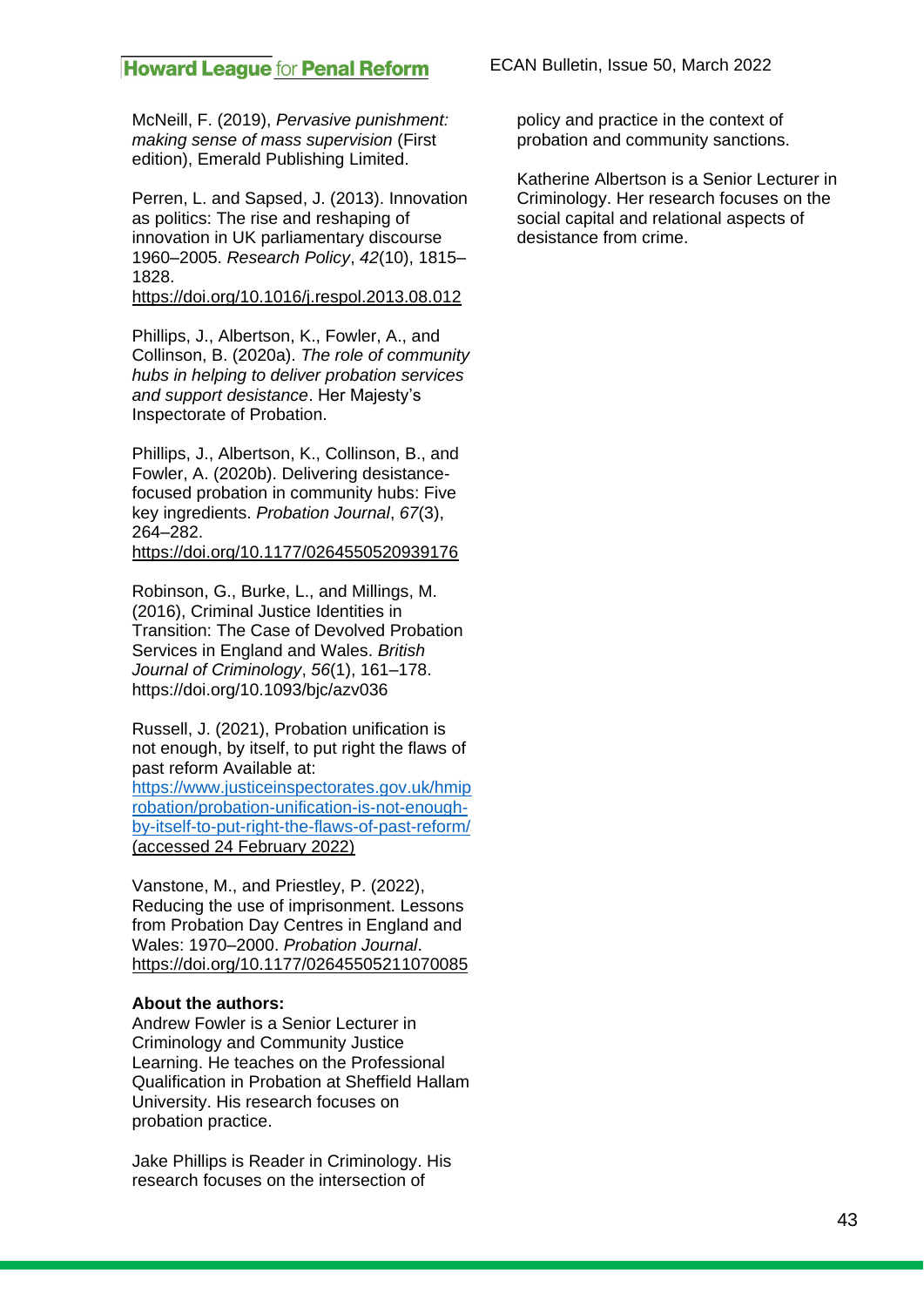McNeill, F. (2019), *Pervasive punishment: making sense of mass supervision* (First edition), Emerald Publishing Limited.

Perren, L. and Sapsed, J. (2013). Innovation as politics: The rise and reshaping of innovation in UK parliamentary discourse 1960–2005. *Research Policy*, *42*(10), 1815–1828. https://doi.org/10.1016/j.respol.2013.08.012

Phillips, J., Albertson, K., Fowler, A., and Collinson, B. (2020a). *The role of community hubs in helping to deliver probation services and support desistance*. Her Majesty's Inspectorate of Probation.

Phillips, J., Albertson, K., Collinson, B., and Fowler, A. (2020b). Delivering desistance-focused probation in community hubs: Five key ingredients. *Probation Journal*, *67*(3), 264–282. https://doi.org/10.1177/0264550520939176

Robinson, G., Burke, L., and Millings, M. (2016), Criminal Justice Identities in Transition: The Case of Devolved Probation Services in England and Wales. *British Journal of Criminology*, *56*(1), 161–178. https://doi.org/10.1093/bjc/azv036

Russell, J. (2021), Probation unification is not enough, by itself, to put right the flaws of past reform Available at: https://www.justiceinspectorates.gov.uk/hmiprobation/probation-unification-is-not-enough-by-itself-to-put-right-the-flaws-of-past-reform/ (accessed 24 February 2022)

Vanstone, M., and Priestley, P. (2022), Reducing the use of imprisonment. Lessons from Probation Day Centres in England and Wales: 1970–2000. *Probation Journal*. https://doi.org/10.1177/02645505211070085

**About the authors:**
Andrew Fowler is a Senior Lecturer in Criminology and Community Justice Learning. He teaches on the Professional Qualification in Probation at Sheffield Hallam University. His research focuses on probation practice.

Jake Phillips is Reader in Criminology. His research focuses on the intersection of policy and practice in the context of probation and community sanctions.

Katherine Albertson is a Senior Lecturer in Criminology. Her research focuses on the social capital and relational aspects of desistance from crime.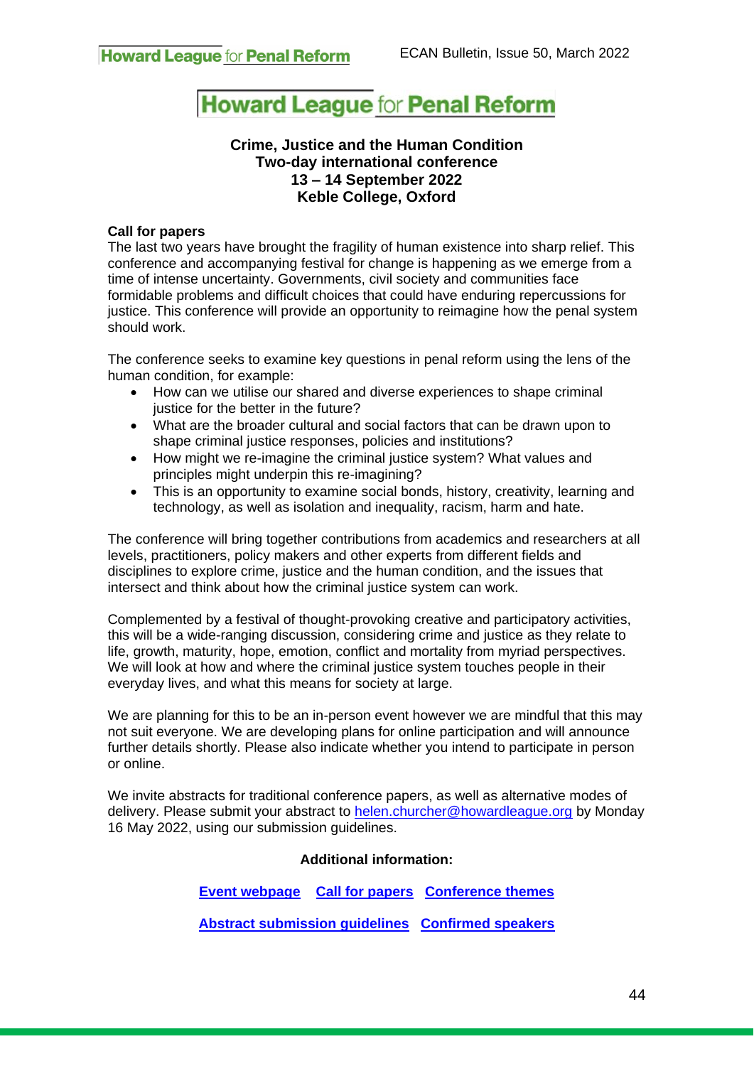**Howard League for Penal Reform**

**Crime, Justice and the Human Condition**
**Two-day international conference**
**13 – 14 September 2022**
**Keble College, Oxford**

**Call for papers**

The last two years have brought the fragility of human existence into sharp relief. This conference and accompanying festival for change is happening as we emerge from a time of intense uncertainty. Governments, civil society and communities face formidable problems and difficult choices that could have enduring repercussions for justice. This conference will provide an opportunity to reimagine how the penal system should work.

The conference seeks to examine key questions in penal reform using the lens of the human condition, for example:

- How can we utilise our shared and diverse experiences to shape criminal justice for the better in the future?
- What are the broader cultural and social factors that can be drawn upon to shape criminal justice responses, policies and institutions?
- How might we re-imagine the criminal justice system? What values and principles might underpin this re-imagining?
- This is an opportunity to examine social bonds, history, creativity, learning and technology, as well as isolation and inequality, racism, harm and hate.

The conference will bring together contributions from academics and researchers at all levels, practitioners, policy makers and other experts from different fields and disciplines to explore crime, justice and the human condition, and the issues that intersect and think about how the criminal justice system can work.

Complemented by a festival of thought-provoking creative and participatory activities, this will be a wide-ranging discussion, considering crime and justice as they relate to life, growth, maturity, hope, emotion, conflict and mortality from myriad perspectives. We will look at how and where the criminal justice system touches people in their everyday lives, and what this means for society at large.

We are planning for this to be an in-person event however we are mindful that this may not suit everyone. We are developing plans for online participation and will announce further details shortly. Please also indicate whether you intend to participate in person or online.

We invite abstracts for traditional conference papers, as well as alternative modes of delivery. Please submit your abstract to helen.churcher@howardleague.org by Monday 16 May 2022, using our submission guidelines.

**Additional information:**

**Event webpage** **Call for papers** **Conference themes**

**Abstract submission guidelines** **Confirmed speakers**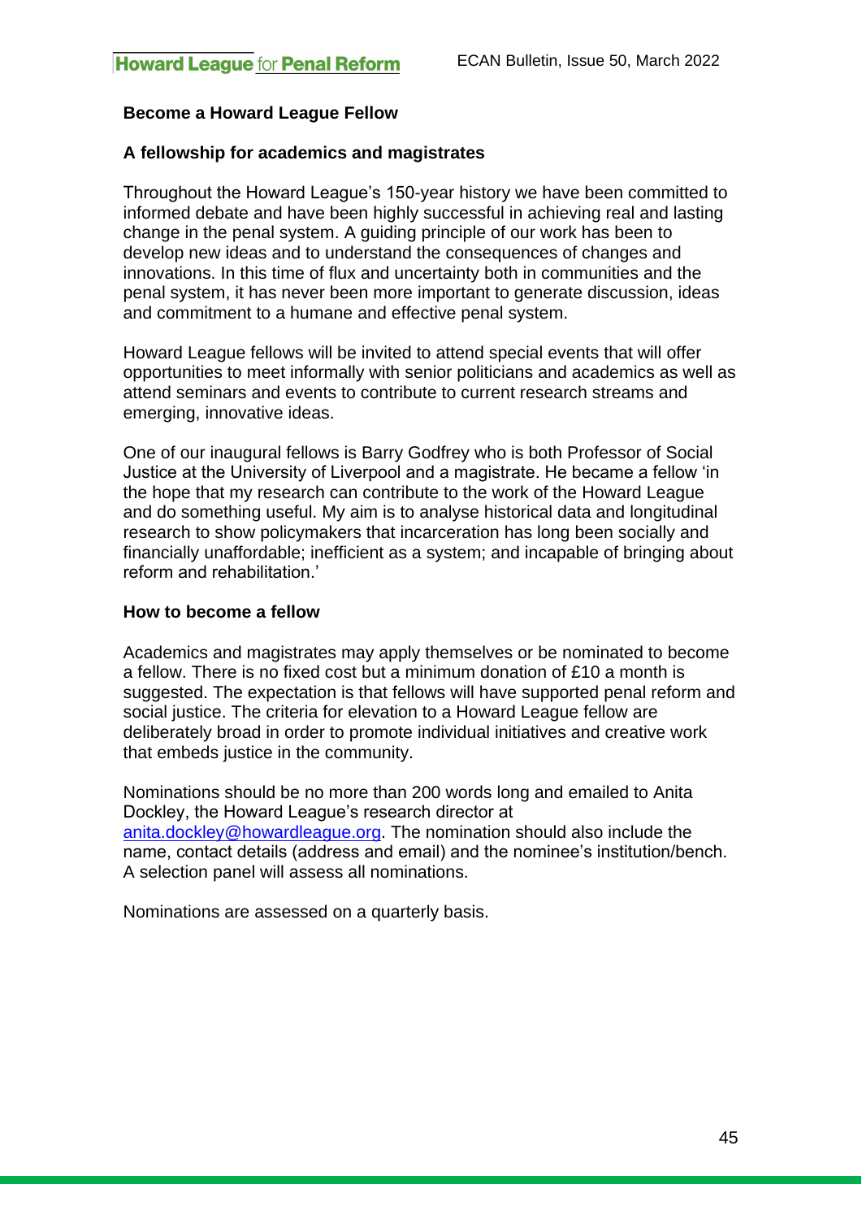## Become a Howard League Fellow

### A fellowship for academics and magistrates

Throughout the Howard League's 150-year history we have been committed to informed debate and have been highly successful in achieving real and lasting change in the penal system. A guiding principle of our work has been to develop new ideas and to understand the consequences of changes and innovations. In this time of flux and uncertainty both in communities and the penal system, it has never been more important to generate discussion, ideas and commitment to a humane and effective penal system.

Howard League fellows will be invited to attend special events that will offer opportunities to meet informally with senior politicians and academics as well as attend seminars and events to contribute to current research streams and emerging, innovative ideas.

One of our inaugural fellows is Barry Godfrey who is both Professor of Social Justice at the University of Liverpool and a magistrate. He became a fellow 'in the hope that my research can contribute to the work of the Howard League and do something useful. My aim is to analyse historical data and longitudinal research to show policymakers that incarceration has long been socially and financially unaffordable; inefficient as a system; and incapable of bringing about reform and rehabilitation.'

### How to become a fellow

Academics and magistrates may apply themselves or be nominated to become a fellow. There is no fixed cost but a minimum donation of £10 a month is suggested. The expectation is that fellows will have supported penal reform and social justice. The criteria for elevation to a Howard League fellow are deliberately broad in order to promote individual initiatives and creative work that embeds justice in the community.

Nominations should be no more than 200 words long and emailed to Anita Dockley, the Howard League's research director at anita.dockley@howardleague.org. The nomination should also include the name, contact details (address and email) and the nominee's institution/bench. A selection panel will assess all nominations.

Nominations are assessed on a quarterly basis.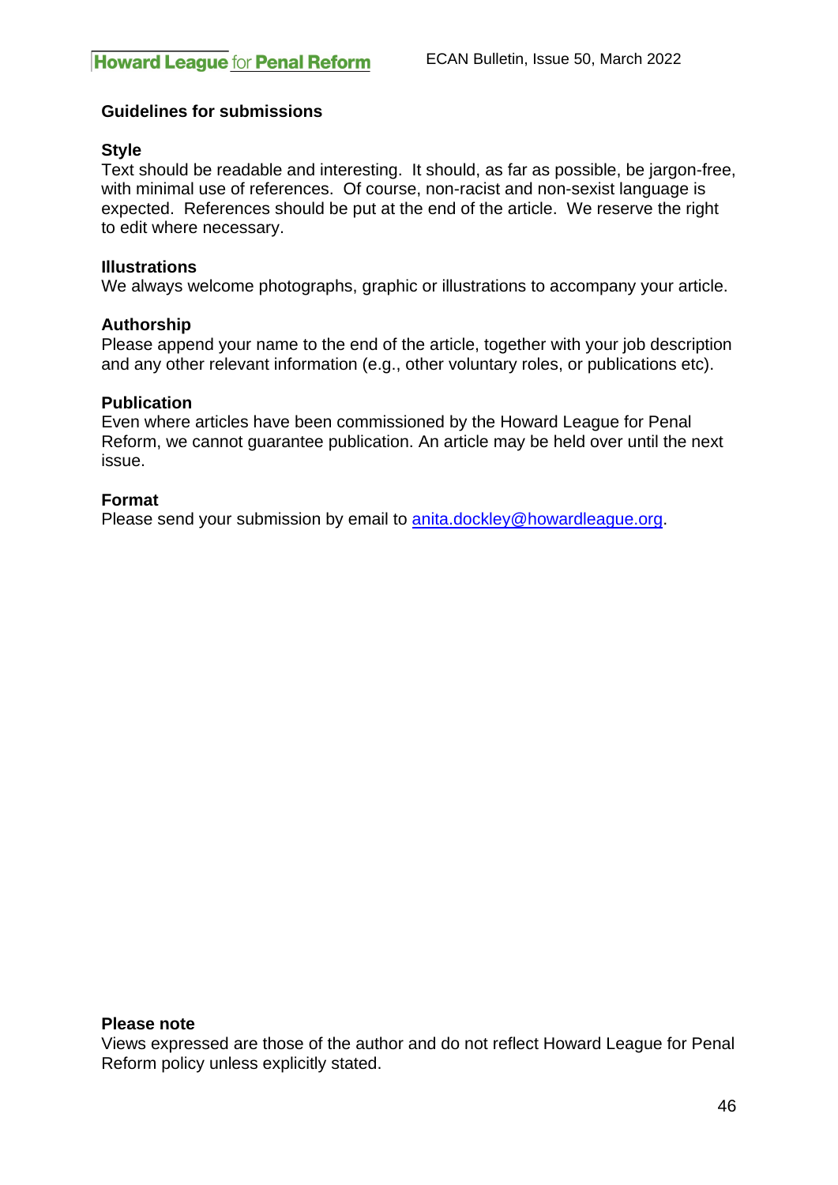## Guidelines for submissions

### Style

Text should be readable and interesting. It should, as far as possible, be jargon-free, with minimal use of references. Of course, non-racist and non-sexist language is expected. References should be put at the end of the article. We reserve the right to edit where necessary.

### Illustrations

We always welcome photographs, graphic or illustrations to accompany your article.

### Authorship

Please append your name to the end of the article, together with your job description and any other relevant information (e.g., other voluntary roles, or publications etc).

### Publication

Even where articles have been commissioned by the Howard League for Penal Reform, we cannot guarantee publication. An article may be held over until the next issue.

### Format

Please send your submission by email to anita.dockley@howardleague.org.

### Please note

Views expressed are those of the author and do not reflect Howard League for Penal Reform policy unless explicitly stated.